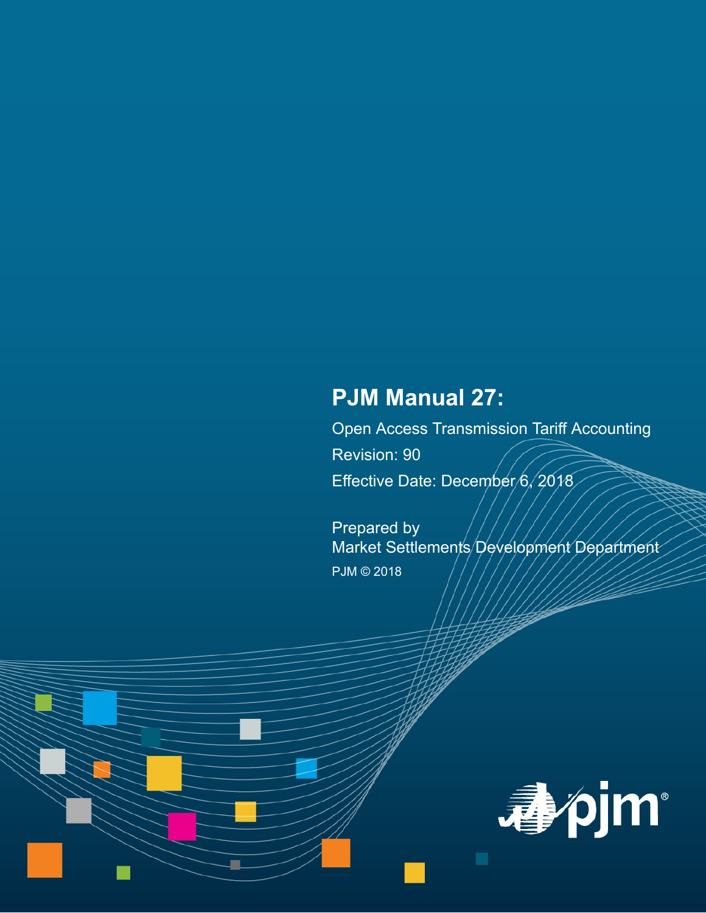# PJM Manual 27:

Open Access Transmission Tariff Accounting

Revision: 90

Effective Date: December 6, 2018

Prepared by
Market Settlements Development Department

PJM © 2018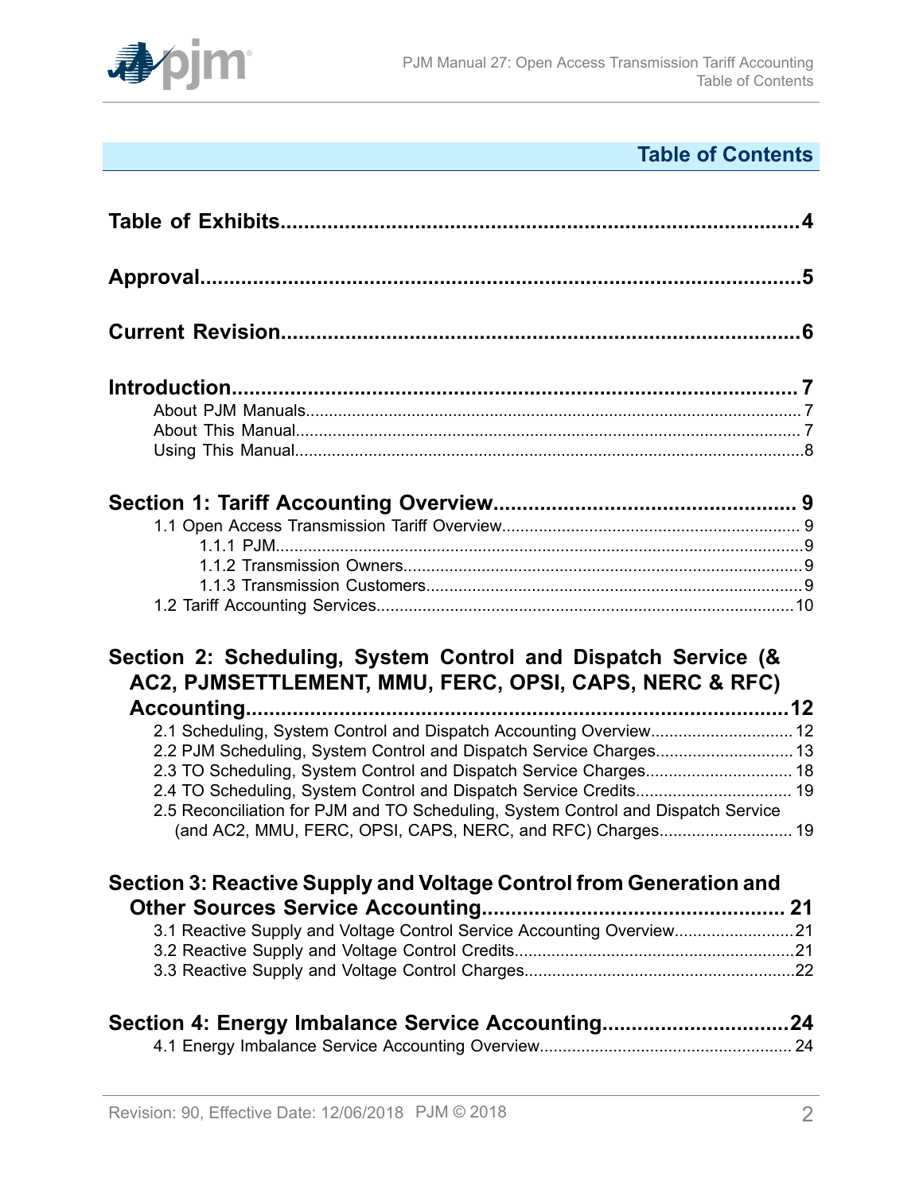# Table of Contents

**Table of Exhibits**............................................................................................4

**Approval**.........................................................................................................5

**Current Revision**...........................................................................................6

**Introduction**...................................................................................................7

- About PJM Manuals.........................................................................................7
- About This Manual............................................................................................7
- Using This Manual.............................................................................................8

**Section 1: Tariff Accounting Overview**.........................................................9

- 1.1 Open Access Transmission Tariff Overview..............................................9
  - 1.1.1 PJM......................................................................................................9
  - 1.1.2 Transmission Owners..........................................................................9
  - 1.1.3 Transmission Customers.....................................................................9
- 1.2 Tariff Accounting Services........................................................................10

**Section 2: Scheduling, System Control and Dispatch Service (& AC2, PJMSETTLEMENT, MMU, FERC, OPSI, CAPS, NERC & RFC) Accounting**.....................................................................................................12

- 2.1 Scheduling, System Control and Dispatch Accounting Overview..............12
- 2.2 PJM Scheduling, System Control and Dispatch Service Charges..............13
- 2.3 TO Scheduling, System Control and Dispatch Service Charges................18
- 2.4 TO Scheduling, System Control and Dispatch Service Credits..................19
- 2.5 Reconciliation for PJM and TO Scheduling, System Control and Dispatch Service (and AC2, MMU, FERC, OPSI, CAPS, NERC, and RFC) Charges..........19

**Section 3: Reactive Supply and Voltage Control from Generation and Other Sources Service Accounting**..............................................................21

- 3.1 Reactive Supply and Voltage Control Service Accounting Overview..........21
- 3.2 Reactive Supply and Voltage Control Credits............................................21
- 3.3 Reactive Supply and Voltage Control Charges...........................................22

**Section 4: Energy Imbalance Service Accounting**.......................................24

- 4.1 Energy Imbalance Service Accounting Overview.......................................24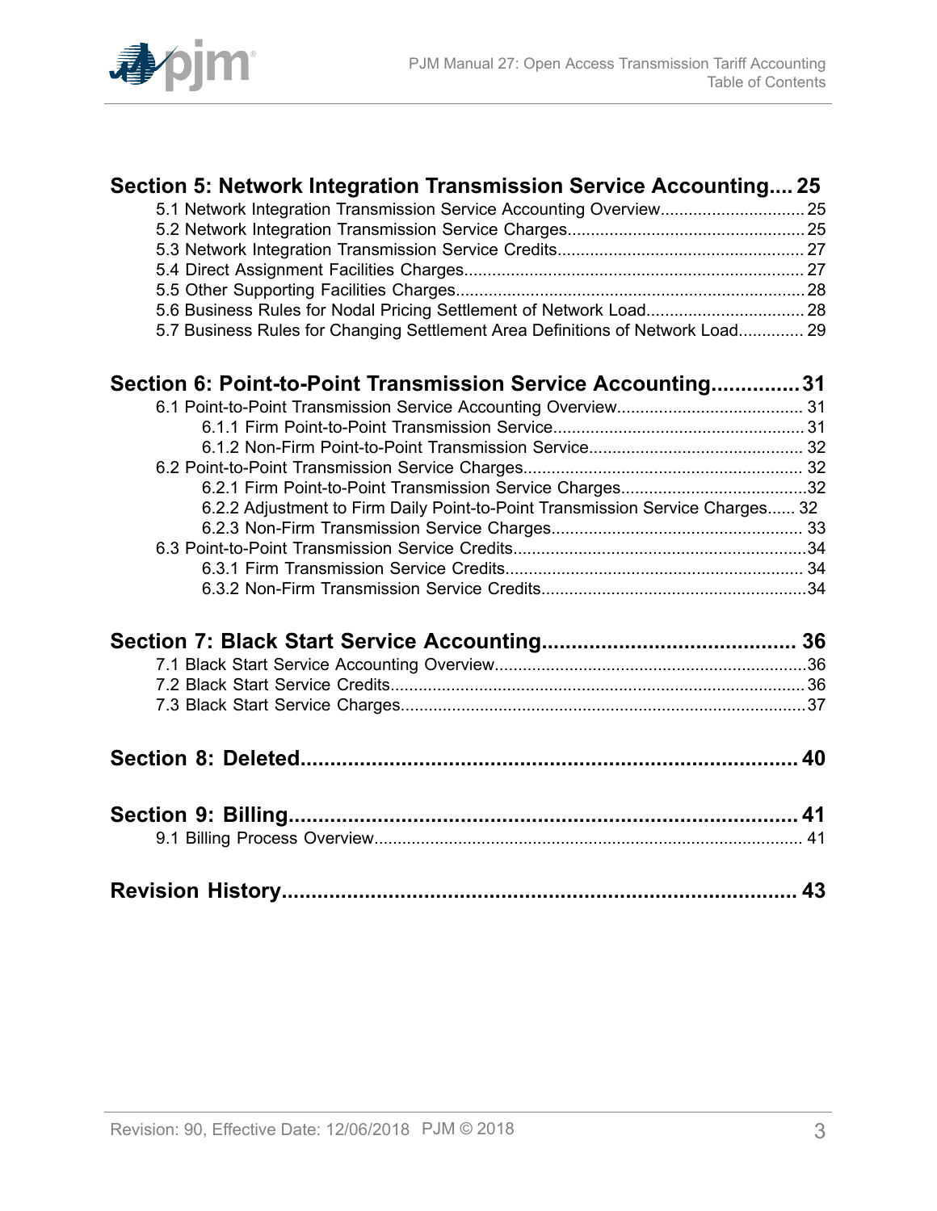**Section 5: Network Integration Transmission Service Accounting.... 25**

5.1 Network Integration Transmission Service Accounting Overview............................... 25
5.2 Network Integration Transmission Service Charges................................................... 25
5.3 Network Integration Transmission Service Credits..................................................... 27
5.4 Direct Assignment Facilities Charges......................................................................... 27
5.5 Other Supporting Facilities Charges........................................................................... 28
5.6 Business Rules for Nodal Pricing Settlement of Network Load.................................. 28
5.7 Business Rules for Changing Settlement Area Definitions of Network Load.............. 29

**Section 6: Point-to-Point Transmission Service Accounting..............31**

6.1 Point-to-Point Transmission Service Accounting Overview........................................ 31
- 6.1.1 Firm Point-to-Point Transmission Service...................................................... 31
- 6.1.2 Non-Firm Point-to-Point Transmission Service.............................................. 32

6.2 Point-to-Point Transmission Service Charges............................................................ 32
- 6.2.1 Firm Point-to-Point Transmission Service Charges........................................32
- 6.2.2 Adjustment to Firm Daily Point-to-Point Transmission Service Charges...... 32
- 6.2.3 Non-Firm Transmission Service Charges...................................................... 33

6.3 Point-to-Point Transmission Service Credits...............................................................34
- 6.3.1 Firm Transmission Service Credits................................................................ 34
- 6.3.2 Non-Firm Transmission Service Credits.........................................................34

**Section 7: Black Start Service Accounting.......................................... 36**

7.1 Black Start Service Accounting Overview...................................................................36
7.2 Black Start Service Credits......................................................................................... 36
7.3 Black Start Service Charges.......................................................................................37

**Section 8: Deleted.................................................................................. 40**

**Section 9: Billing...................................................................................... 41**

9.1 Billing Process Overview............................................................................................ 41

**Revision History...................................................................................... 43**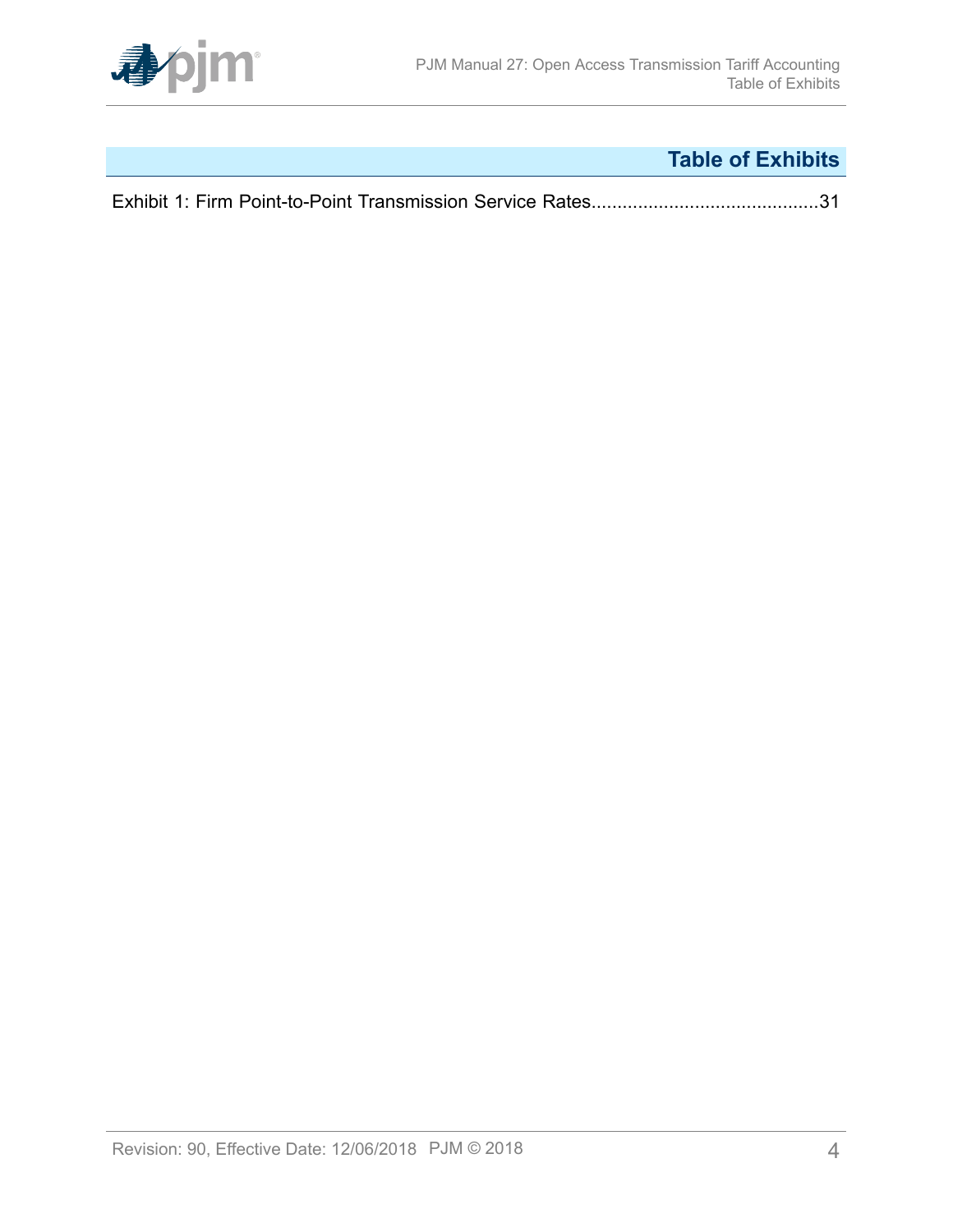# Table of Exhibits

Exhibit 1: Firm Point-to-Point Transmission Service Rates............................................31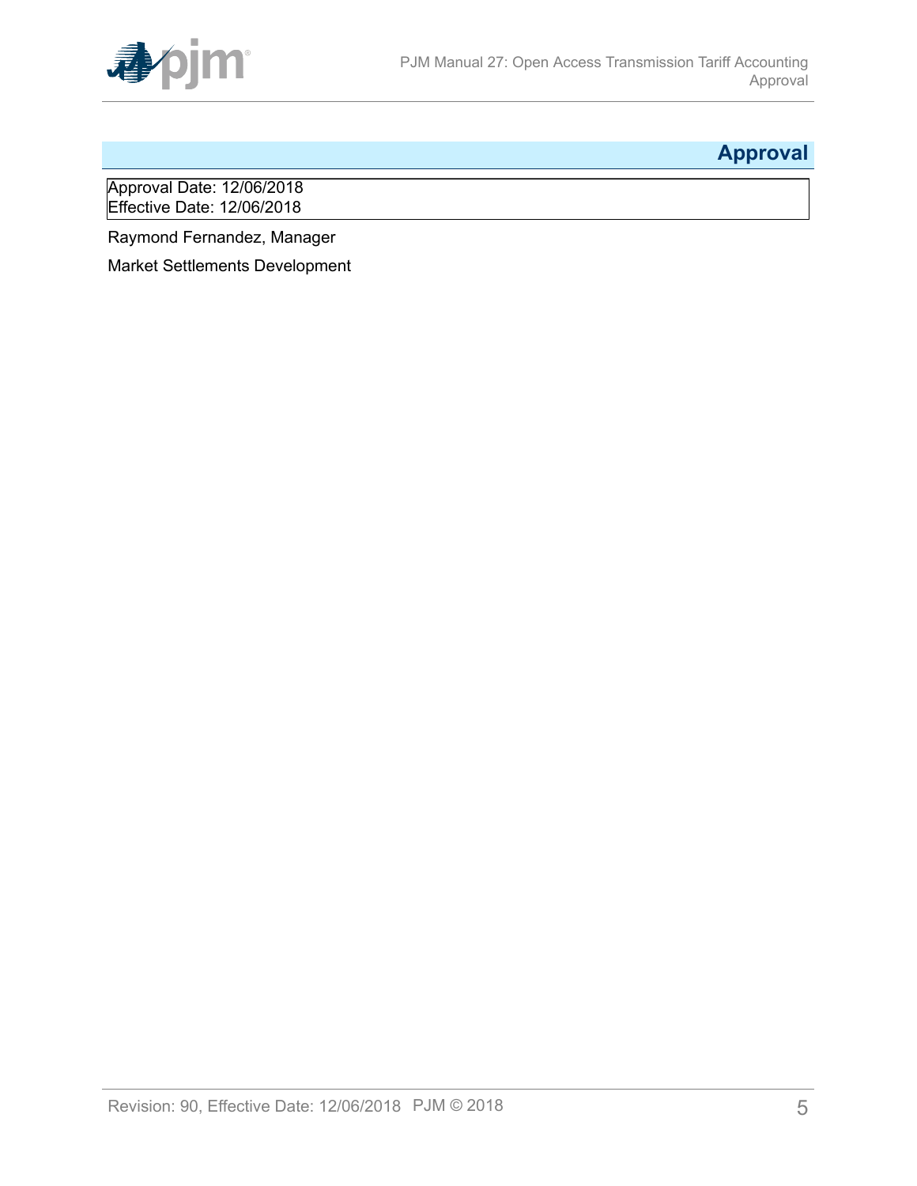## Approval

Approval Date: 12/06/2018
Effective Date: 12/06/2018

Raymond Fernandez, Manager

Market Settlements Development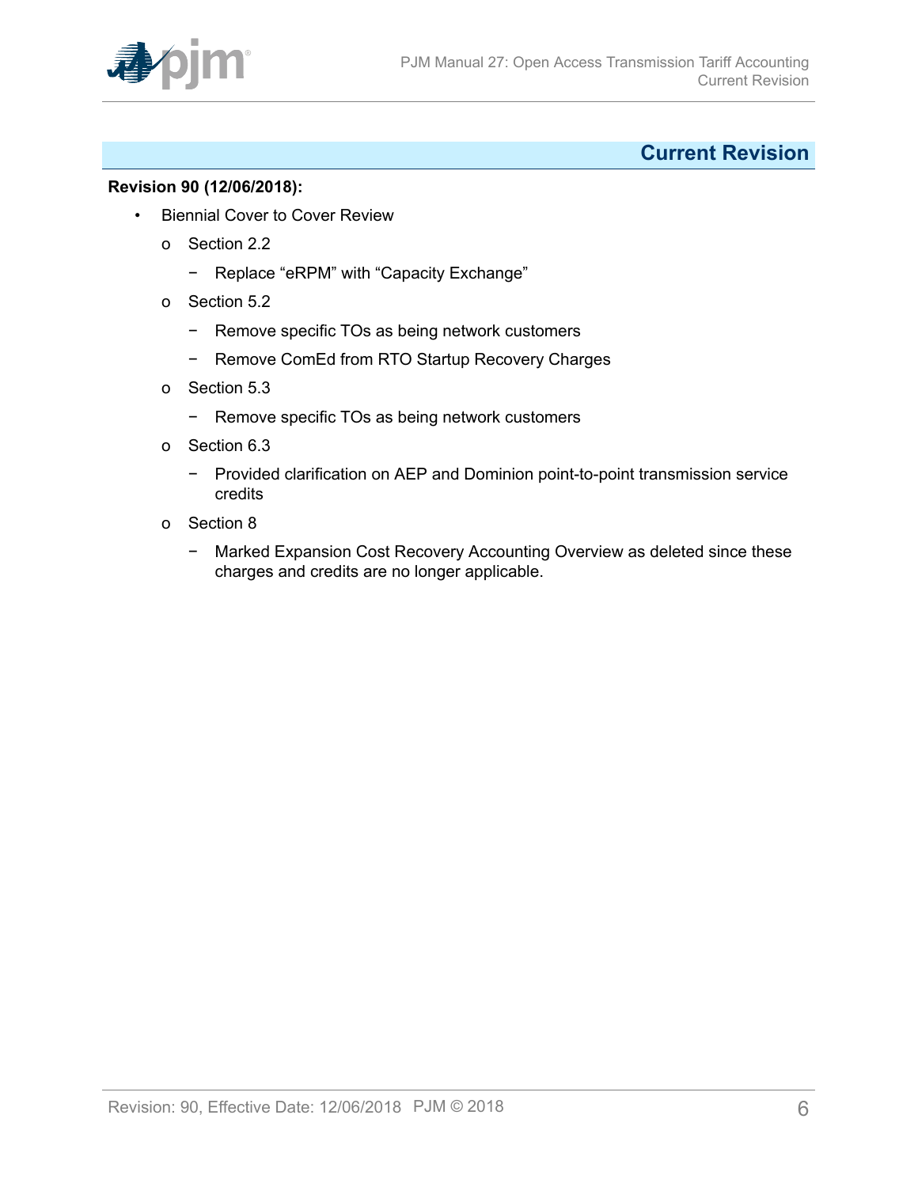# Current Revision

**Revision 90 (12/06/2018):**

- Biennial Cover to Cover Review
  - Section 2.2
    - Replace “eRPM” with “Capacity Exchange”
  - Section 5.2
    - Remove specific TOs as being network customers
    - Remove ComEd from RTO Startup Recovery Charges
  - Section 5.3
    - Remove specific TOs as being network customers
  - Section 6.3
    - Provided clarification on AEP and Dominion point-to-point transmission service credits
  - Section 8
    - Marked Expansion Cost Recovery Accounting Overview as deleted since these charges and credits are no longer applicable.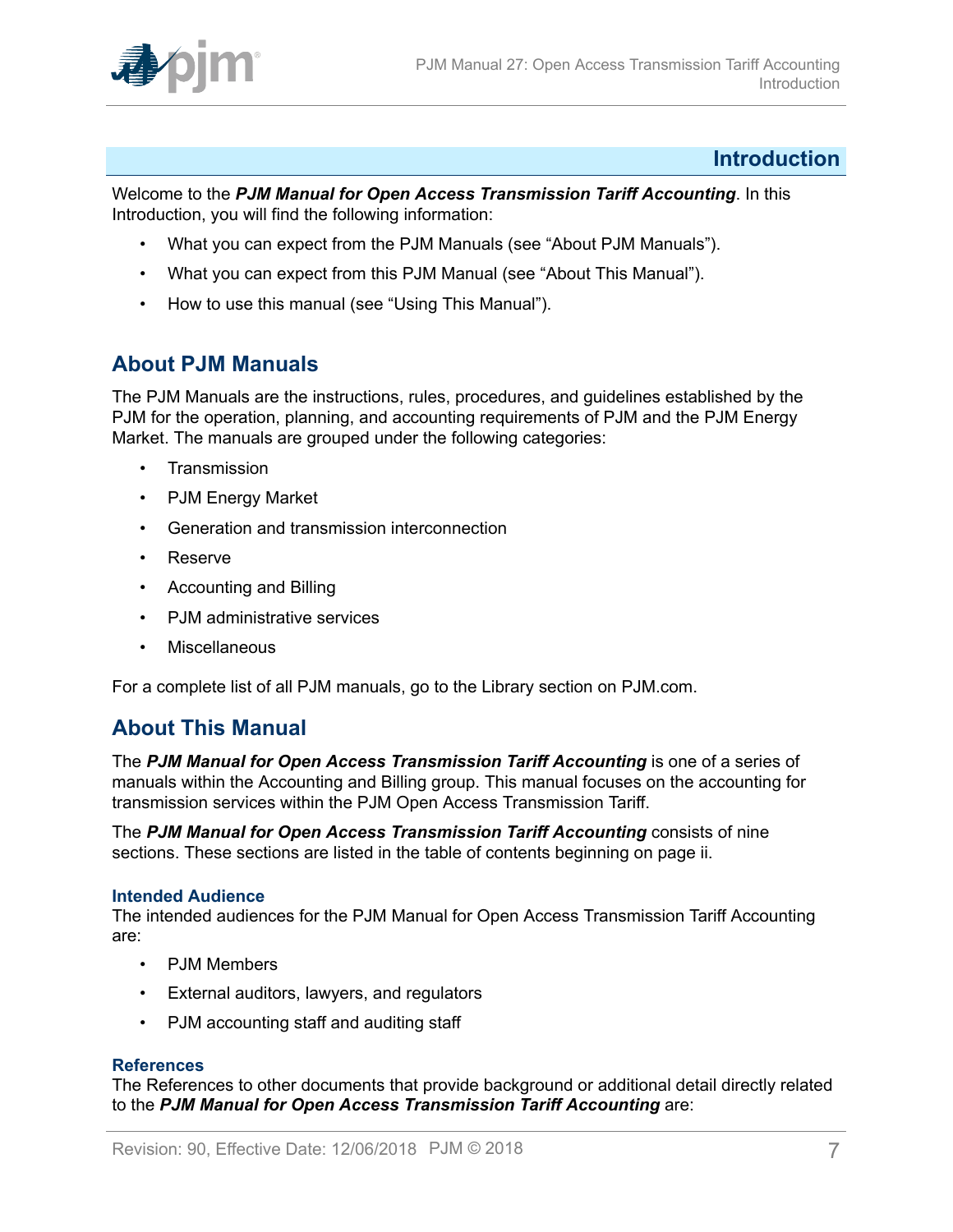# Introduction

Welcome to the ***PJM Manual for Open Access Transmission Tariff Accounting***. In this Introduction, you will find the following information:

- What you can expect from the PJM Manuals (see "About PJM Manuals").
- What you can expect from this PJM Manual (see "About This Manual").
- How to use this manual (see "Using This Manual").

## About PJM Manuals

The PJM Manuals are the instructions, rules, procedures, and guidelines established by the PJM for the operation, planning, and accounting requirements of PJM and the PJM Energy Market. The manuals are grouped under the following categories:

- Transmission
- PJM Energy Market
- Generation and transmission interconnection
- Reserve
- Accounting and Billing
- PJM administrative services
- Miscellaneous

For a complete list of all PJM manuals, go to the Library section on PJM.com.

## About This Manual

The ***PJM Manual for Open Access Transmission Tariff Accounting*** is one of a series of manuals within the Accounting and Billing group. This manual focuses on the accounting for transmission services within the PJM Open Access Transmission Tariff.

The ***PJM Manual for Open Access Transmission Tariff Accounting*** consists of nine sections. These sections are listed in the table of contents beginning on page ii.

### Intended Audience

The intended audiences for the PJM Manual for Open Access Transmission Tariff Accounting are:

- PJM Members
- External auditors, lawyers, and regulators
- PJM accounting staff and auditing staff

### References

The References to other documents that provide background or additional detail directly related to the ***PJM Manual for Open Access Transmission Tariff Accounting*** are: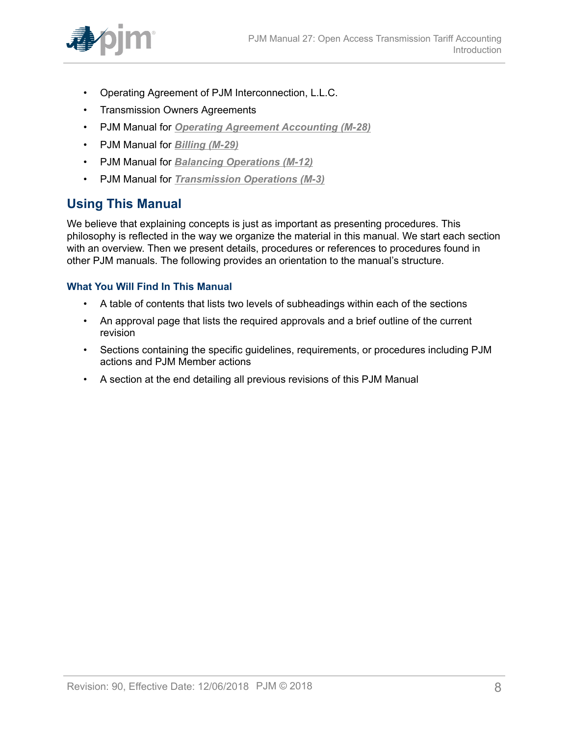- Operating Agreement of PJM Interconnection, L.L.C.
- Transmission Owners Agreements
- PJM Manual for ***Operating Agreement Accounting (M-28)***
- PJM Manual for ***Billing (M-29)***
- PJM Manual for ***Balancing Operations (M-12)***
- PJM Manual for ***Transmission Operations (M-3)***

## Using This Manual

We believe that explaining concepts is just as important as presenting procedures. This philosophy is reflected in the way we organize the material in this manual. We start each section with an overview. Then we present details, procedures or references to procedures found in other PJM manuals. The following provides an orientation to the manual's structure.

### What You Will Find In This Manual

- A table of contents that lists two levels of subheadings within each of the sections
- An approval page that lists the required approvals and a brief outline of the current revision
- Sections containing the specific guidelines, requirements, or procedures including PJM actions and PJM Member actions
- A section at the end detailing all previous revisions of this PJM Manual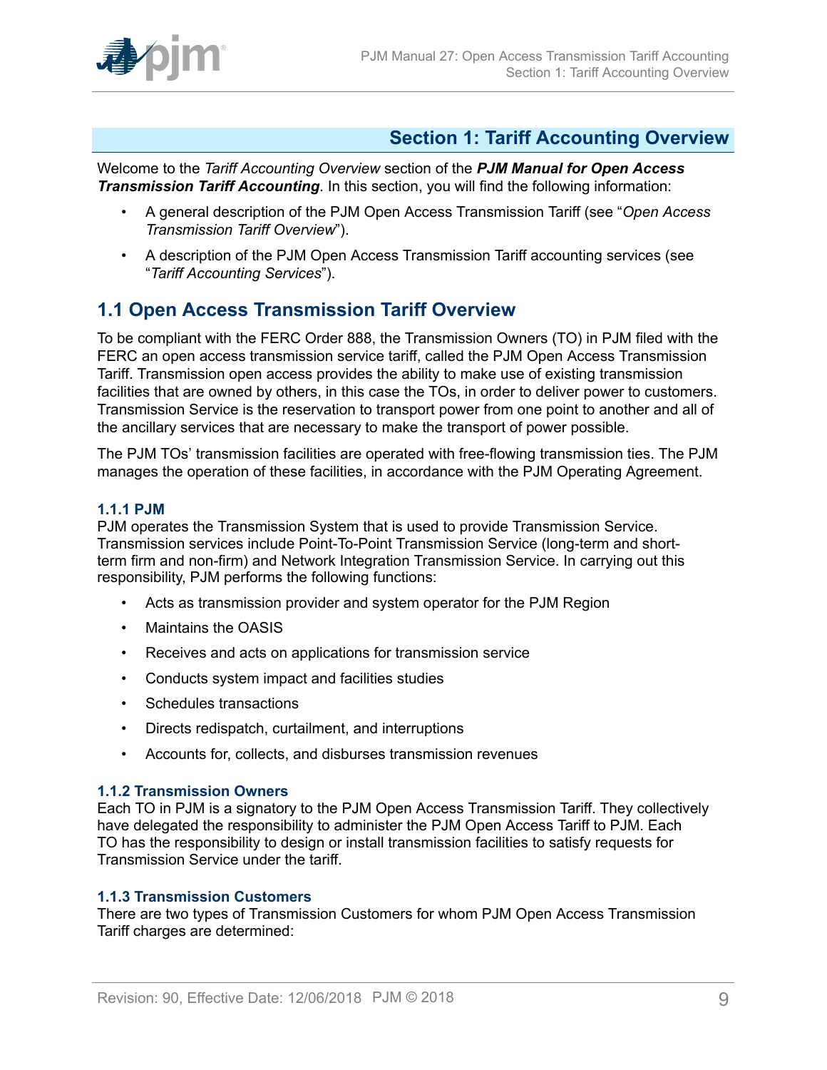# Section 1: Tariff Accounting Overview

Welcome to the *Tariff Accounting Overview* section of the ***PJM Manual for Open Access Transmission Tariff Accounting***. In this section, you will find the following information:

- A general description of the PJM Open Access Transmission Tariff (see "*Open Access Transmission Tariff Overview*").
- A description of the PJM Open Access Transmission Tariff accounting services (see "*Tariff Accounting Services*").

## 1.1 Open Access Transmission Tariff Overview

To be compliant with the FERC Order 888, the Transmission Owners (TO) in PJM filed with the FERC an open access transmission service tariff, called the PJM Open Access Transmission Tariff. Transmission open access provides the ability to make use of existing transmission facilities that are owned by others, in this case the TOs, in order to deliver power to customers. Transmission Service is the reservation to transport power from one point to another and all of the ancillary services that are necessary to make the transport of power possible.

The PJM TOs' transmission facilities are operated with free-flowing transmission ties. The PJM manages the operation of these facilities, in accordance with the PJM Operating Agreement.

### 1.1.1 PJM

PJM operates the Transmission System that is used to provide Transmission Service. Transmission services include Point-To-Point Transmission Service (long-term and short-term firm and non-firm) and Network Integration Transmission Service. In carrying out this responsibility, PJM performs the following functions:

- Acts as transmission provider and system operator for the PJM Region
- Maintains the OASIS
- Receives and acts on applications for transmission service
- Conducts system impact and facilities studies
- Schedules transactions
- Directs redispatch, curtailment, and interruptions
- Accounts for, collects, and disburses transmission revenues

### 1.1.2 Transmission Owners

Each TO in PJM is a signatory to the PJM Open Access Transmission Tariff. They collectively have delegated the responsibility to administer the PJM Open Access Tariff to PJM. Each TO has the responsibility to design or install transmission facilities to satisfy requests for Transmission Service under the tariff.

### 1.1.3 Transmission Customers

There are two types of Transmission Customers for whom PJM Open Access Transmission Tariff charges are determined: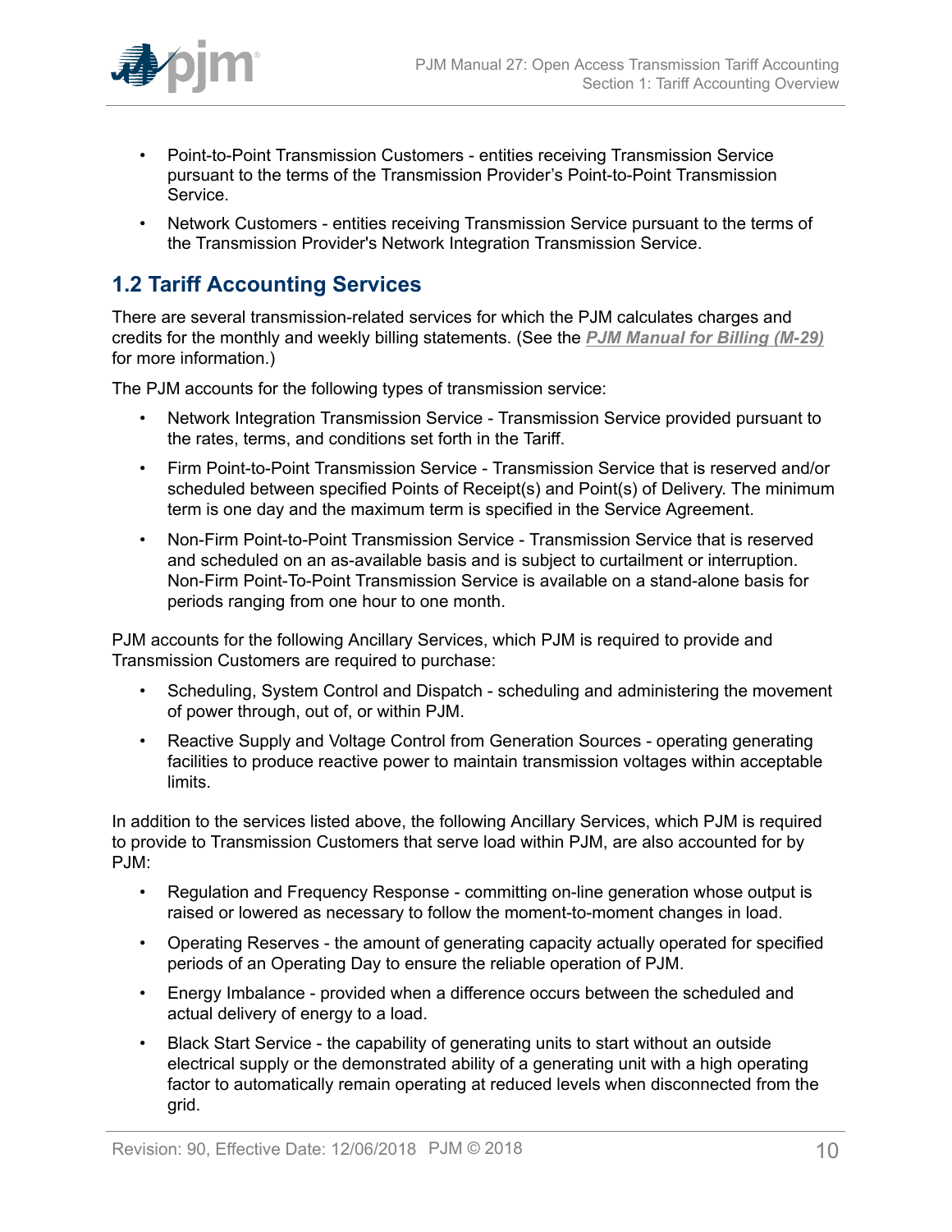- Point-to-Point Transmission Customers - entities receiving Transmission Service pursuant to the terms of the Transmission Provider's Point-to-Point Transmission Service.
- Network Customers - entities receiving Transmission Service pursuant to the terms of the Transmission Provider's Network Integration Transmission Service.

## 1.2 Tariff Accounting Services

There are several transmission-related services for which the PJM calculates charges and credits for the monthly and weekly billing statements. (See the ***PJM Manual for Billing (M-29)*** for more information.)

The PJM accounts for the following types of transmission service:

- Network Integration Transmission Service - Transmission Service provided pursuant to the rates, terms, and conditions set forth in the Tariff.
- Firm Point-to-Point Transmission Service - Transmission Service that is reserved and/or scheduled between specified Points of Receipt(s) and Point(s) of Delivery. The minimum term is one day and the maximum term is specified in the Service Agreement.
- Non-Firm Point-to-Point Transmission Service - Transmission Service that is reserved and scheduled on an as-available basis and is subject to curtailment or interruption. Non-Firm Point-To-Point Transmission Service is available on a stand-alone basis for periods ranging from one hour to one month.

PJM accounts for the following Ancillary Services, which PJM is required to provide and Transmission Customers are required to purchase:

- Scheduling, System Control and Dispatch - scheduling and administering the movement of power through, out of, or within PJM.
- Reactive Supply and Voltage Control from Generation Sources - operating generating facilities to produce reactive power to maintain transmission voltages within acceptable limits.

In addition to the services listed above, the following Ancillary Services, which PJM is required to provide to Transmission Customers that serve load within PJM, are also accounted for by PJM:

- Regulation and Frequency Response - committing on-line generation whose output is raised or lowered as necessary to follow the moment-to-moment changes in load.
- Operating Reserves - the amount of generating capacity actually operated for specified periods of an Operating Day to ensure the reliable operation of PJM.
- Energy Imbalance - provided when a difference occurs between the scheduled and actual delivery of energy to a load.
- Black Start Service - the capability of generating units to start without an outside electrical supply or the demonstrated ability of a generating unit with a high operating factor to automatically remain operating at reduced levels when disconnected from the grid.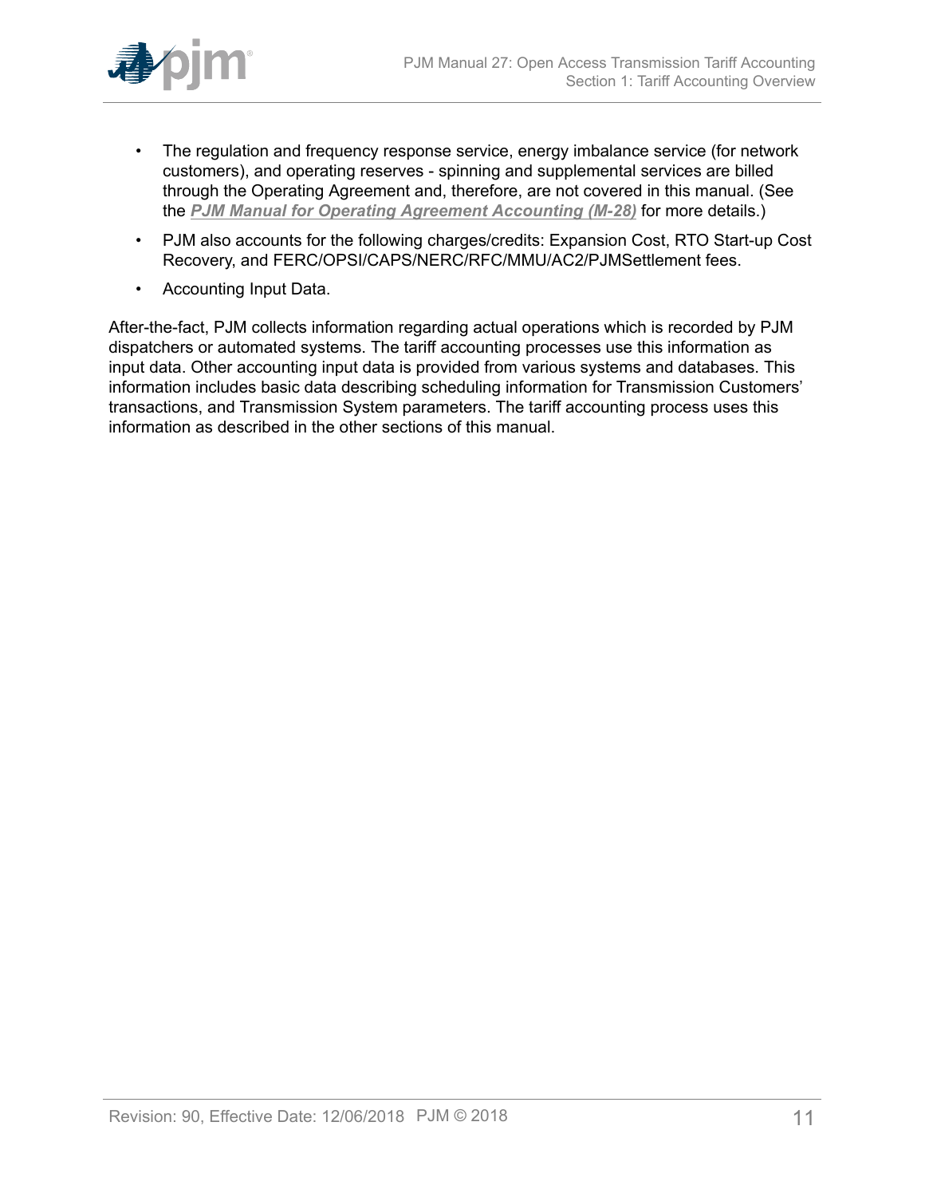- The regulation and frequency response service, energy imbalance service (for network customers), and operating reserves - spinning and supplemental services are billed through the Operating Agreement and, therefore, are not covered in this manual. (See the ***PJM Manual for Operating Agreement Accounting (M-28)*** for more details.)
- PJM also accounts for the following charges/credits: Expansion Cost, RTO Start-up Cost Recovery, and FERC/OPSI/CAPS/NERC/RFC/MMU/AC2/PJMSettlement fees.
- Accounting Input Data.

After-the-fact, PJM collects information regarding actual operations which is recorded by PJM dispatchers or automated systems. The tariff accounting processes use this information as input data. Other accounting input data is provided from various systems and databases. This information includes basic data describing scheduling information for Transmission Customers' transactions, and Transmission System parameters. The tariff accounting process uses this information as described in the other sections of this manual.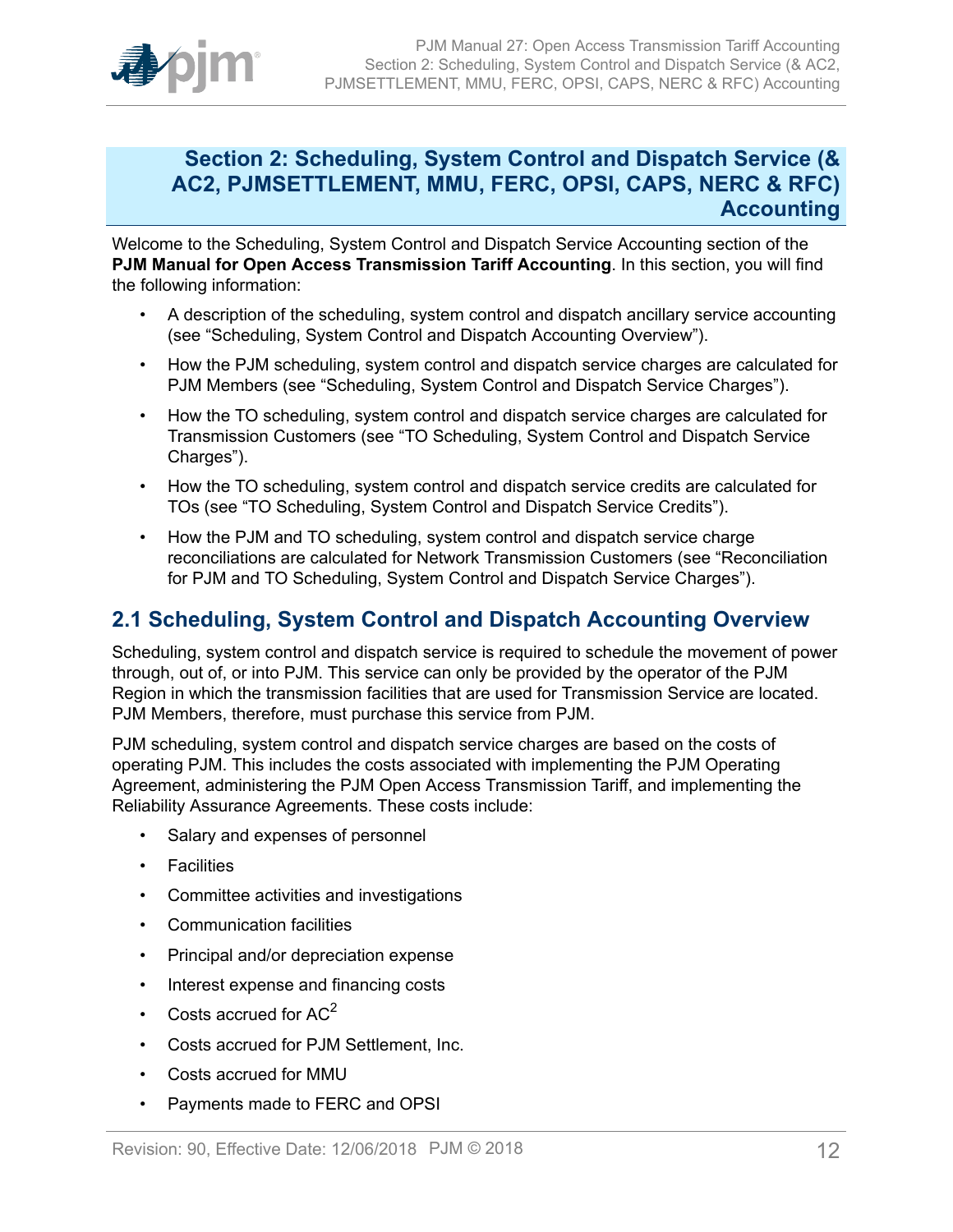# Section 2: Scheduling, System Control and Dispatch Service (& AC2, PJMSETTLEMENT, MMU, FERC, OPSI, CAPS, NERC & RFC) Accounting

Welcome to the Scheduling, System Control and Dispatch Service Accounting section of the **PJM Manual for Open Access Transmission Tariff Accounting**. In this section, you will find the following information:

- A description of the scheduling, system control and dispatch ancillary service accounting (see "Scheduling, System Control and Dispatch Accounting Overview").
- How the PJM scheduling, system control and dispatch service charges are calculated for PJM Members (see "Scheduling, System Control and Dispatch Service Charges").
- How the TO scheduling, system control and dispatch service charges are calculated for Transmission Customers (see "TO Scheduling, System Control and Dispatch Service Charges").
- How the TO scheduling, system control and dispatch service credits are calculated for TOs (see "TO Scheduling, System Control and Dispatch Service Credits").
- How the PJM and TO scheduling, system control and dispatch service charge reconciliations are calculated for Network Transmission Customers (see "Reconciliation for PJM and TO Scheduling, System Control and Dispatch Service Charges").

## 2.1 Scheduling, System Control and Dispatch Accounting Overview

Scheduling, system control and dispatch service is required to schedule the movement of power through, out of, or into PJM. This service can only be provided by the operator of the PJM Region in which the transmission facilities that are used for Transmission Service are located. PJM Members, therefore, must purchase this service from PJM.

PJM scheduling, system control and dispatch service charges are based on the costs of operating PJM. This includes the costs associated with implementing the PJM Operating Agreement, administering the PJM Open Access Transmission Tariff, and implementing the Reliability Assurance Agreements. These costs include:

- Salary and expenses of personnel
- Facilities
- Committee activities and investigations
- Communication facilities
- Principal and/or depreciation expense
- Interest expense and financing costs
- Costs accrued for $AC^2$
- Costs accrued for PJM Settlement, Inc.
- Costs accrued for MMU
- Payments made to FERC and OPSI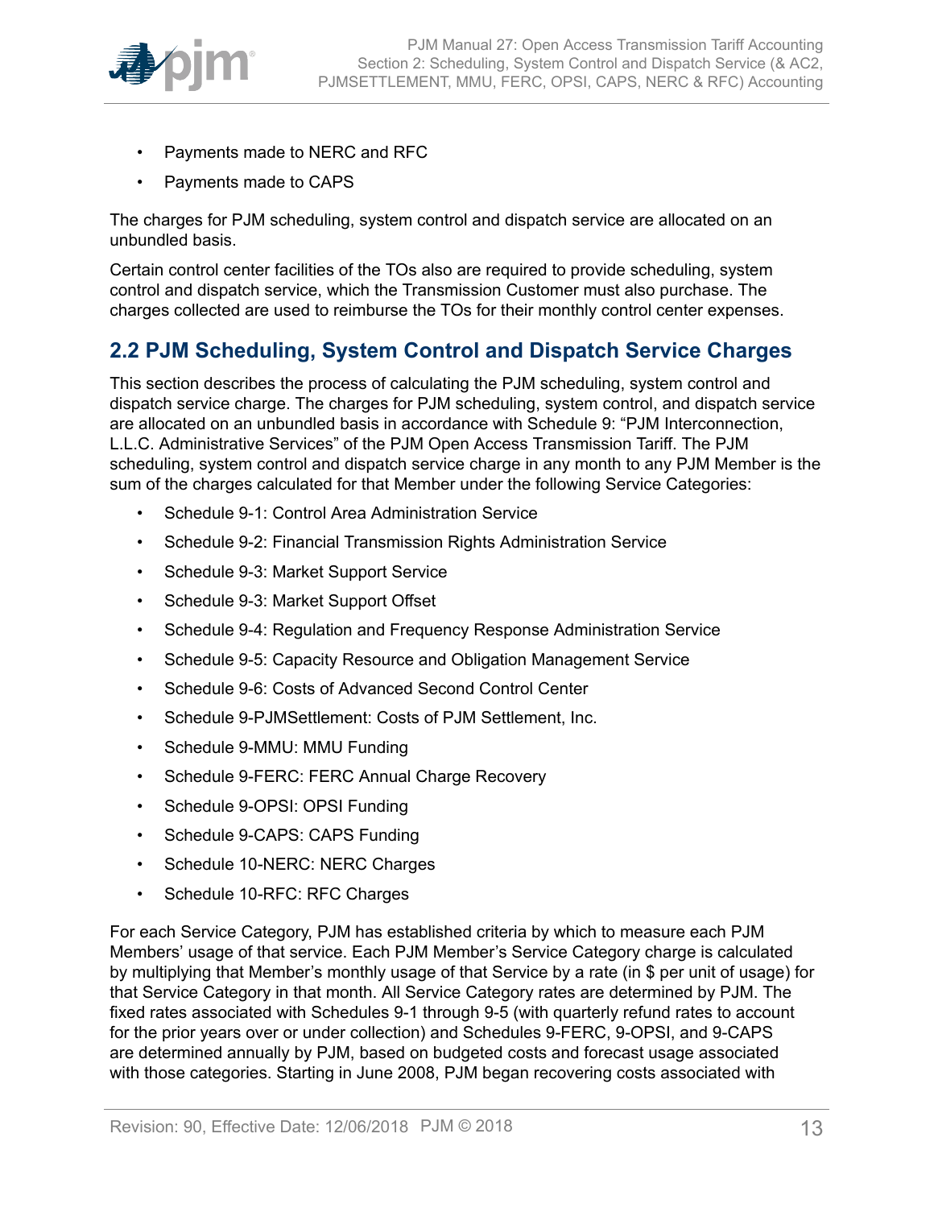- Payments made to NERC and RFC
- Payments made to CAPS

The charges for PJM scheduling, system control and dispatch service are allocated on an unbundled basis.

Certain control center facilities of the TOs also are required to provide scheduling, system control and dispatch service, which the Transmission Customer must also purchase. The charges collected are used to reimburse the TOs for their monthly control center expenses.

## 2.2 PJM Scheduling, System Control and Dispatch Service Charges

This section describes the process of calculating the PJM scheduling, system control and dispatch service charge. The charges for PJM scheduling, system control, and dispatch service are allocated on an unbundled basis in accordance with Schedule 9: "PJM Interconnection, L.L.C. Administrative Services" of the PJM Open Access Transmission Tariff. The PJM scheduling, system control and dispatch service charge in any month to any PJM Member is the sum of the charges calculated for that Member under the following Service Categories:

- Schedule 9-1: Control Area Administration Service
- Schedule 9-2: Financial Transmission Rights Administration Service
- Schedule 9-3: Market Support Service
- Schedule 9-3: Market Support Offset
- Schedule 9-4: Regulation and Frequency Response Administration Service
- Schedule 9-5: Capacity Resource and Obligation Management Service
- Schedule 9-6: Costs of Advanced Second Control Center
- Schedule 9-PJMSettlement: Costs of PJM Settlement, Inc.
- Schedule 9-MMU: MMU Funding
- Schedule 9-FERC: FERC Annual Charge Recovery
- Schedule 9-OPSI: OPSI Funding
- Schedule 9-CAPS: CAPS Funding
- Schedule 10-NERC: NERC Charges
- Schedule 10-RFC: RFC Charges

For each Service Category, PJM has established criteria by which to measure each PJM Members' usage of that service. Each PJM Member's Service Category charge is calculated by multiplying that Member's monthly usage of that Service by a rate (in $ per unit of usage) for that Service Category in that month. All Service Category rates are determined by PJM. The fixed rates associated with Schedules 9-1 through 9-5 (with quarterly refund rates to account for the prior years over or under collection) and Schedules 9-FERC, 9-OPSI, and 9-CAPS are determined annually by PJM, based on budgeted costs and forecast usage associated with those categories. Starting in June 2008, PJM began recovering costs associated with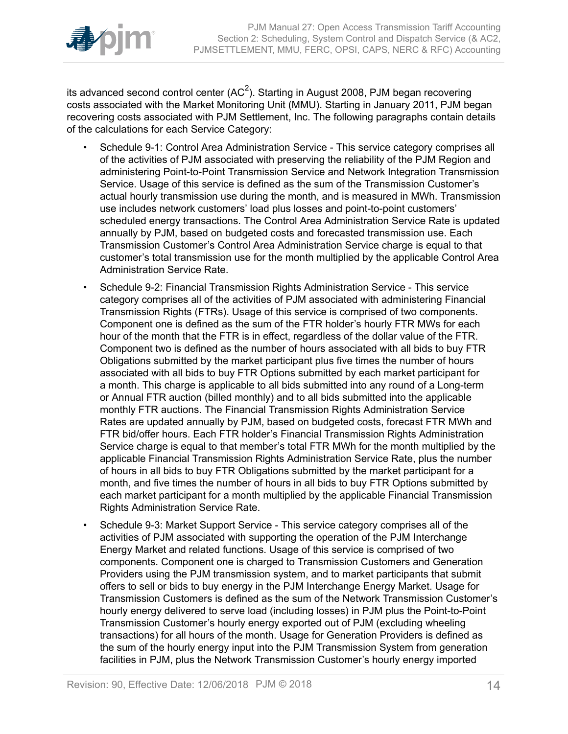its advanced second control center ($AC^2$). Starting in August 2008, PJM began recovering costs associated with the Market Monitoring Unit (MMU). Starting in January 2011, PJM began recovering costs associated with PJM Settlement, Inc. The following paragraphs contain details of the calculations for each Service Category:

- Schedule 9-1: Control Area Administration Service - This service category comprises all of the activities of PJM associated with preserving the reliability of the PJM Region and administering Point-to-Point Transmission Service and Network Integration Transmission Service. Usage of this service is defined as the sum of the Transmission Customer's actual hourly transmission use during the month, and is measured in MWh. Transmission use includes network customers' load plus losses and point-to-point customers' scheduled energy transactions. The Control Area Administration Service Rate is updated annually by PJM, based on budgeted costs and forecasted transmission use. Each Transmission Customer's Control Area Administration Service charge is equal to that customer's total transmission use for the month multiplied by the applicable Control Area Administration Service Rate.
- Schedule 9-2: Financial Transmission Rights Administration Service - This service category comprises all of the activities of PJM associated with administering Financial Transmission Rights (FTRs). Usage of this service is comprised of two components. Component one is defined as the sum of the FTR holder's hourly FTR MWs for each hour of the month that the FTR is in effect, regardless of the dollar value of the FTR. Component two is defined as the number of hours associated with all bids to buy FTR Obligations submitted by the market participant plus five times the number of hours associated with all bids to buy FTR Options submitted by each market participant for a month. This charge is applicable to all bids submitted into any round of a Long-term or Annual FTR auction (billed monthly) and to all bids submitted into the applicable monthly FTR auctions. The Financial Transmission Rights Administration Service Rates are updated annually by PJM, based on budgeted costs, forecast FTR MWh and FTR bid/offer hours. Each FTR holder's Financial Transmission Rights Administration Service charge is equal to that member's total FTR MWh for the month multiplied by the applicable Financial Transmission Rights Administration Service Rate, plus the number of hours in all bids to buy FTR Obligations submitted by the market participant for a month, and five times the number of hours in all bids to buy FTR Options submitted by each market participant for a month multiplied by the applicable Financial Transmission Rights Administration Service Rate.
- Schedule 9-3: Market Support Service - This service category comprises all of the activities of PJM associated with supporting the operation of the PJM Interchange Energy Market and related functions. Usage of this service is comprised of two components. Component one is charged to Transmission Customers and Generation Providers using the PJM transmission system, and to market participants that submit offers to sell or bids to buy energy in the PJM Interchange Energy Market. Usage for Transmission Customers is defined as the sum of the Network Transmission Customer's hourly energy delivered to serve load (including losses) in PJM plus the Point-to-Point Transmission Customer's hourly energy exported out of PJM (excluding wheeling transactions) for all hours of the month. Usage for Generation Providers is defined as the sum of the hourly energy input into the PJM Transmission System from generation facilities in PJM, plus the Network Transmission Customer's hourly energy imported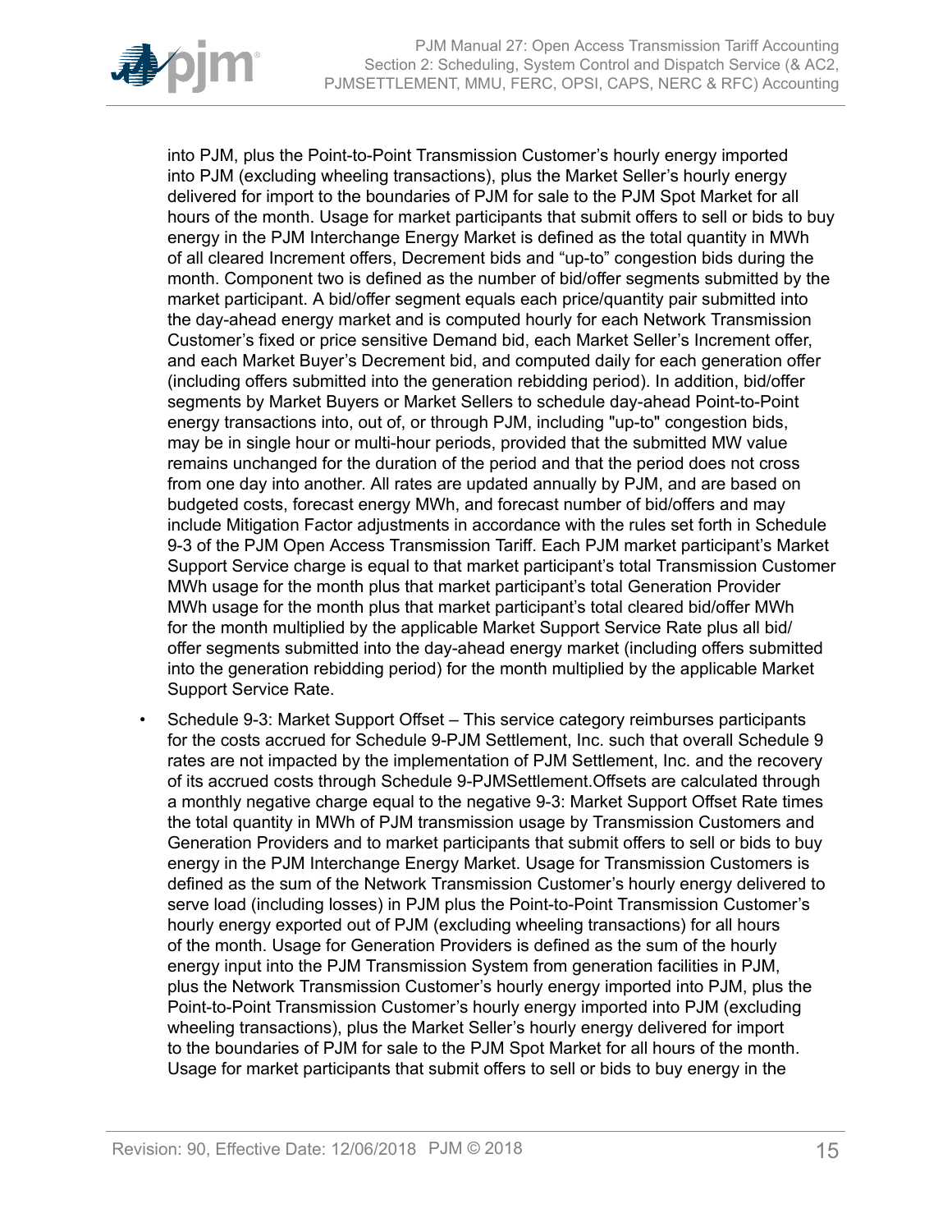into PJM, plus the Point-to-Point Transmission Customer's hourly energy imported into PJM (excluding wheeling transactions), plus the Market Seller's hourly energy delivered for import to the boundaries of PJM for sale to the PJM Spot Market for all hours of the month. Usage for market participants that submit offers to sell or bids to buy energy in the PJM Interchange Energy Market is defined as the total quantity in MWh of all cleared Increment offers, Decrement bids and "up-to" congestion bids during the month. Component two is defined as the number of bid/offer segments submitted by the market participant. A bid/offer segment equals each price/quantity pair submitted into the day-ahead energy market and is computed hourly for each Network Transmission Customer's fixed or price sensitive Demand bid, each Market Seller's Increment offer, and each Market Buyer's Decrement bid, and computed daily for each generation offer (including offers submitted into the generation rebidding period). In addition, bid/offer segments by Market Buyers or Market Sellers to schedule day-ahead Point-to-Point energy transactions into, out of, or through PJM, including "up-to" congestion bids, may be in single hour or multi-hour periods, provided that the submitted MW value remains unchanged for the duration of the period and that the period does not cross from one day into another. All rates are updated annually by PJM, and are based on budgeted costs, forecast energy MWh, and forecast number of bid/offers and may include Mitigation Factor adjustments in accordance with the rules set forth in Schedule 9-3 of the PJM Open Access Transmission Tariff. Each PJM market participant's Market Support Service charge is equal to that market participant's total Transmission Customer MWh usage for the month plus that market participant's total Generation Provider MWh usage for the month plus that market participant's total cleared bid/offer MWh for the month multiplied by the applicable Market Support Service Rate plus all bid/offer segments submitted into the day-ahead energy market (including offers submitted into the generation rebidding period) for the month multiplied by the applicable Market Support Service Rate.

- Schedule 9-3: Market Support Offset – This service category reimburses participants for the costs accrued for Schedule 9-PJM Settlement, Inc. such that overall Schedule 9 rates are not impacted by the implementation of PJM Settlement, Inc. and the recovery of its accrued costs through Schedule 9-PJMSettlement.Offsets are calculated through a monthly negative charge equal to the negative 9-3: Market Support Offset Rate times the total quantity in MWh of PJM transmission usage by Transmission Customers and Generation Providers and to market participants that submit offers to sell or bids to buy energy in the PJM Interchange Energy Market. Usage for Transmission Customers is defined as the sum of the Network Transmission Customer's hourly energy delivered to serve load (including losses) in PJM plus the Point-to-Point Transmission Customer's hourly energy exported out of PJM (excluding wheeling transactions) for all hours of the month. Usage for Generation Providers is defined as the sum of the hourly energy input into the PJM Transmission System from generation facilities in PJM, plus the Network Transmission Customer's hourly energy imported into PJM, plus the Point-to-Point Transmission Customer's hourly energy imported into PJM (excluding wheeling transactions), plus the Market Seller's hourly energy delivered for import to the boundaries of PJM for sale to the PJM Spot Market for all hours of the month. Usage for market participants that submit offers to sell or bids to buy energy in the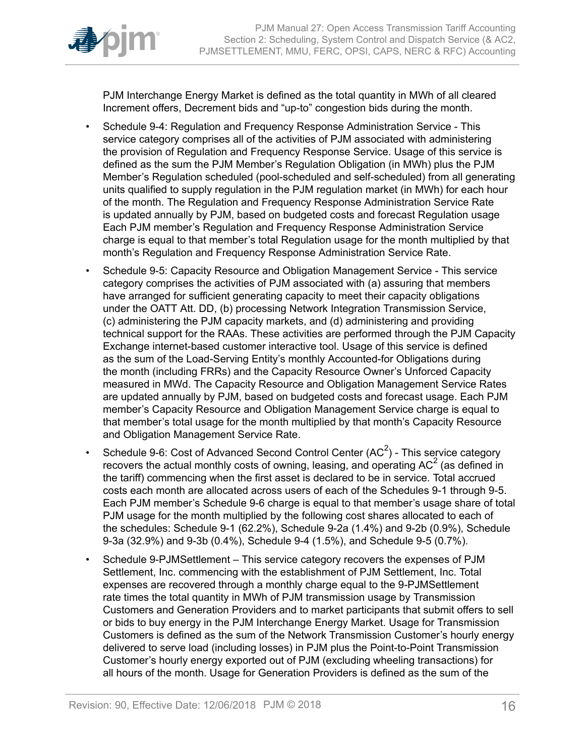PJM Interchange Energy Market is defined as the total quantity in MWh of all cleared Increment offers, Decrement bids and “up-to” congestion bids during the month.

- Schedule 9-4: Regulation and Frequency Response Administration Service - This service category comprises all of the activities of PJM associated with administering the provision of Regulation and Frequency Response Service. Usage of this service is defined as the sum the PJM Member’s Regulation Obligation (in MWh) plus the PJM Member’s Regulation scheduled (pool-scheduled and self-scheduled) from all generating units qualified to supply regulation in the PJM regulation market (in MWh) for each hour of the month. The Regulation and Frequency Response Administration Service Rate is updated annually by PJM, based on budgeted costs and forecast Regulation usage Each PJM member’s Regulation and Frequency Response Administration Service charge is equal to that member’s total Regulation usage for the month multiplied by that month’s Regulation and Frequency Response Administration Service Rate.
- Schedule 9-5: Capacity Resource and Obligation Management Service - This service category comprises the activities of PJM associated with (a) assuring that members have arranged for sufficient generating capacity to meet their capacity obligations under the OATT Att. DD, (b) processing Network Integration Transmission Service, (c) administering the PJM capacity markets, and (d) administering and providing technical support for the RAAs. These activities are performed through the PJM Capacity Exchange internet-based customer interactive tool. Usage of this service is defined as the sum of the Load-Serving Entity’s monthly Accounted-for Obligations during the month (including FRRs) and the Capacity Resource Owner’s Unforced Capacity measured in MWd. The Capacity Resource and Obligation Management Service Rates are updated annually by PJM, based on budgeted costs and forecast usage. Each PJM member’s Capacity Resource and Obligation Management Service charge is equal to that member’s total usage for the month multiplied by that month’s Capacity Resource and Obligation Management Service Rate.
- Schedule 9-6: Cost of Advanced Second Control Center ($AC^2$) - This service category recovers the actual monthly costs of owning, leasing, and operating $AC^2$ (as defined in the tariff) commencing when the first asset is declared to be in service. Total accrued costs each month are allocated across users of each of the Schedules 9-1 through 9-5. Each PJM member’s Schedule 9-6 charge is equal to that member’s usage share of total PJM usage for the month multiplied by the following cost shares allocated to each of the schedules: Schedule 9-1 (62.2%), Schedule 9-2a (1.4%) and 9-2b (0.9%), Schedule 9-3a (32.9%) and 9-3b (0.4%), Schedule 9-4 (1.5%), and Schedule 9-5 (0.7%).
- Schedule 9-PJMSettlement – This service category recovers the expenses of PJM Settlement, Inc. commencing with the establishment of PJM Settlement, Inc. Total expenses are recovered through a monthly charge equal to the 9-PJMSettlement rate times the total quantity in MWh of PJM transmission usage by Transmission Customers and Generation Providers and to market participants that submit offers to sell or bids to buy energy in the PJM Interchange Energy Market. Usage for Transmission Customers is defined as the sum of the Network Transmission Customer’s hourly energy delivered to serve load (including losses) in PJM plus the Point-to-Point Transmission Customer’s hourly energy exported out of PJM (excluding wheeling transactions) for all hours of the month. Usage for Generation Providers is defined as the sum of the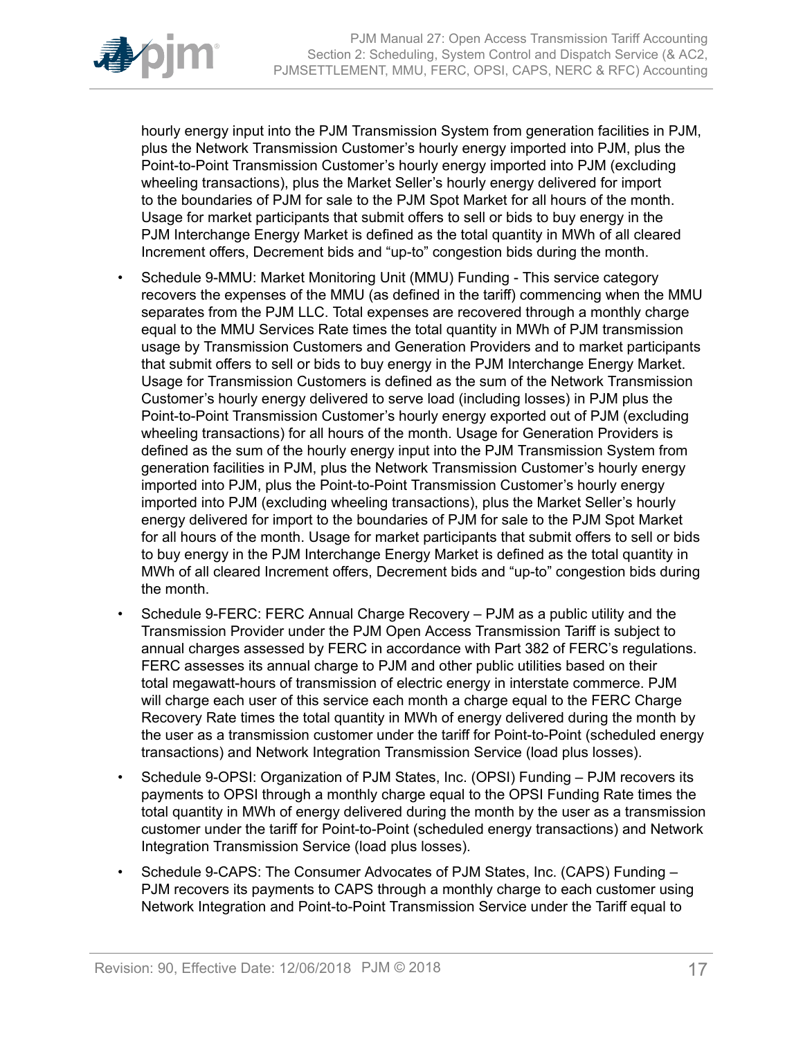hourly energy input into the PJM Transmission System from generation facilities in PJM, plus the Network Transmission Customer's hourly energy imported into PJM, plus the Point-to-Point Transmission Customer's hourly energy imported into PJM (excluding wheeling transactions), plus the Market Seller's hourly energy delivered for import to the boundaries of PJM for sale to the PJM Spot Market for all hours of the month. Usage for market participants that submit offers to sell or bids to buy energy in the PJM Interchange Energy Market is defined as the total quantity in MWh of all cleared Increment offers, Decrement bids and "up-to" congestion bids during the month.

- Schedule 9-MMU: Market Monitoring Unit (MMU) Funding - This service category recovers the expenses of the MMU (as defined in the tariff) commencing when the MMU separates from the PJM LLC. Total expenses are recovered through a monthly charge equal to the MMU Services Rate times the total quantity in MWh of PJM transmission usage by Transmission Customers and Generation Providers and to market participants that submit offers to sell or bids to buy energy in the PJM Interchange Energy Market. Usage for Transmission Customers is defined as the sum of the Network Transmission Customer's hourly energy delivered to serve load (including losses) in PJM plus the Point-to-Point Transmission Customer's hourly energy exported out of PJM (excluding wheeling transactions) for all hours of the month. Usage for Generation Providers is defined as the sum of the hourly energy input into the PJM Transmission System from generation facilities in PJM, plus the Network Transmission Customer's hourly energy imported into PJM, plus the Point-to-Point Transmission Customer's hourly energy imported into PJM (excluding wheeling transactions), plus the Market Seller's hourly energy delivered for import to the boundaries of PJM for sale to the PJM Spot Market for all hours of the month. Usage for market participants that submit offers to sell or bids to buy energy in the PJM Interchange Energy Market is defined as the total quantity in MWh of all cleared Increment offers, Decrement bids and "up-to" congestion bids during the month.
- Schedule 9-FERC: FERC Annual Charge Recovery – PJM as a public utility and the Transmission Provider under the PJM Open Access Transmission Tariff is subject to annual charges assessed by FERC in accordance with Part 382 of FERC's regulations. FERC assesses its annual charge to PJM and other public utilities based on their total megawatt-hours of transmission of electric energy in interstate commerce. PJM will charge each user of this service each month a charge equal to the FERC Charge Recovery Rate times the total quantity in MWh of energy delivered during the month by the user as a transmission customer under the tariff for Point-to-Point (scheduled energy transactions) and Network Integration Transmission Service (load plus losses).
- Schedule 9-OPSI: Organization of PJM States, Inc. (OPSI) Funding – PJM recovers its payments to OPSI through a monthly charge equal to the OPSI Funding Rate times the total quantity in MWh of energy delivered during the month by the user as a transmission customer under the tariff for Point-to-Point (scheduled energy transactions) and Network Integration Transmission Service (load plus losses).
- Schedule 9-CAPS: The Consumer Advocates of PJM States, Inc. (CAPS) Funding – PJM recovers its payments to CAPS through a monthly charge to each customer using Network Integration and Point-to-Point Transmission Service under the Tariff equal to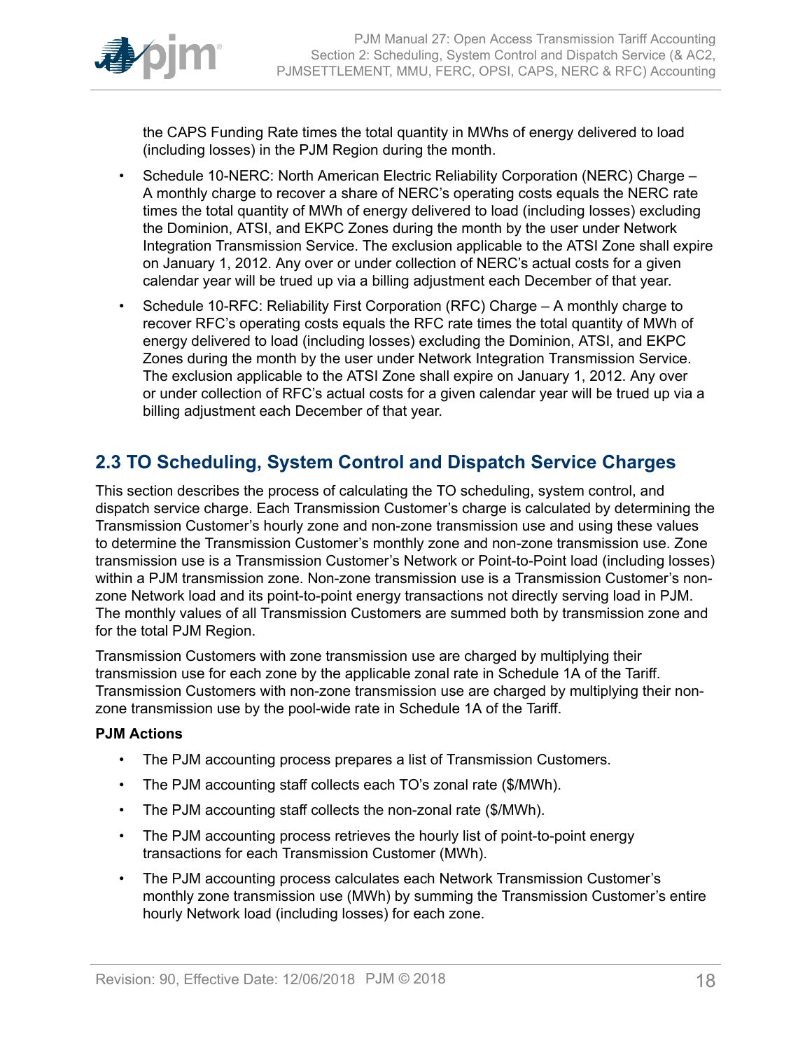the CAPS Funding Rate times the total quantity in MWhs of energy delivered to load (including losses) in the PJM Region during the month.

- Schedule 10-NERC: North American Electric Reliability Corporation (NERC) Charge – A monthly charge to recover a share of NERC's operating costs equals the NERC rate times the total quantity of MWh of energy delivered to load (including losses) excluding the Dominion, ATSI, and EKPC Zones during the month by the user under Network Integration Transmission Service. The exclusion applicable to the ATSI Zone shall expire on January 1, 2012. Any over or under collection of NERC's actual costs for a given calendar year will be trued up via a billing adjustment each December of that year.
- Schedule 10-RFC: Reliability First Corporation (RFC) Charge – A monthly charge to recover RFC's operating costs equals the RFC rate times the total quantity of MWh of energy delivered to load (including losses) excluding the Dominion, ATSI, and EKPC Zones during the month by the user under Network Integration Transmission Service. The exclusion applicable to the ATSI Zone shall expire on January 1, 2012. Any over or under collection of RFC's actual costs for a given calendar year will be trued up via a billing adjustment each December of that year.

## 2.3 TO Scheduling, System Control and Dispatch Service Charges

This section describes the process of calculating the TO scheduling, system control, and dispatch service charge. Each Transmission Customer's charge is calculated by determining the Transmission Customer's hourly zone and non-zone transmission use and using these values to determine the Transmission Customer's monthly zone and non-zone transmission use. Zone transmission use is a Transmission Customer's Network or Point-to-Point load (including losses) within a PJM transmission zone. Non-zone transmission use is a Transmission Customer's non-zone Network load and its point-to-point energy transactions not directly serving load in PJM. The monthly values of all Transmission Customers are summed both by transmission zone and for the total PJM Region.

Transmission Customers with zone transmission use are charged by multiplying their transmission use for each zone by the applicable zonal rate in Schedule 1A of the Tariff. Transmission Customers with non-zone transmission use are charged by multiplying their non-zone transmission use by the pool-wide rate in Schedule 1A of the Tariff.

**PJM Actions**

- The PJM accounting process prepares a list of Transmission Customers.
- The PJM accounting staff collects each TO's zonal rate ($/MWh).
- The PJM accounting staff collects the non-zonal rate ($/MWh).
- The PJM accounting process retrieves the hourly list of point-to-point energy transactions for each Transmission Customer (MWh).
- The PJM accounting process calculates each Network Transmission Customer's monthly zone transmission use (MWh) by summing the Transmission Customer's entire hourly Network load (including losses) for each zone.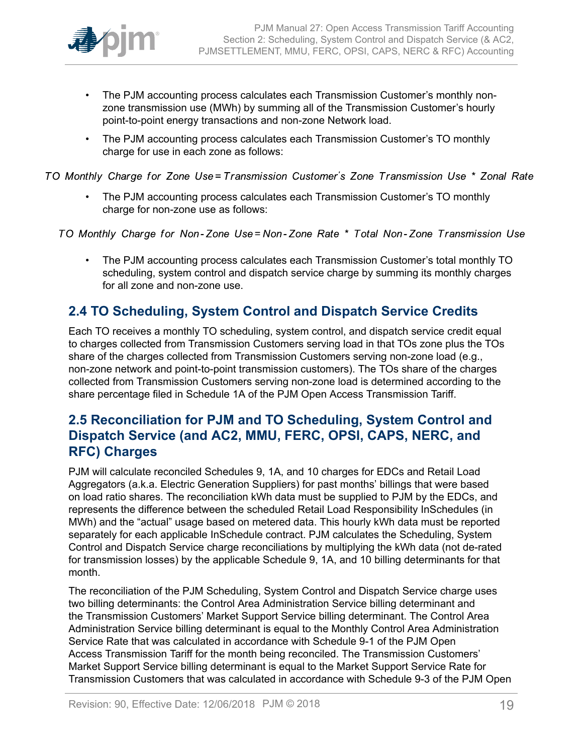- The PJM accounting process calculates each Transmission Customer's monthly non-zone transmission use (MWh) by summing all of the Transmission Customer's hourly point-to-point energy transactions and non-zone Network load.
- The PJM accounting process calculates each Transmission Customer's TO monthly charge for use in each zone as follows:

$$TO\ Monthly\ Charge\ for\ Zone\ Use = Transmission\ Customer's\ Zone\ Transmission\ Use\ *\ Zonal\ Rate$$

- The PJM accounting process calculates each Transmission Customer's TO monthly charge for non-zone use as follows:

$$TO\ Monthly\ Charge\ for\ Non\text{-}Zone\ Use = Non\text{-}Zone\ Rate\ *\ Total\ Non\text{-}Zone\ Transmission\ Use$$

- The PJM accounting process calculates each Transmission Customer's total monthly TO scheduling, system control and dispatch service charge by summing its monthly charges for all zone and non-zone use.

## 2.4 TO Scheduling, System Control and Dispatch Service Credits

Each TO receives a monthly TO scheduling, system control, and dispatch service credit equal to charges collected from Transmission Customers serving load in that TOs zone plus the TOs share of the charges collected from Transmission Customers serving non-zone load (e.g., non-zone network and point-to-point transmission customers). The TOs share of the charges collected from Transmission Customers serving non-zone load is determined according to the share percentage filed in Schedule 1A of the PJM Open Access Transmission Tariff.

## 2.5 Reconciliation for PJM and TO Scheduling, System Control and Dispatch Service (and AC2, MMU, FERC, OPSI, CAPS, NERC, and RFC) Charges

PJM will calculate reconciled Schedules 9, 1A, and 10 charges for EDCs and Retail Load Aggregators (a.k.a. Electric Generation Suppliers) for past months' billings that were based on load ratio shares. The reconciliation kWh data must be supplied to PJM by the EDCs, and represents the difference between the scheduled Retail Load Responsibility InSchedules (in MWh) and the "actual" usage based on metered data. This hourly kWh data must be reported separately for each applicable InSchedule contract. PJM calculates the Scheduling, System Control and Dispatch Service charge reconciliations by multiplying the kWh data (not de-rated for transmission losses) by the applicable Schedule 9, 1A, and 10 billing determinants for that month.

The reconciliation of the PJM Scheduling, System Control and Dispatch Service charge uses two billing determinants: the Control Area Administration Service billing determinant and the Transmission Customers' Market Support Service billing determinant. The Control Area Administration Service billing determinant is equal to the Monthly Control Area Administration Service Rate that was calculated in accordance with Schedule 9-1 of the PJM Open Access Transmission Tariff for the month being reconciled. The Transmission Customers' Market Support Service billing determinant is equal to the Market Support Service Rate for Transmission Customers that was calculated in accordance with Schedule 9-3 of the PJM Open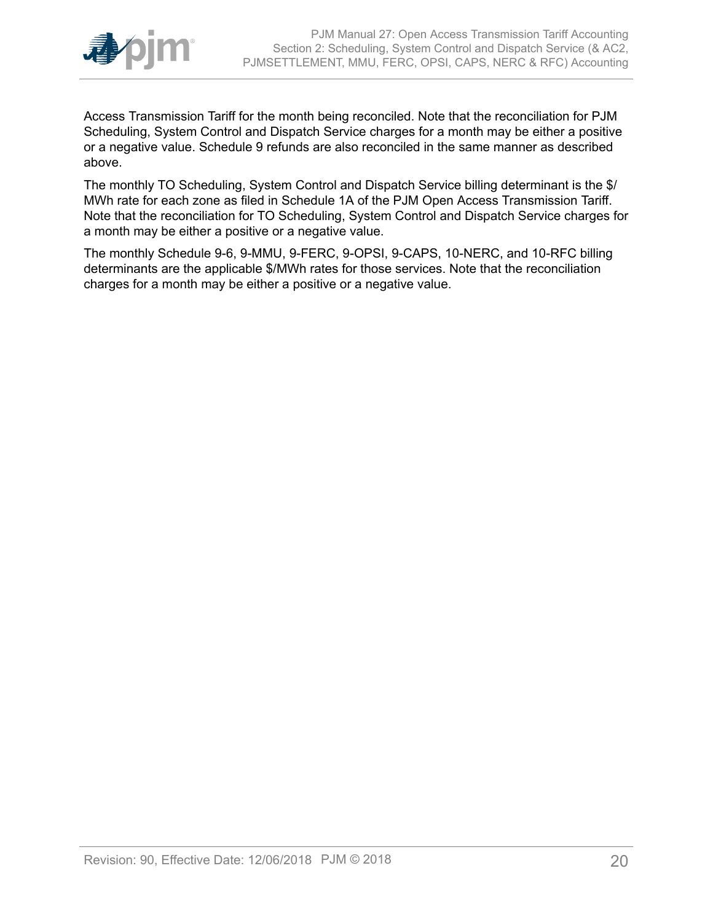Access Transmission Tariff for the month being reconciled. Note that the reconciliation for PJM Scheduling, System Control and Dispatch Service charges for a month may be either a positive or a negative value. Schedule 9 refunds are also reconciled in the same manner as described above.

The monthly TO Scheduling, System Control and Dispatch Service billing determinant is the $/MWh rate for each zone as filed in Schedule 1A of the PJM Open Access Transmission Tariff. Note that the reconciliation for TO Scheduling, System Control and Dispatch Service charges for a month may be either a positive or a negative value.

The monthly Schedule 9-6, 9-MMU, 9-FERC, 9-OPSI, 9-CAPS, 10-NERC, and 10-RFC billing determinants are the applicable $/MWh rates for those services. Note that the reconciliation charges for a month may be either a positive or a negative value.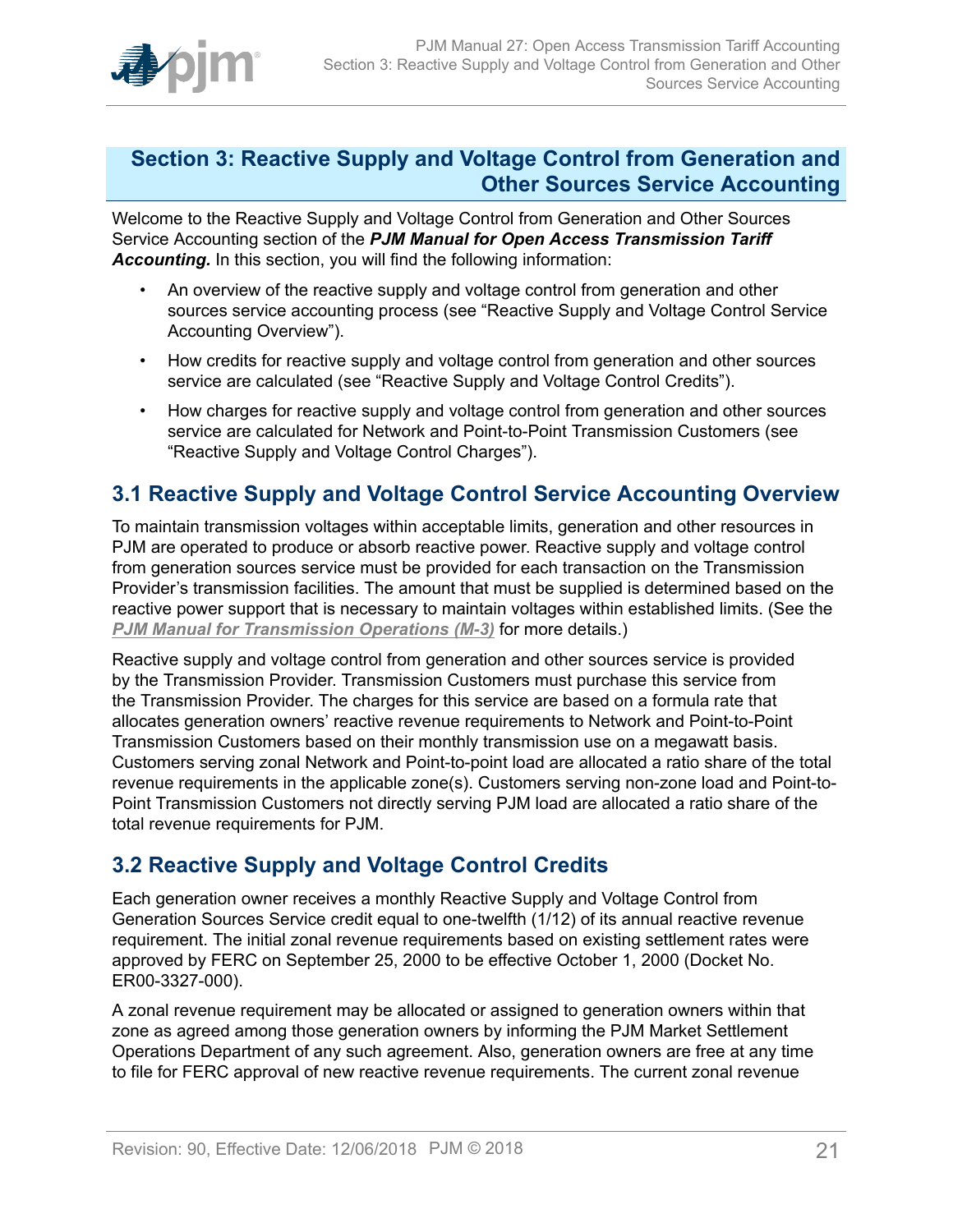# Section 3: Reactive Supply and Voltage Control from Generation and Other Sources Service Accounting

Welcome to the Reactive Supply and Voltage Control from Generation and Other Sources Service Accounting section of the ***PJM Manual for Open Access Transmission Tariff Accounting.*** In this section, you will find the following information:

- An overview of the reactive supply and voltage control from generation and other sources service accounting process (see "Reactive Supply and Voltage Control Service Accounting Overview").
- How credits for reactive supply and voltage control from generation and other sources service are calculated (see "Reactive Supply and Voltage Control Credits").
- How charges for reactive supply and voltage control from generation and other sources service are calculated for Network and Point-to-Point Transmission Customers (see "Reactive Supply and Voltage Control Charges").

## 3.1 Reactive Supply and Voltage Control Service Accounting Overview

To maintain transmission voltages within acceptable limits, generation and other resources in PJM are operated to produce or absorb reactive power. Reactive supply and voltage control from generation sources service must be provided for each transaction on the Transmission Provider's transmission facilities. The amount that must be supplied is determined based on the reactive power support that is necessary to maintain voltages within established limits. (See the ***PJM Manual for Transmission Operations (M-3)*** for more details.)

Reactive supply and voltage control from generation and other sources service is provided by the Transmission Provider. Transmission Customers must purchase this service from the Transmission Provider. The charges for this service are based on a formula rate that allocates generation owners' reactive revenue requirements to Network and Point-to-Point Transmission Customers based on their monthly transmission use on a megawatt basis. Customers serving zonal Network and Point-to-point load are allocated a ratio share of the total revenue requirements in the applicable zone(s). Customers serving non-zone load and Point-to-Point Transmission Customers not directly serving PJM load are allocated a ratio share of the total revenue requirements for PJM.

## 3.2 Reactive Supply and Voltage Control Credits

Each generation owner receives a monthly Reactive Supply and Voltage Control from Generation Sources Service credit equal to one-twelfth (1/12) of its annual reactive revenue requirement. The initial zonal revenue requirements based on existing settlement rates were approved by FERC on September 25, 2000 to be effective October 1, 2000 (Docket No. ER00-3327-000).

A zonal revenue requirement may be allocated or assigned to generation owners within that zone as agreed among those generation owners by informing the PJM Market Settlement Operations Department of any such agreement. Also, generation owners are free at any time to file for FERC approval of new reactive revenue requirements. The current zonal revenue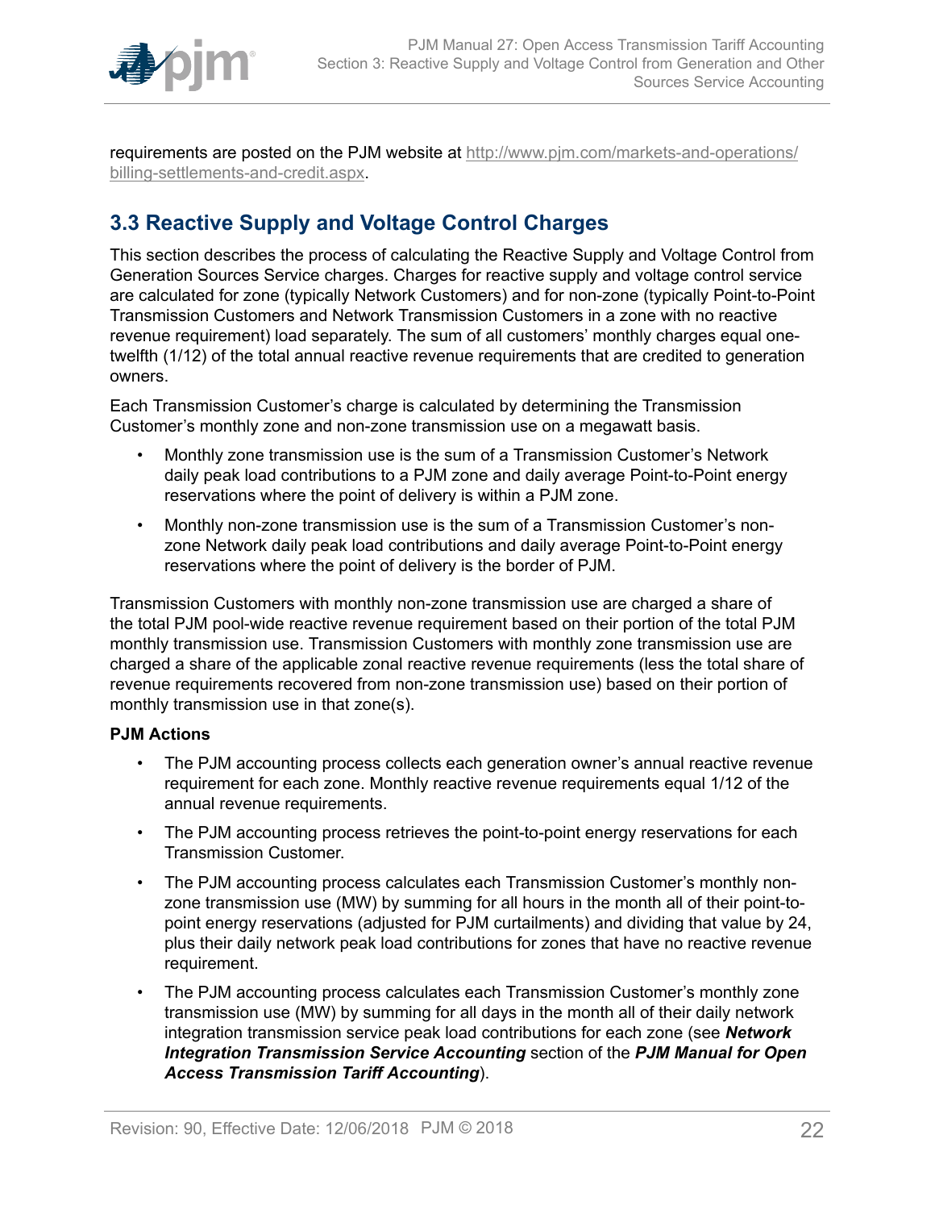requirements are posted on the PJM website at [http://www.pjm.com/markets-and-operations/billing-settlements-and-credit.aspx](http://www.pjm.com/markets-and-operations/billing-settlements-and-credit.aspx).

## 3.3 Reactive Supply and Voltage Control Charges

This section describes the process of calculating the Reactive Supply and Voltage Control from Generation Sources Service charges. Charges for reactive supply and voltage control service are calculated for zone (typically Network Customers) and for non-zone (typically Point-to-Point Transmission Customers and Network Transmission Customers in a zone with no reactive revenue requirement) load separately. The sum of all customers' monthly charges equal one-twelfth (1/12) of the total annual reactive revenue requirements that are credited to generation owners.

Each Transmission Customer's charge is calculated by determining the Transmission Customer's monthly zone and non-zone transmission use on a megawatt basis.

- Monthly zone transmission use is the sum of a Transmission Customer's Network daily peak load contributions to a PJM zone and daily average Point-to-Point energy reservations where the point of delivery is within a PJM zone.
- Monthly non-zone transmission use is the sum of a Transmission Customer's non-zone Network daily peak load contributions and daily average Point-to-Point energy reservations where the point of delivery is the border of PJM.

Transmission Customers with monthly non-zone transmission use are charged a share of the total PJM pool-wide reactive revenue requirement based on their portion of the total PJM monthly transmission use. Transmission Customers with monthly zone transmission use are charged a share of the applicable zonal reactive revenue requirements (less the total share of revenue requirements recovered from non-zone transmission use) based on their portion of monthly transmission use in that zone(s).

**PJM Actions**

- The PJM accounting process collects each generation owner's annual reactive revenue requirement for each zone. Monthly reactive revenue requirements equal 1/12 of the annual revenue requirements.
- The PJM accounting process retrieves the point-to-point energy reservations for each Transmission Customer.
- The PJM accounting process calculates each Transmission Customer's monthly non-zone transmission use (MW) by summing for all hours in the month all of their point-to-point energy reservations (adjusted for PJM curtailments) and dividing that value by 24, plus their daily network peak load contributions for zones that have no reactive revenue requirement.
- The PJM accounting process calculates each Transmission Customer's monthly zone transmission use (MW) by summing for all days in the month all of their daily network integration transmission service peak load contributions for each zone (see ***Network Integration Transmission Service Accounting*** section of the ***PJM Manual for Open Access Transmission Tariff Accounting***).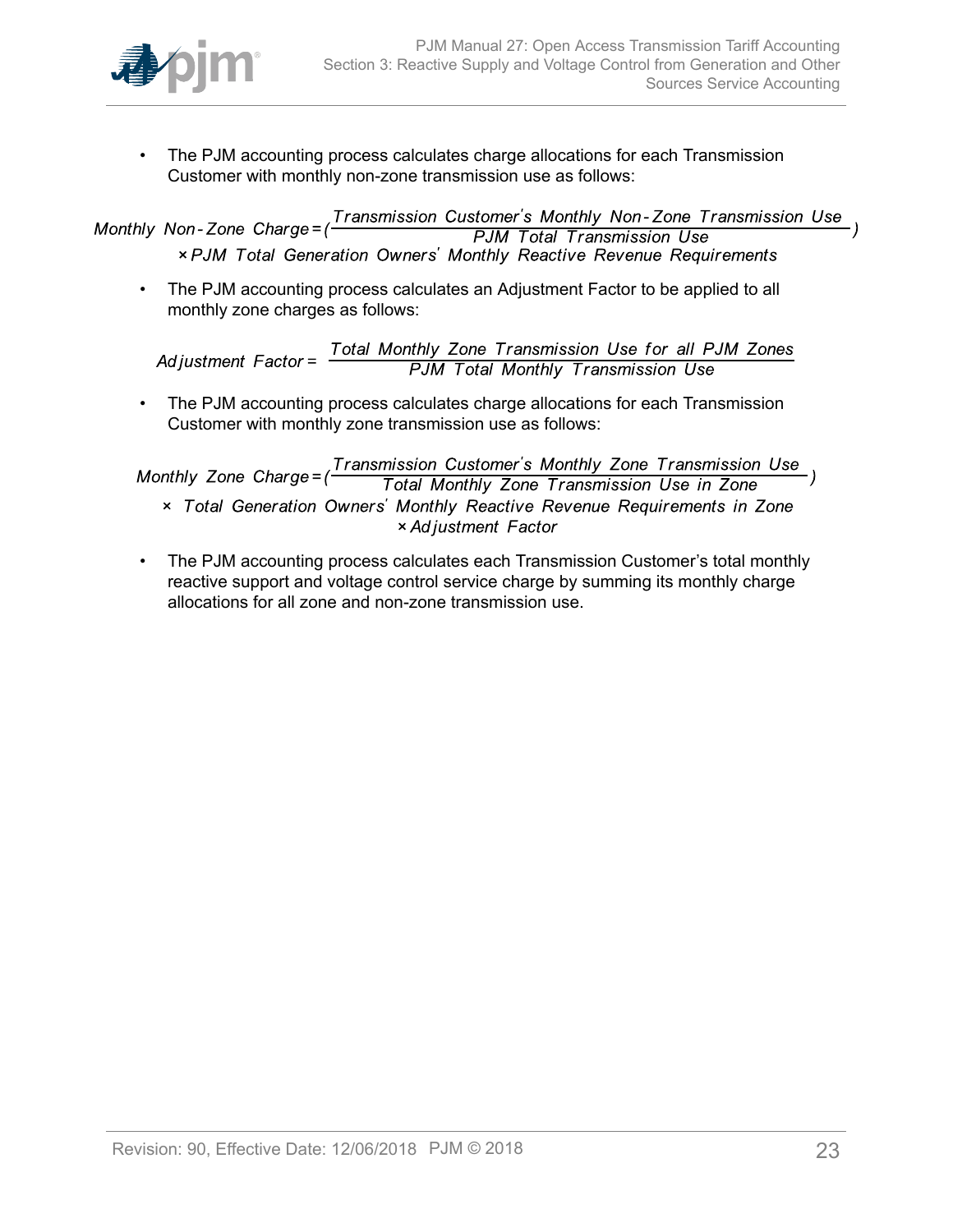- The PJM accounting process calculates charge allocations for each Transmission Customer with monthly non-zone transmission use as follows:

$$Monthly\ Non\text{-}Zone\ Charge = \left(\frac{Transmission\ Customer's\ Monthly\ Non\text{-}Zone\ Transmission\ Use}{PJM\ Total\ Transmission\ Use}\right) \times PJM\ Total\ Generation\ Owners'\ Monthly\ Reactive\ Revenue\ Requirements$$

- The PJM accounting process calculates an Adjustment Factor to be applied to all monthly zone charges as follows:

$$Adjustment\ Factor = \frac{Total\ Monthly\ Zone\ Transmission\ Use\ for\ all\ PJM\ Zones}{PJM\ Total\ Monthly\ Transmission\ Use}$$

- The PJM accounting process calculates charge allocations for each Transmission Customer with monthly zone transmission use as follows:

$$Monthly\ Zone\ Charge = \left(\frac{Transmission\ Customer's\ Monthly\ Zone\ Transmission\ Use}{Total\ Monthly\ Zone\ Transmission\ Use\ in\ Zone}\right) \times Total\ Generation\ Owners'\ Monthly\ Reactive\ Revenue\ Requirements\ in\ Zone \times Adjustment\ Factor$$

- The PJM accounting process calculates each Transmission Customer's total monthly reactive support and voltage control service charge by summing its monthly charge allocations for all zone and non-zone transmission use.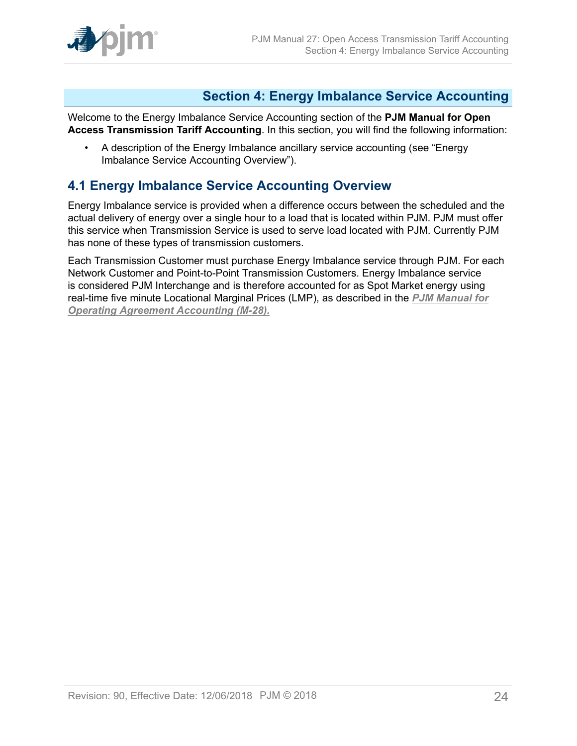# Section 4: Energy Imbalance Service Accounting

Welcome to the Energy Imbalance Service Accounting section of the **PJM Manual for Open Access Transmission Tariff Accounting**. In this section, you will find the following information:

- A description of the Energy Imbalance ancillary service accounting (see "Energy Imbalance Service Accounting Overview").

## 4.1 Energy Imbalance Service Accounting Overview

Energy Imbalance service is provided when a difference occurs between the scheduled and the actual delivery of energy over a single hour to a load that is located within PJM. PJM must offer this service when Transmission Service is used to serve load located with PJM. Currently PJM has none of these types of transmission customers.

Each Transmission Customer must purchase Energy Imbalance service through PJM. For each Network Customer and Point-to-Point Transmission Customers. Energy Imbalance service is considered PJM Interchange and is therefore accounted for as Spot Market energy using real-time five minute Locational Marginal Prices (LMP), as described in the ***PJM Manual for Operating Agreement Accounting (M-28).***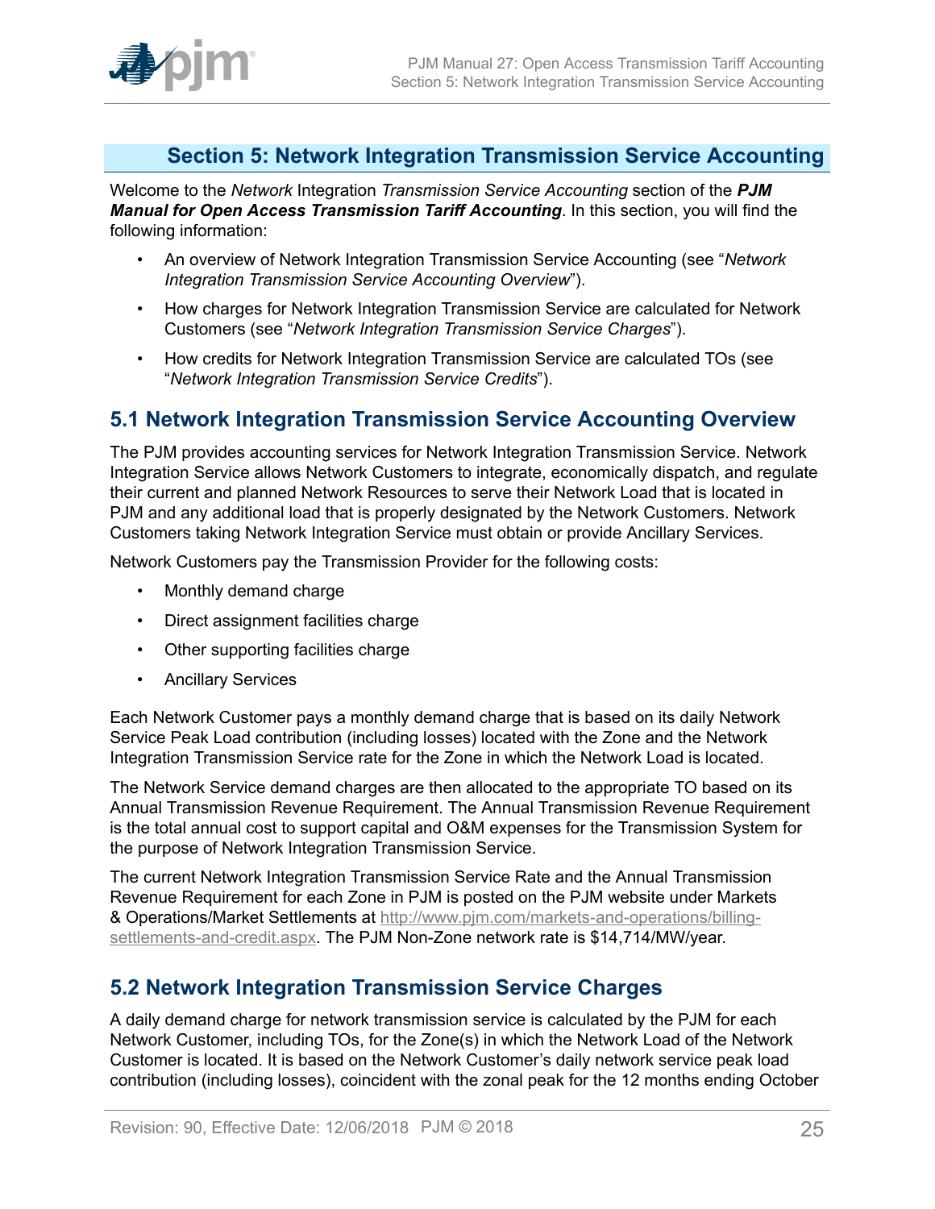# Section 5: Network Integration Transmission Service Accounting

Welcome to the *Network* Integration *Transmission Service Accounting* section of the ***PJM Manual for Open Access Transmission Tariff Accounting***. In this section, you will find the following information:

- An overview of Network Integration Transmission Service Accounting (see "*Network Integration Transmission Service Accounting Overview*").
- How charges for Network Integration Transmission Service are calculated for Network Customers (see "*Network Integration Transmission Service Charges*").
- How credits for Network Integration Transmission Service are calculated TOs (see "*Network Integration Transmission Service Credits*").

## 5.1 Network Integration Transmission Service Accounting Overview

The PJM provides accounting services for Network Integration Transmission Service. Network Integration Service allows Network Customers to integrate, economically dispatch, and regulate their current and planned Network Resources to serve their Network Load that is located in PJM and any additional load that is properly designated by the Network Customers. Network Customers taking Network Integration Service must obtain or provide Ancillary Services.

Network Customers pay the Transmission Provider for the following costs:

- Monthly demand charge
- Direct assignment facilities charge
- Other supporting facilities charge
- Ancillary Services

Each Network Customer pays a monthly demand charge that is based on its daily Network Service Peak Load contribution (including losses) located with the Zone and the Network Integration Transmission Service rate for the Zone in which the Network Load is located.

The Network Service demand charges are then allocated to the appropriate TO based on its Annual Transmission Revenue Requirement. The Annual Transmission Revenue Requirement is the total annual cost to support capital and O&M expenses for the Transmission System for the purpose of Network Integration Transmission Service.

The current Network Integration Transmission Service Rate and the Annual Transmission Revenue Requirement for each Zone in PJM is posted on the PJM website under Markets & Operations/Market Settlements at http://www.pjm.com/markets-and-operations/billing-settlements-and-credit.aspx. The PJM Non-Zone network rate is $14,714/MW/year.

## 5.2 Network Integration Transmission Service Charges

A daily demand charge for network transmission service is calculated by the PJM for each Network Customer, including TOs, for the Zone(s) in which the Network Load of the Network Customer is located. It is based on the Network Customer's daily network service peak load contribution (including losses), coincident with the zonal peak for the 12 months ending October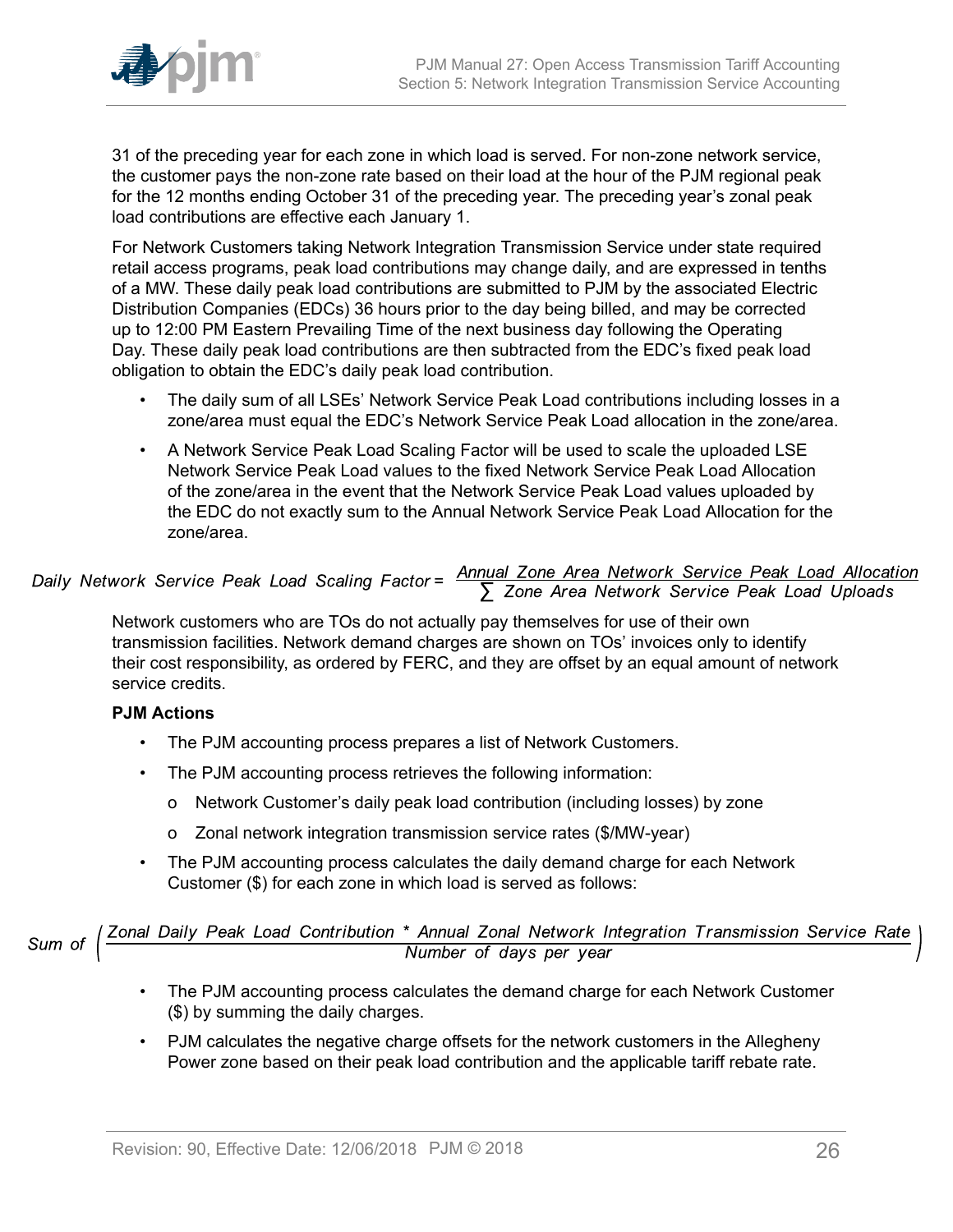31 of the preceding year for each zone in which load is served. For non-zone network service, the customer pays the non-zone rate based on their load at the hour of the PJM regional peak for the 12 months ending October 31 of the preceding year. The preceding year's zonal peak load contributions are effective each January 1.

For Network Customers taking Network Integration Transmission Service under state required retail access programs, peak load contributions may change daily, and are expressed in tenths of a MW. These daily peak load contributions are submitted to PJM by the associated Electric Distribution Companies (EDCs) 36 hours prior to the day being billed, and may be corrected up to 12:00 PM Eastern Prevailing Time of the next business day following the Operating Day. These daily peak load contributions are then subtracted from the EDC's fixed peak load obligation to obtain the EDC's daily peak load contribution.

- The daily sum of all LSEs' Network Service Peak Load contributions including losses in a zone/area must equal the EDC's Network Service Peak Load allocation in the zone/area.
- A Network Service Peak Load Scaling Factor will be used to scale the uploaded LSE Network Service Peak Load values to the fixed Network Service Peak Load Allocation of the zone/area in the event that the Network Service Peak Load values uploaded by the EDC do not exactly sum to the Annual Network Service Peak Load Allocation for the zone/area.

$$\text{Daily Network Service Peak Load Scaling Factor} = \frac{\text{Annual Zone Area Network Service Peak Load Allocation}}{\sum \text{Zone Area Network Service Peak Load Uploads}}$$

Network customers who are TOs do not actually pay themselves for use of their own transmission facilities. Network demand charges are shown on TOs' invoices only to identify their cost responsibility, as ordered by FERC, and they are offset by an equal amount of network service credits.

**PJM Actions**

- The PJM accounting process prepares a list of Network Customers.
- The PJM accounting process retrieves the following information:
  - o Network Customer's daily peak load contribution (including losses) by zone
  - o Zonal network integration transmission service rates ($/MW-year)
- The PJM accounting process calculates the daily demand charge for each Network Customer ($) for each zone in which load is served as follows:

$$\text{Sum of } \left( \frac{\text{Zonal Daily Peak Load Contribution} * \text{Annual Zonal Network Integration Transmission Service Rate}}{\text{Number of days per year}} \right)$$

- The PJM accounting process calculates the demand charge for each Network Customer ($) by summing the daily charges.
- PJM calculates the negative charge offsets for the network customers in the Allegheny Power zone based on their peak load contribution and the applicable tariff rebate rate.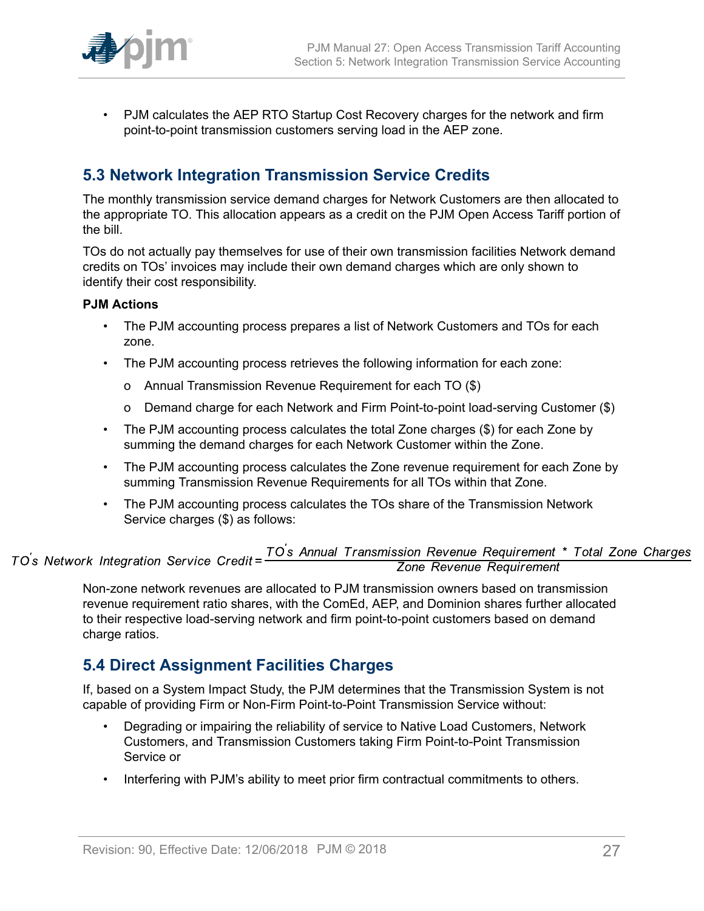- PJM calculates the AEP RTO Startup Cost Recovery charges for the network and firm point-to-point transmission customers serving load in the AEP zone.

## 5.3 Network Integration Transmission Service Credits

The monthly transmission service demand charges for Network Customers are then allocated to the appropriate TO. This allocation appears as a credit on the PJM Open Access Tariff portion of the bill.

TOs do not actually pay themselves for use of their own transmission facilities Network demand credits on TOs' invoices may include their own demand charges which are only shown to identify their cost responsibility.

**PJM Actions**

- The PJM accounting process prepares a list of Network Customers and TOs for each zone.
- The PJM accounting process retrieves the following information for each zone:
  - Annual Transmission Revenue Requirement for each TO ($)
  - Demand charge for each Network and Firm Point-to-point load-serving Customer ($)
- The PJM accounting process calculates the total Zone charges ($) for each Zone by summing the demand charges for each Network Customer within the Zone.
- The PJM accounting process calculates the Zone revenue requirement for each Zone by summing Transmission Revenue Requirements for all TOs within that Zone.
- The PJM accounting process calculates the TOs share of the Transmission Network Service charges ($) as follows:

$$TO's\ Network\ Integration\ Service\ Credit = \frac{TO's\ Annual\ Transmission\ Revenue\ Requirement\ *\ Total\ Zone\ Charges}{Zone\ Revenue\ Requirement}$$

Non-zone network revenues are allocated to PJM transmission owners based on transmission revenue requirement ratio shares, with the ComEd, AEP, and Dominion shares further allocated to their respective load-serving network and firm point-to-point customers based on demand charge ratios.

## 5.4 Direct Assignment Facilities Charges

If, based on a System Impact Study, the PJM determines that the Transmission System is not capable of providing Firm or Non-Firm Point-to-Point Transmission Service without:

- Degrading or impairing the reliability of service to Native Load Customers, Network Customers, and Transmission Customers taking Firm Point-to-Point Transmission Service or
- Interfering with PJM's ability to meet prior firm contractual commitments to others.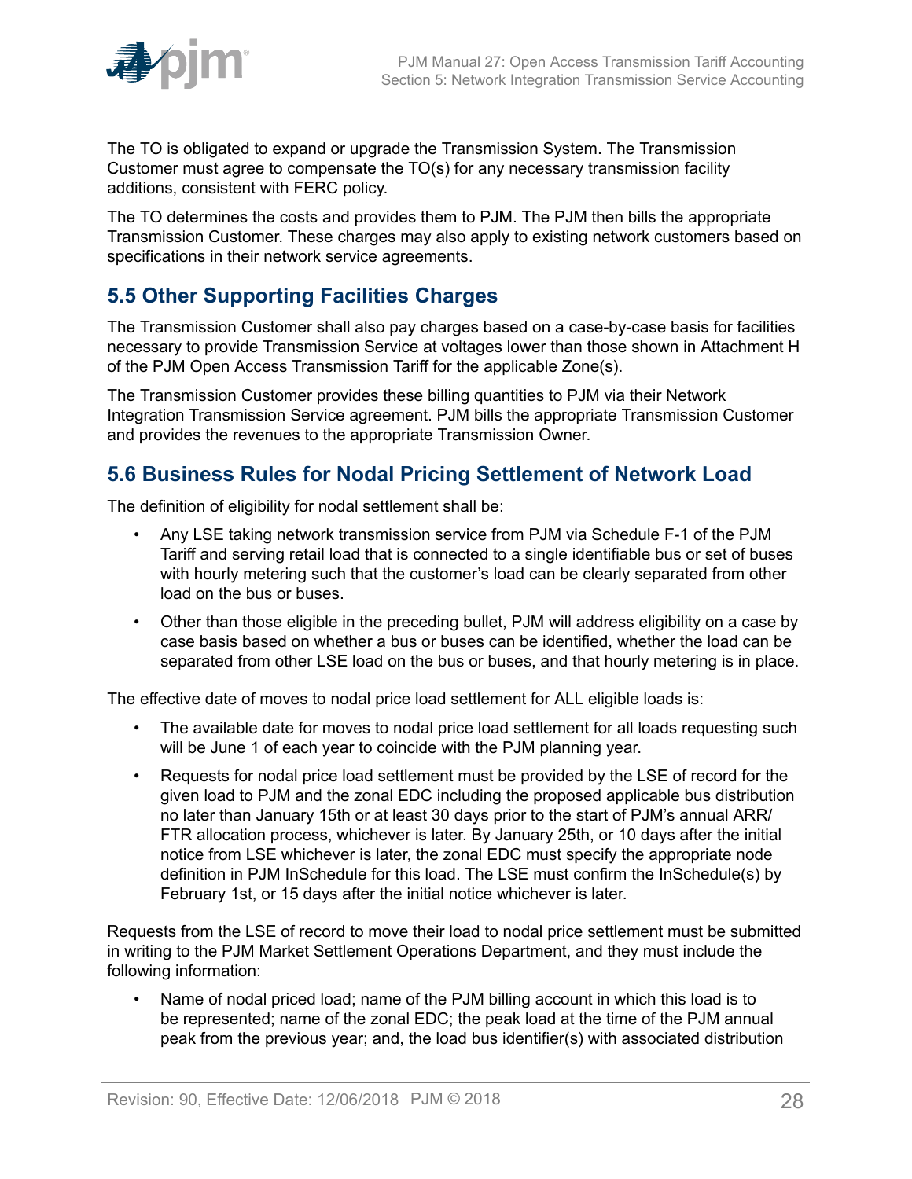The TO is obligated to expand or upgrade the Transmission System. The Transmission Customer must agree to compensate the TO(s) for any necessary transmission facility additions, consistent with FERC policy.

The TO determines the costs and provides them to PJM. The PJM then bills the appropriate Transmission Customer. These charges may also apply to existing network customers based on specifications in their network service agreements.

## 5.5 Other Supporting Facilities Charges

The Transmission Customer shall also pay charges based on a case-by-case basis for facilities necessary to provide Transmission Service at voltages lower than those shown in Attachment H of the PJM Open Access Transmission Tariff for the applicable Zone(s).

The Transmission Customer provides these billing quantities to PJM via their Network Integration Transmission Service agreement. PJM bills the appropriate Transmission Customer and provides the revenues to the appropriate Transmission Owner.

## 5.6 Business Rules for Nodal Pricing Settlement of Network Load

The definition of eligibility for nodal settlement shall be:

- Any LSE taking network transmission service from PJM via Schedule F-1 of the PJM Tariff and serving retail load that is connected to a single identifiable bus or set of buses with hourly metering such that the customer's load can be clearly separated from other load on the bus or buses.
- Other than those eligible in the preceding bullet, PJM will address eligibility on a case by case basis based on whether a bus or buses can be identified, whether the load can be separated from other LSE load on the bus or buses, and that hourly metering is in place.

The effective date of moves to nodal price load settlement for ALL eligible loads is:

- The available date for moves to nodal price load settlement for all loads requesting such will be June 1 of each year to coincide with the PJM planning year.
- Requests for nodal price load settlement must be provided by the LSE of record for the given load to PJM and the zonal EDC including the proposed applicable bus distribution no later than January 15th or at least 30 days prior to the start of PJM's annual ARR/FTR allocation process, whichever is later. By January 25th, or 10 days after the initial notice from LSE whichever is later, the zonal EDC must specify the appropriate node definition in PJM InSchedule for this load. The LSE must confirm the InSchedule(s) by February 1st, or 15 days after the initial notice whichever is later.

Requests from the LSE of record to move their load to nodal price settlement must be submitted in writing to the PJM Market Settlement Operations Department, and they must include the following information:

- Name of nodal priced load; name of the PJM billing account in which this load is to be represented; name of the zonal EDC; the peak load at the time of the PJM annual peak from the previous year; and, the load bus identifier(s) with associated distribution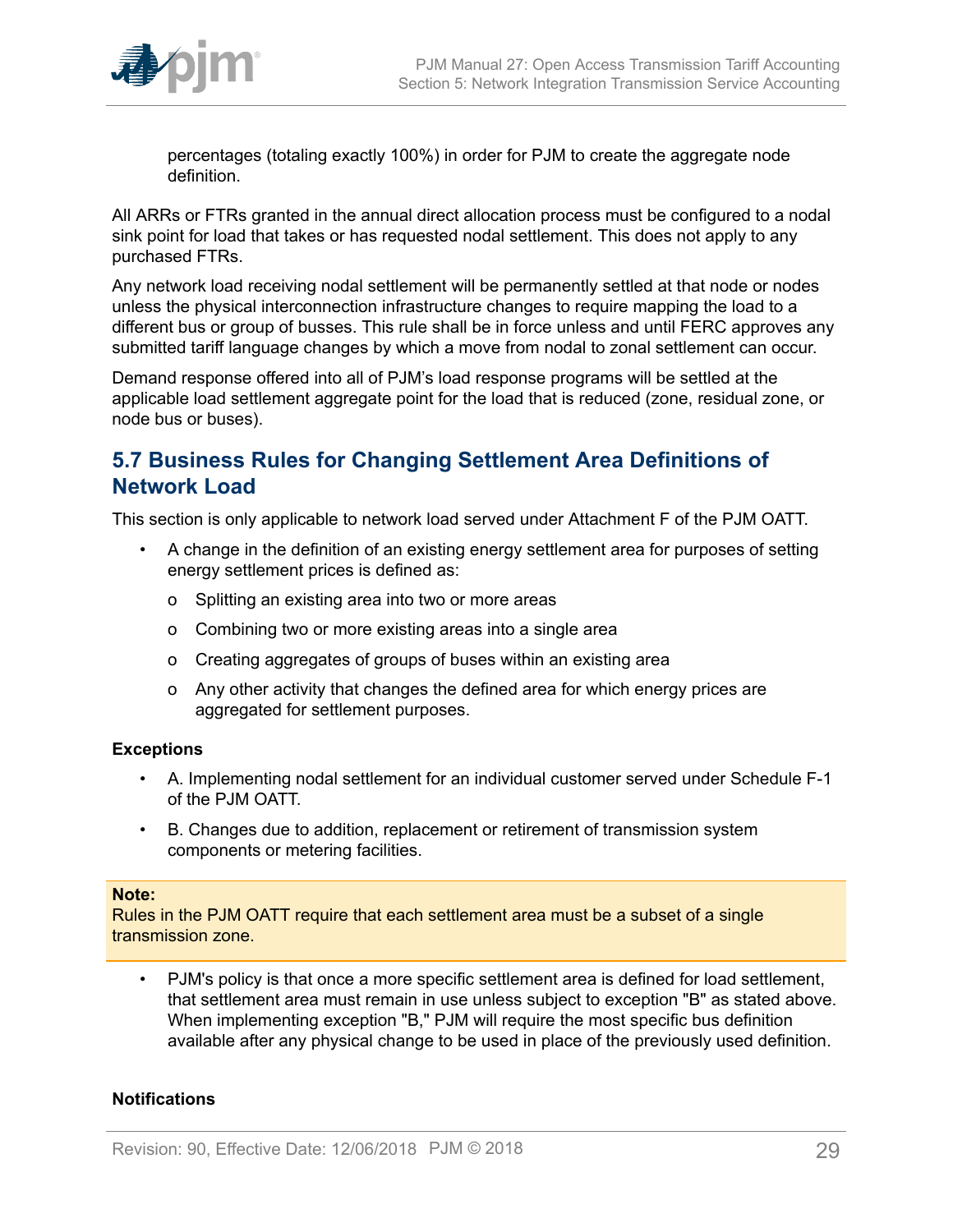percentages (totaling exactly 100%) in order for PJM to create the aggregate node definition.

All ARRs or FTRs granted in the annual direct allocation process must be configured to a nodal sink point for load that takes or has requested nodal settlement. This does not apply to any purchased FTRs.

Any network load receiving nodal settlement will be permanently settled at that node or nodes unless the physical interconnection infrastructure changes to require mapping the load to a different bus or group of busses. This rule shall be in force unless and until FERC approves any submitted tariff language changes by which a move from nodal to zonal settlement can occur.

Demand response offered into all of PJM's load response programs will be settled at the applicable load settlement aggregate point for the load that is reduced (zone, residual zone, or node bus or buses).

## 5.7 Business Rules for Changing Settlement Area Definitions of Network Load

This section is only applicable to network load served under Attachment F of the PJM OATT.

- A change in the definition of an existing energy settlement area for purposes of setting energy settlement prices is defined as:
  - Splitting an existing area into two or more areas
  - Combining two or more existing areas into a single area
  - Creating aggregates of groups of buses within an existing area
  - Any other activity that changes the defined area for which energy prices are aggregated for settlement purposes.

**Exceptions**

- A. Implementing nodal settlement for an individual customer served under Schedule F-1 of the PJM OATT.
- B. Changes due to addition, replacement or retirement of transmission system components or metering facilities.

**Note:**
Rules in the PJM OATT require that each settlement area must be a subset of a single transmission zone.

- PJM's policy is that once a more specific settlement area is defined for load settlement, that settlement area must remain in use unless subject to exception "B" as stated above. When implementing exception "B," PJM will require the most specific bus definition available after any physical change to be used in place of the previously used definition.

**Notifications**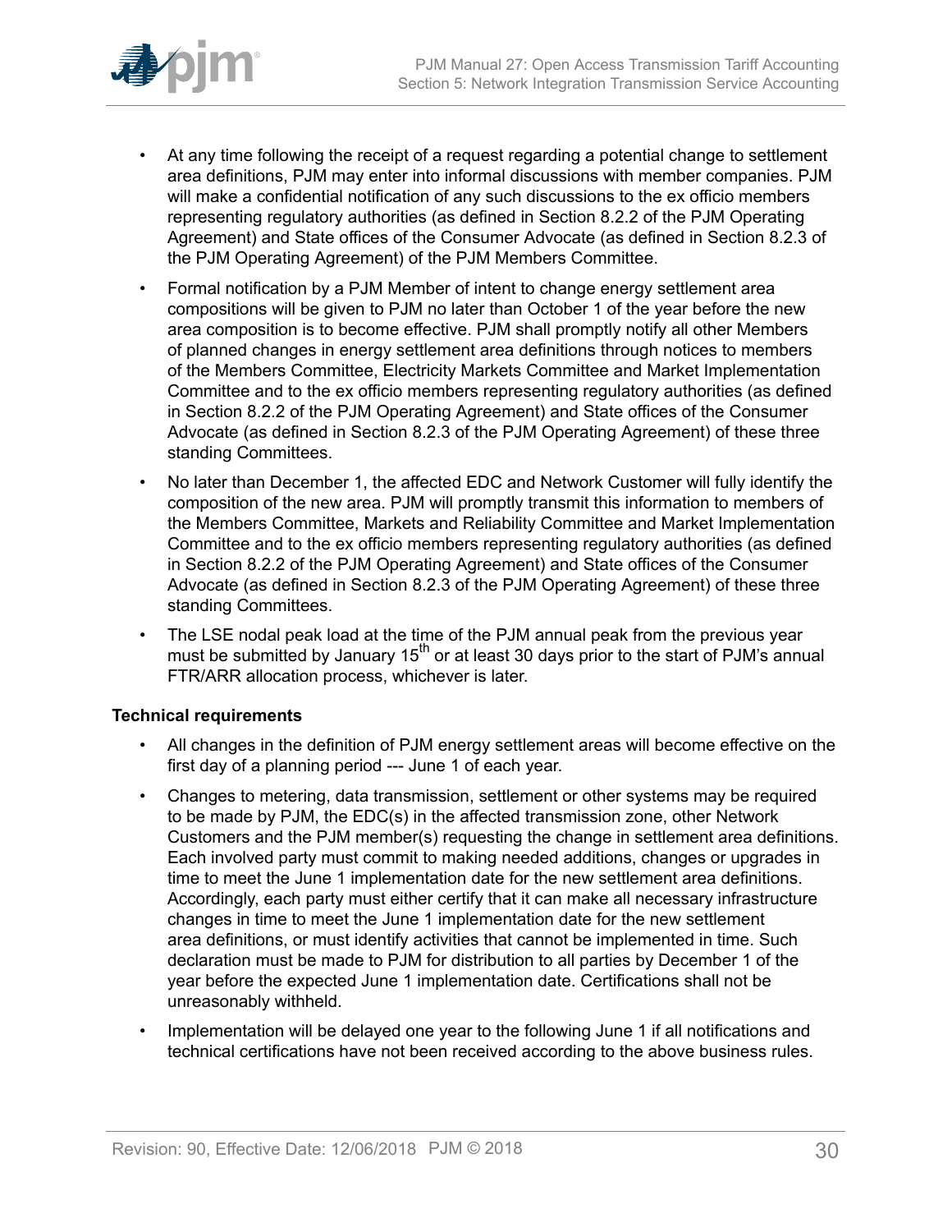- At any time following the receipt of a request regarding a potential change to settlement area definitions, PJM may enter into informal discussions with member companies. PJM will make a confidential notification of any such discussions to the ex officio members representing regulatory authorities (as defined in Section 8.2.2 of the PJM Operating Agreement) and State offices of the Consumer Advocate (as defined in Section 8.2.3 of the PJM Operating Agreement) of the PJM Members Committee.
- Formal notification by a PJM Member of intent to change energy settlement area compositions will be given to PJM no later than October 1 of the year before the new area composition is to become effective. PJM shall promptly notify all other Members of planned changes in energy settlement area definitions through notices to members of the Members Committee, Electricity Markets Committee and Market Implementation Committee and to the ex officio members representing regulatory authorities (as defined in Section 8.2.2 of the PJM Operating Agreement) and State offices of the Consumer Advocate (as defined in Section 8.2.3 of the PJM Operating Agreement) of these three standing Committees.
- No later than December 1, the affected EDC and Network Customer will fully identify the composition of the new area. PJM will promptly transmit this information to members of the Members Committee, Markets and Reliability Committee and Market Implementation Committee and to the ex officio members representing regulatory authorities (as defined in Section 8.2.2 of the PJM Operating Agreement) and State offices of the Consumer Advocate (as defined in Section 8.2.3 of the PJM Operating Agreement) of these three standing Committees.
- The LSE nodal peak load at the time of the PJM annual peak from the previous year must be submitted by January 15th or at least 30 days prior to the start of PJM's annual FTR/ARR allocation process, whichever is later.

**Technical requirements**

- All changes in the definition of PJM energy settlement areas will become effective on the first day of a planning period --- June 1 of each year.
- Changes to metering, data transmission, settlement or other systems may be required to be made by PJM, the EDC(s) in the affected transmission zone, other Network Customers and the PJM member(s) requesting the change in settlement area definitions. Each involved party must commit to making needed additions, changes or upgrades in time to meet the June 1 implementation date for the new settlement area definitions. Accordingly, each party must either certify that it can make all necessary infrastructure changes in time to meet the June 1 implementation date for the new settlement area definitions, or must identify activities that cannot be implemented in time. Such declaration must be made to PJM for distribution to all parties by December 1 of the year before the expected June 1 implementation date. Certifications shall not be unreasonably withheld.
- Implementation will be delayed one year to the following June 1 if all notifications and technical certifications have not been received according to the above business rules.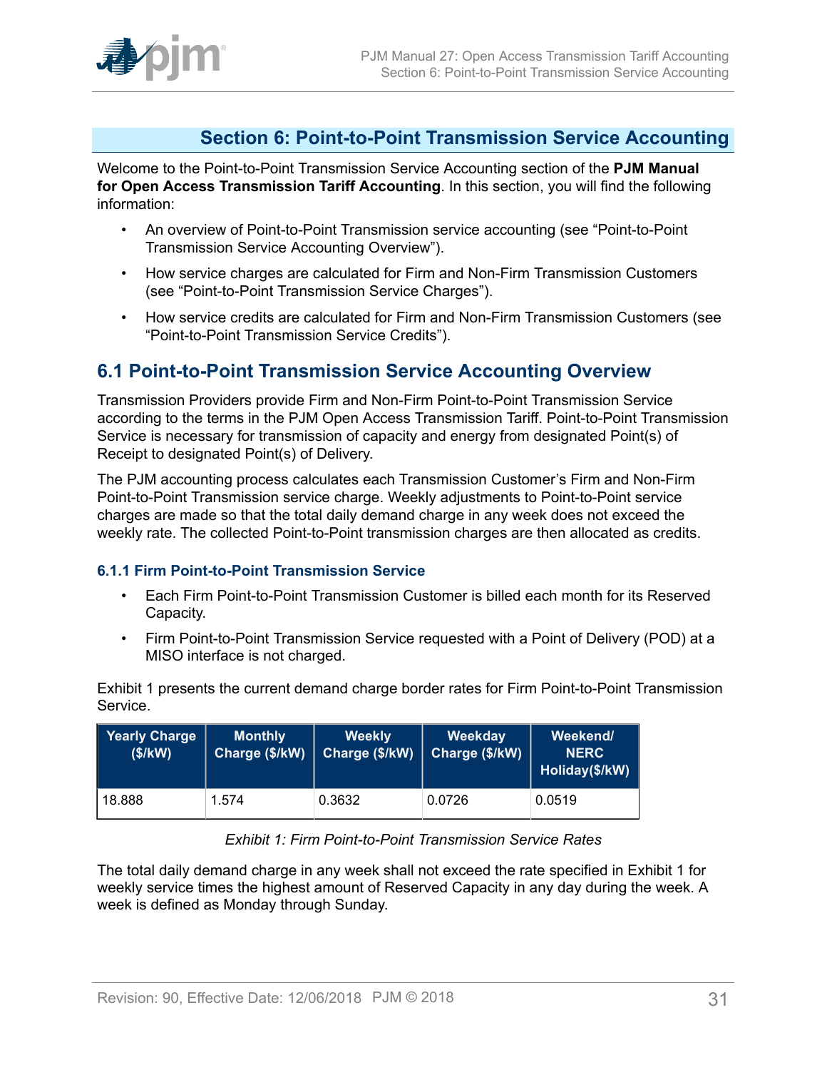## Section 6: Point-to-Point Transmission Service Accounting

Welcome to the Point-to-Point Transmission Service Accounting section of the **PJM Manual for Open Access Transmission Tariff Accounting**. In this section, you will find the following information:

- An overview of Point-to-Point Transmission service accounting (see "Point-to-Point Transmission Service Accounting Overview").
- How service charges are calculated for Firm and Non-Firm Transmission Customers (see "Point-to-Point Transmission Service Charges").
- How service credits are calculated for Firm and Non-Firm Transmission Customers (see "Point-to-Point Transmission Service Credits").

## 6.1 Point-to-Point Transmission Service Accounting Overview

Transmission Providers provide Firm and Non-Firm Point-to-Point Transmission Service according to the terms in the PJM Open Access Transmission Tariff. Point-to-Point Transmission Service is necessary for transmission of capacity and energy from designated Point(s) of Receipt to designated Point(s) of Delivery.

The PJM accounting process calculates each Transmission Customer's Firm and Non-Firm Point-to-Point Transmission service charge. Weekly adjustments to Point-to-Point service charges are made so that the total daily demand charge in any week does not exceed the weekly rate. The collected Point-to-Point transmission charges are then allocated as credits.

### 6.1.1 Firm Point-to-Point Transmission Service

- Each Firm Point-to-Point Transmission Customer is billed each month for its Reserved Capacity.
- Firm Point-to-Point Transmission Service requested with a Point of Delivery (POD) at a MISO interface is not charged.

Exhibit 1 presents the current demand charge border rates for Firm Point-to-Point Transmission Service.

| Yearly Charge ($/kW) | Monthly Charge ($/kW) | Weekly Charge ($/kW) | Weekday Charge ($/kW) | Weekend/ NERC Holiday($/kW) |
|---|---|---|---|---|
| 18.888 | 1.574 | 0.3632 | 0.0726 | 0.0519 |

*Exhibit 1: Firm Point-to-Point Transmission Service Rates*

The total daily demand charge in any week shall not exceed the rate specified in Exhibit 1 for weekly service times the highest amount of Reserved Capacity in any day during the week. A week is defined as Monday through Sunday.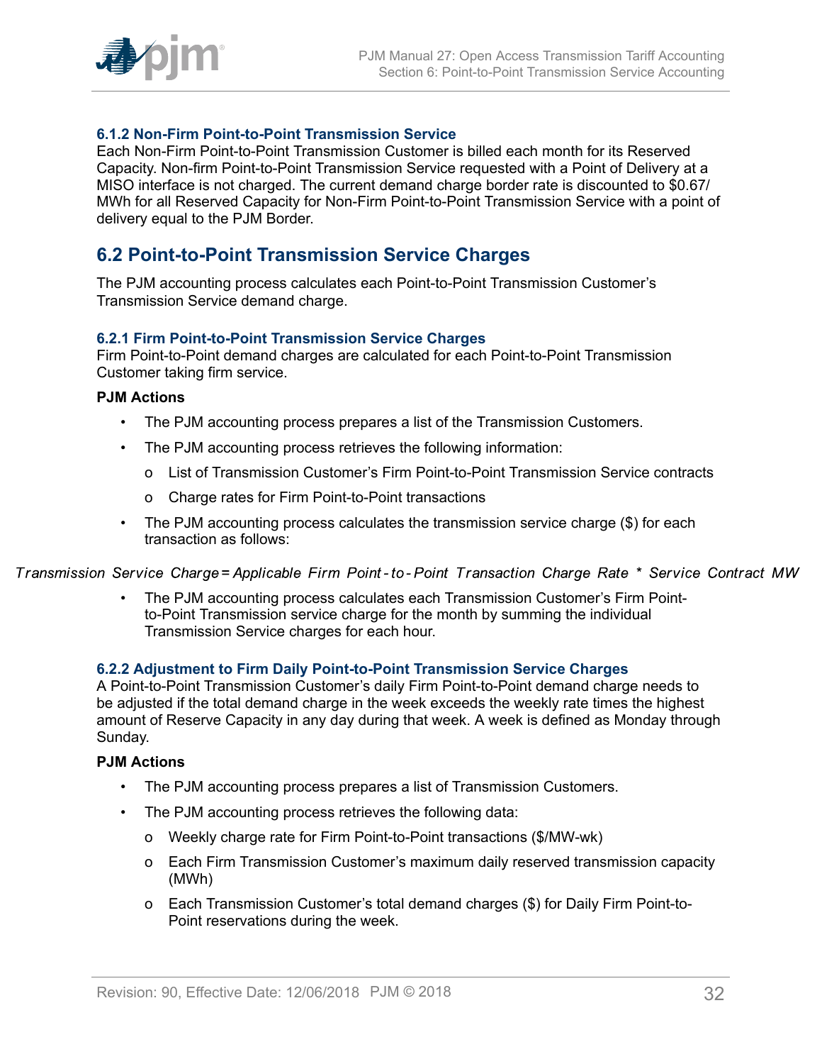### 6.1.2 Non-Firm Point-to-Point Transmission Service

Each Non-Firm Point-to-Point Transmission Customer is billed each month for its Reserved Capacity. Non-firm Point-to-Point Transmission Service requested with a Point of Delivery at a MISO interface is not charged. The current demand charge border rate is discounted to $0.67/MWh for all Reserved Capacity for Non-Firm Point-to-Point Transmission Service with a point of delivery equal to the PJM Border.

## 6.2 Point-to-Point Transmission Service Charges

The PJM accounting process calculates each Point-to-Point Transmission Customer's Transmission Service demand charge.

### 6.2.1 Firm Point-to-Point Transmission Service Charges

Firm Point-to-Point demand charges are calculated for each Point-to-Point Transmission Customer taking firm service.

**PJM Actions**

- The PJM accounting process prepares a list of the Transmission Customers.
- The PJM accounting process retrieves the following information:
  - List of Transmission Customer's Firm Point-to-Point Transmission Service contracts
  - Charge rates for Firm Point-to-Point transactions
- The PJM accounting process calculates the transmission service charge ($) for each transaction as follows:

$$Transmission\ Service\ Charge = Applicable\ Firm\ Point\text{-}to\text{-}Point\ Transaction\ Charge\ Rate\ *\ Service\ Contract\ MW$$

- The PJM accounting process calculates each Transmission Customer's Firm Point-to-Point Transmission service charge for the month by summing the individual Transmission Service charges for each hour.

### 6.2.2 Adjustment to Firm Daily Point-to-Point Transmission Service Charges

A Point-to-Point Transmission Customer's daily Firm Point-to-Point demand charge needs to be adjusted if the total demand charge in the week exceeds the weekly rate times the highest amount of Reserve Capacity in any day during that week. A week is defined as Monday through Sunday.

**PJM Actions**

- The PJM accounting process prepares a list of Transmission Customers.
- The PJM accounting process retrieves the following data:
  - Weekly charge rate for Firm Point-to-Point transactions ($/MW-wk)
  - Each Firm Transmission Customer's maximum daily reserved transmission capacity (MWh)
  - Each Transmission Customer's total demand charges ($) for Daily Firm Point-to-Point reservations during the week.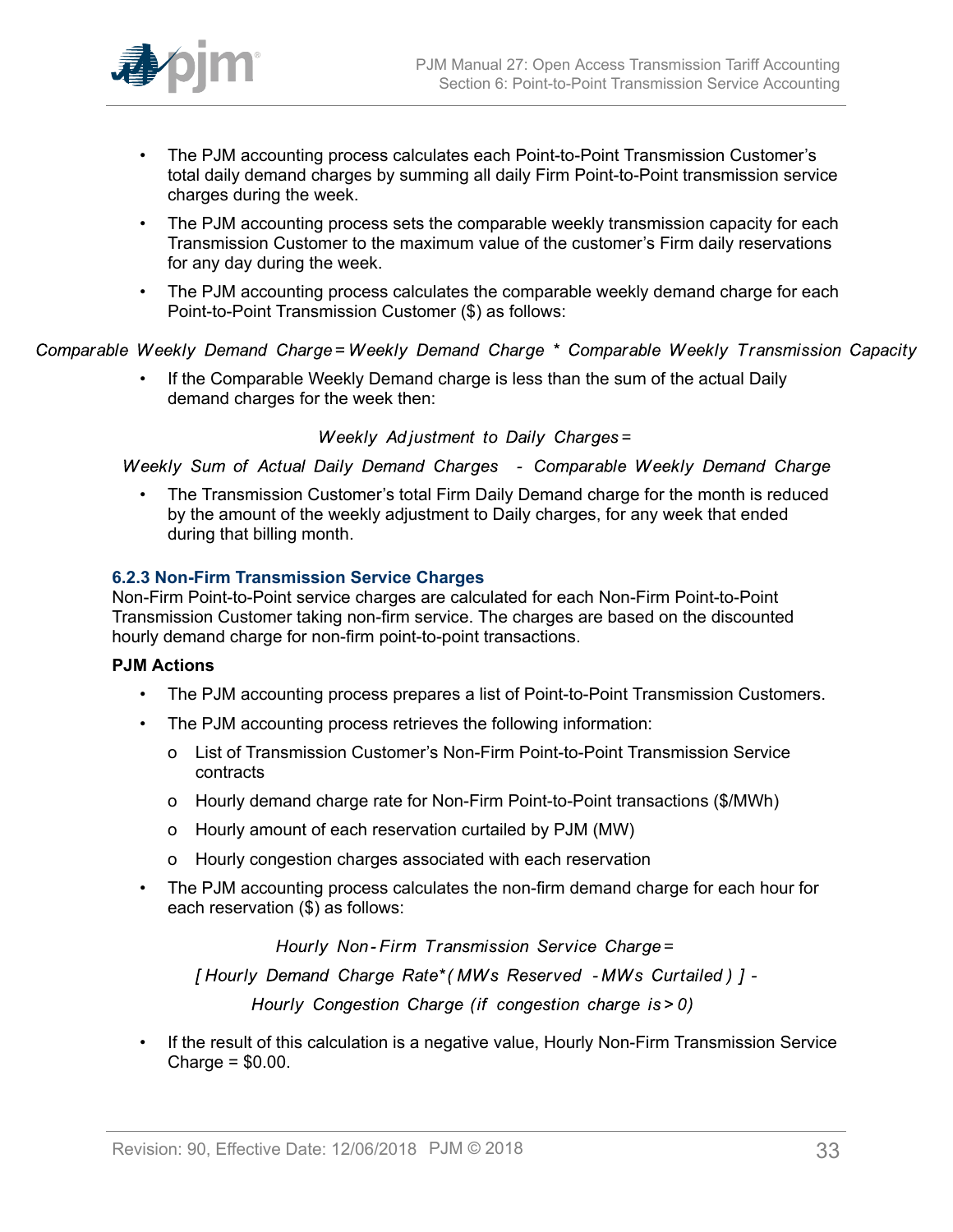- The PJM accounting process calculates each Point-to-Point Transmission Customer's total daily demand charges by summing all daily Firm Point-to-Point transmission service charges during the week.
- The PJM accounting process sets the comparable weekly transmission capacity for each Transmission Customer to the maximum value of the customer's Firm daily reservations for any day during the week.
- The PJM accounting process calculates the comparable weekly demand charge for each Point-to-Point Transmission Customer ($) as follows:

$$\text{Comparable Weekly Demand Charge} = \text{Weekly Demand Charge} * \text{Comparable Weekly Transmission Capacity}$$

- If the Comparable Weekly Demand charge is less than the sum of the actual Daily demand charges for the week then:

$$\text{Weekly Adjustment to Daily Charges} =$$

$$\text{Weekly Sum of Actual Daily Demand Charges} - \text{Comparable Weekly Demand Charge}$$

- The Transmission Customer's total Firm Daily Demand charge for the month is reduced by the amount of the weekly adjustment to Daily charges, for any week that ended during that billing month.

### 6.2.3 Non-Firm Transmission Service Charges

Non-Firm Point-to-Point service charges are calculated for each Non-Firm Point-to-Point Transmission Customer taking non-firm service. The charges are based on the discounted hourly demand charge for non-firm point-to-point transactions.

**PJM Actions**

- The PJM accounting process prepares a list of Point-to-Point Transmission Customers.
- The PJM accounting process retrieves the following information:
  - List of Transmission Customer's Non-Firm Point-to-Point Transmission Service contracts
  - Hourly demand charge rate for Non-Firm Point-to-Point transactions ($/MWh)
  - Hourly amount of each reservation curtailed by PJM (MW)
  - Hourly congestion charges associated with each reservation
- The PJM accounting process calculates the non-firm demand charge for each hour for each reservation ($) as follows:

$$\text{Hourly Non-Firm Transmission Service Charge} =$$

$$[\text{Hourly Demand Charge Rate} * (\text{MWs Reserved} - \text{MWs Curtailed})] -$$

$$\text{Hourly Congestion Charge (if congestion charge is} > 0)$$

- If the result of this calculation is a negative value, Hourly Non-Firm Transmission Service Charge = $0.00.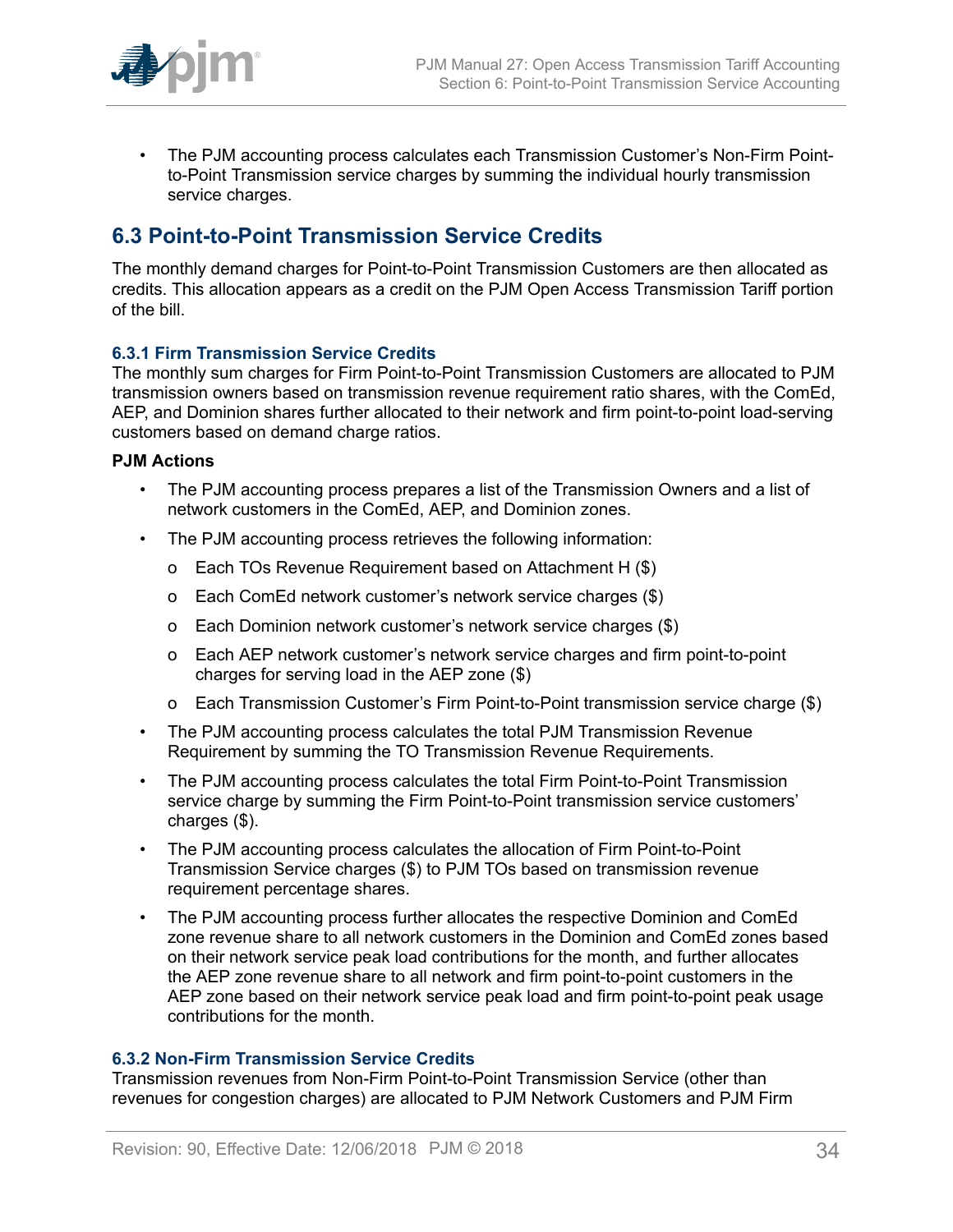- The PJM accounting process calculates each Transmission Customer's Non-Firm Point-to-Point Transmission service charges by summing the individual hourly transmission service charges.

## 6.3 Point-to-Point Transmission Service Credits

The monthly demand charges for Point-to-Point Transmission Customers are then allocated as credits. This allocation appears as a credit on the PJM Open Access Transmission Tariff portion of the bill.

### 6.3.1 Firm Transmission Service Credits

The monthly sum charges for Firm Point-to-Point Transmission Customers are allocated to PJM transmission owners based on transmission revenue requirement ratio shares, with the ComEd, AEP, and Dominion shares further allocated to their network and firm point-to-point load-serving customers based on demand charge ratios.

**PJM Actions**

- The PJM accounting process prepares a list of the Transmission Owners and a list of network customers in the ComEd, AEP, and Dominion zones.
- The PJM accounting process retrieves the following information:
  - o Each TOs Revenue Requirement based on Attachment H ($)
  - o Each ComEd network customer's network service charges ($)
  - o Each Dominion network customer's network service charges ($)
  - o Each AEP network customer's network service charges and firm point-to-point charges for serving load in the AEP zone ($)
  - o Each Transmission Customer's Firm Point-to-Point transmission service charge ($)
- The PJM accounting process calculates the total PJM Transmission Revenue Requirement by summing the TO Transmission Revenue Requirements.
- The PJM accounting process calculates the total Firm Point-to-Point Transmission service charge by summing the Firm Point-to-Point transmission service customers' charges ($).
- The PJM accounting process calculates the allocation of Firm Point-to-Point Transmission Service charges ($) to PJM TOs based on transmission revenue requirement percentage shares.
- The PJM accounting process further allocates the respective Dominion and ComEd zone revenue share to all network customers in the Dominion and ComEd zones based on their network service peak load contributions for the month, and further allocates the AEP zone revenue share to all network and firm point-to-point customers in the AEP zone based on their network service peak load and firm point-to-point peak usage contributions for the month.

### 6.3.2 Non-Firm Transmission Service Credits

Transmission revenues from Non-Firm Point-to-Point Transmission Service (other than revenues for congestion charges) are allocated to PJM Network Customers and PJM Firm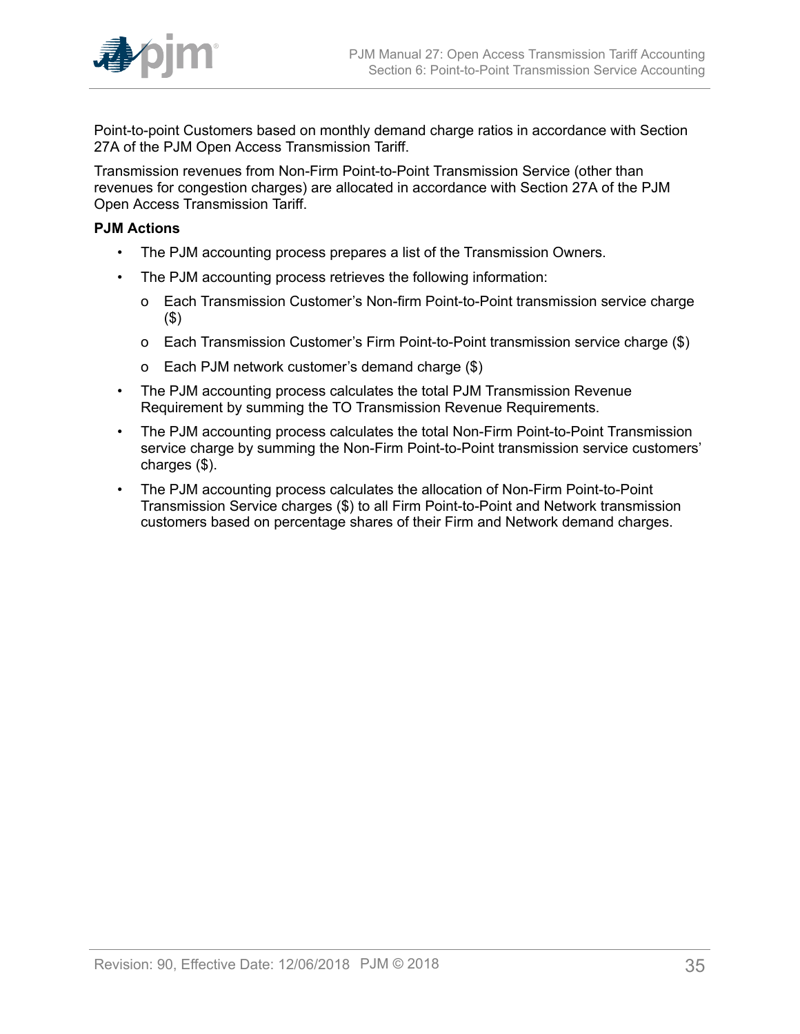Point-to-point Customers based on monthly demand charge ratios in accordance with Section 27A of the PJM Open Access Transmission Tariff.

Transmission revenues from Non-Firm Point-to-Point Transmission Service (other than revenues for congestion charges) are allocated in accordance with Section 27A of the PJM Open Access Transmission Tariff.

**PJM Actions**

- The PJM accounting process prepares a list of the Transmission Owners.
- The PJM accounting process retrieves the following information:
  - Each Transmission Customer's Non-firm Point-to-Point transmission service charge ($)
  - Each Transmission Customer's Firm Point-to-Point transmission service charge ($)
  - Each PJM network customer's demand charge ($)
- The PJM accounting process calculates the total PJM Transmission Revenue Requirement by summing the TO Transmission Revenue Requirements.
- The PJM accounting process calculates the total Non-Firm Point-to-Point Transmission service charge by summing the Non-Firm Point-to-Point transmission service customers' charges ($).
- The PJM accounting process calculates the allocation of Non-Firm Point-to-Point Transmission Service charges ($) to all Firm Point-to-Point and Network transmission customers based on percentage shares of their Firm and Network demand charges.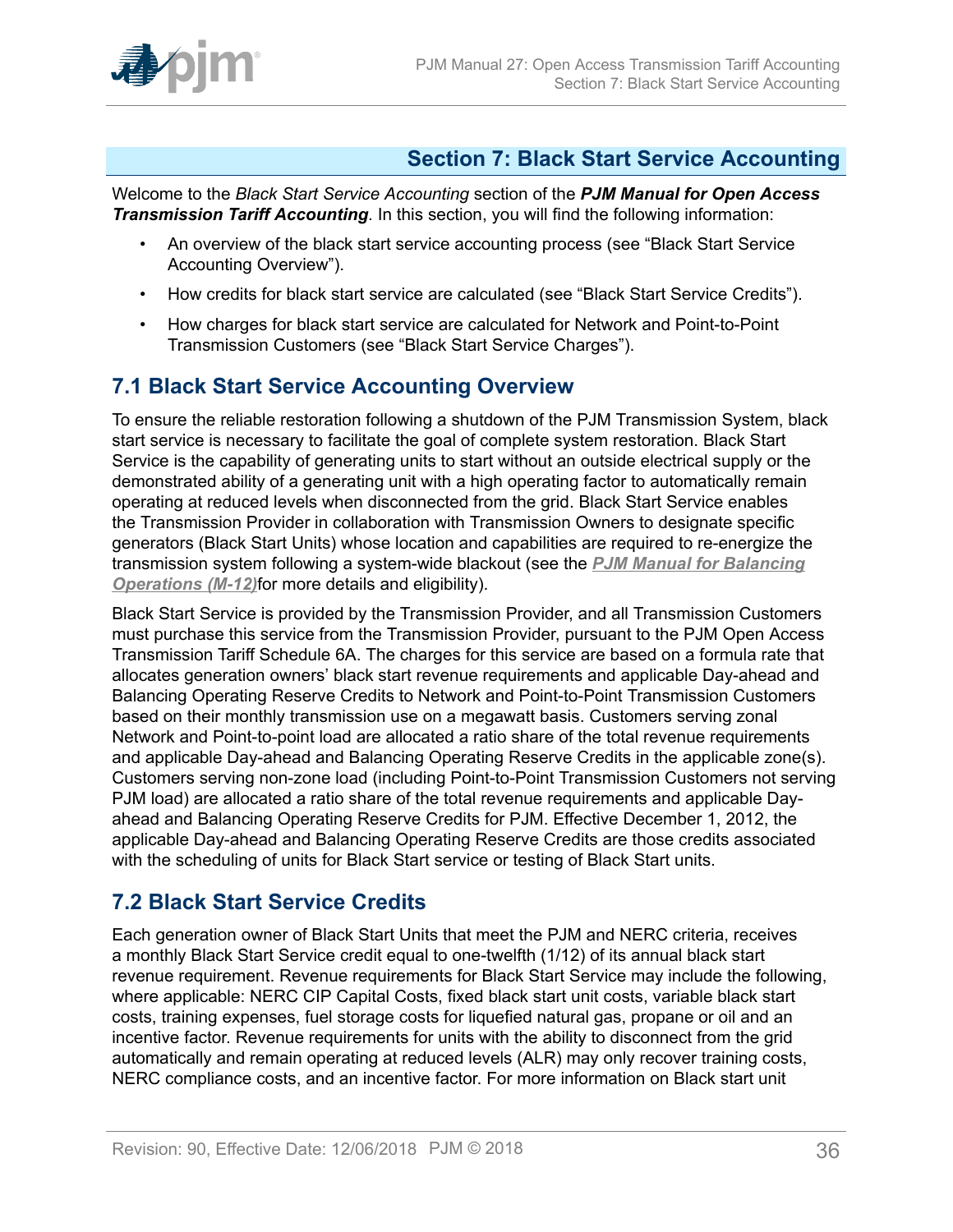## Section 7: Black Start Service Accounting

Welcome to the *Black Start Service Accounting* section of the ***PJM Manual for Open Access Transmission Tariff Accounting***. In this section, you will find the following information:

- An overview of the black start service accounting process (see "Black Start Service Accounting Overview").
- How credits for black start service are calculated (see "Black Start Service Credits").
- How charges for black start service are calculated for Network and Point-to-Point Transmission Customers (see "Black Start Service Charges").

## 7.1 Black Start Service Accounting Overview

To ensure the reliable restoration following a shutdown of the PJM Transmission System, black start service is necessary to facilitate the goal of complete system restoration. Black Start Service is the capability of generating units to start without an outside electrical supply or the demonstrated ability of a generating unit with a high operating factor to automatically remain operating at reduced levels when disconnected from the grid. Black Start Service enables the Transmission Provider in collaboration with Transmission Owners to designate specific generators (Black Start Units) whose location and capabilities are required to re-energize the transmission system following a system-wide blackout (see the ***PJM Manual for Balancing Operations (M-12)***for more details and eligibility).

Black Start Service is provided by the Transmission Provider, and all Transmission Customers must purchase this service from the Transmission Provider, pursuant to the PJM Open Access Transmission Tariff Schedule 6A. The charges for this service are based on a formula rate that allocates generation owners' black start revenue requirements and applicable Day-ahead and Balancing Operating Reserve Credits to Network and Point-to-Point Transmission Customers based on their monthly transmission use on a megawatt basis. Customers serving zonal Network and Point-to-point load are allocated a ratio share of the total revenue requirements and applicable Day-ahead and Balancing Operating Reserve Credits in the applicable zone(s). Customers serving non-zone load (including Point-to-Point Transmission Customers not serving PJM load) are allocated a ratio share of the total revenue requirements and applicable Day-ahead and Balancing Operating Reserve Credits for PJM. Effective December 1, 2012, the applicable Day-ahead and Balancing Operating Reserve Credits are those credits associated with the scheduling of units for Black Start service or testing of Black Start units.

## 7.2 Black Start Service Credits

Each generation owner of Black Start Units that meet the PJM and NERC criteria, receives a monthly Black Start Service credit equal to one-twelfth (1/12) of its annual black start revenue requirement. Revenue requirements for Black Start Service may include the following, where applicable: NERC CIP Capital Costs, fixed black start unit costs, variable black start costs, training expenses, fuel storage costs for liquefied natural gas, propane or oil and an incentive factor. Revenue requirements for units with the ability to disconnect from the grid automatically and remain operating at reduced levels (ALR) may only recover training costs, NERC compliance costs, and an incentive factor. For more information on Black start unit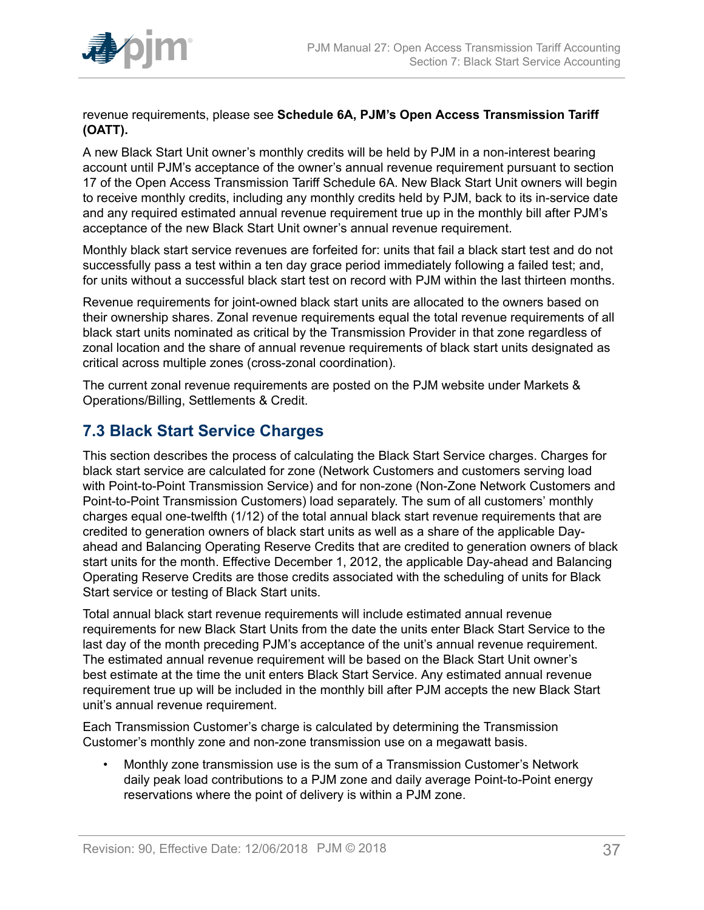revenue requirements, please see **Schedule 6A, PJM's Open Access Transmission Tariff (OATT).**

A new Black Start Unit owner's monthly credits will be held by PJM in a non-interest bearing account until PJM's acceptance of the owner's annual revenue requirement pursuant to section 17 of the Open Access Transmission Tariff Schedule 6A. New Black Start Unit owners will begin to receive monthly credits, including any monthly credits held by PJM, back to its in-service date and any required estimated annual revenue requirement true up in the monthly bill after PJM's acceptance of the new Black Start Unit owner's annual revenue requirement.

Monthly black start service revenues are forfeited for: units that fail a black start test and do not successfully pass a test within a ten day grace period immediately following a failed test; and, for units without a successful black start test on record with PJM within the last thirteen months.

Revenue requirements for joint-owned black start units are allocated to the owners based on their ownership shares. Zonal revenue requirements equal the total revenue requirements of all black start units nominated as critical by the Transmission Provider in that zone regardless of zonal location and the share of annual revenue requirements of black start units designated as critical across multiple zones (cross-zonal coordination).

The current zonal revenue requirements are posted on the PJM website under Markets & Operations/Billing, Settlements & Credit.

## 7.3 Black Start Service Charges

This section describes the process of calculating the Black Start Service charges. Charges for black start service are calculated for zone (Network Customers and customers serving load with Point-to-Point Transmission Service) and for non-zone (Non-Zone Network Customers and Point-to-Point Transmission Customers) load separately. The sum of all customers' monthly charges equal one-twelfth (1/12) of the total annual black start revenue requirements that are credited to generation owners of black start units as well as a share of the applicable Day-ahead and Balancing Operating Reserve Credits that are credited to generation owners of black start units for the month. Effective December 1, 2012, the applicable Day-ahead and Balancing Operating Reserve Credits are those credits associated with the scheduling of units for Black Start service or testing of Black Start units.

Total annual black start revenue requirements will include estimated annual revenue requirements for new Black Start Units from the date the units enter Black Start Service to the last day of the month preceding PJM's acceptance of the unit's annual revenue requirement. The estimated annual revenue requirement will be based on the Black Start Unit owner's best estimate at the time the unit enters Black Start Service. Any estimated annual revenue requirement true up will be included in the monthly bill after PJM accepts the new Black Start unit's annual revenue requirement.

Each Transmission Customer's charge is calculated by determining the Transmission Customer's monthly zone and non-zone transmission use on a megawatt basis.

- Monthly zone transmission use is the sum of a Transmission Customer's Network daily peak load contributions to a PJM zone and daily average Point-to-Point energy reservations where the point of delivery is within a PJM zone.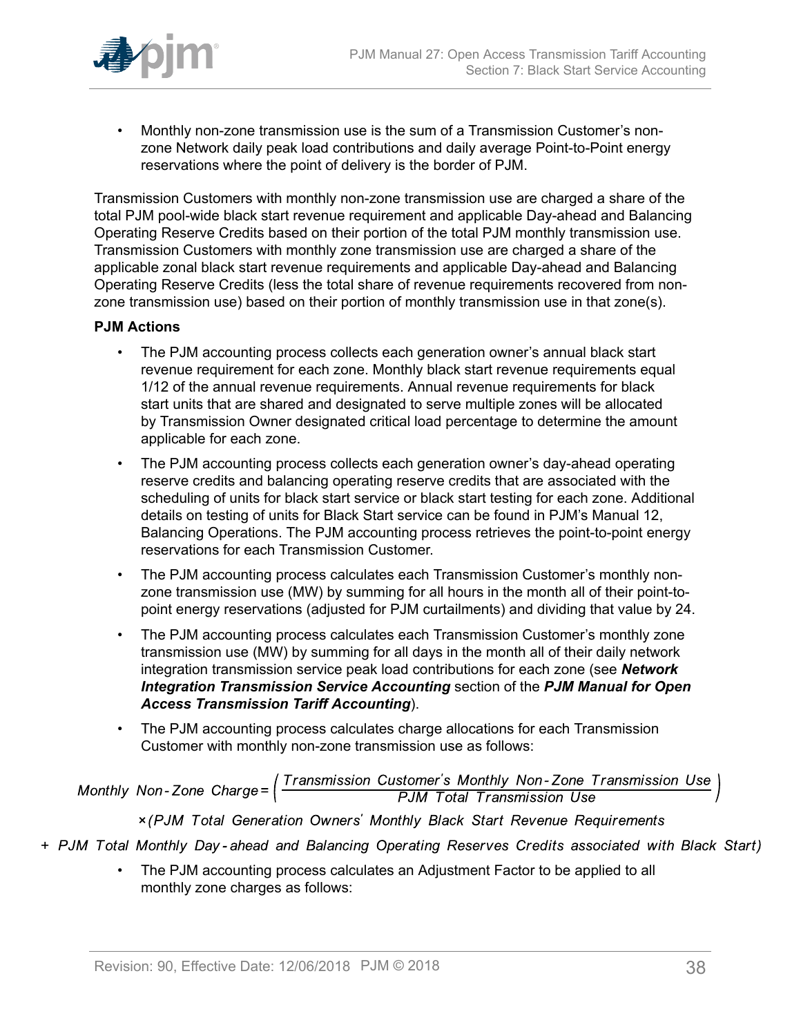- Monthly non-zone transmission use is the sum of a Transmission Customer's non-zone Network daily peak load contributions and daily average Point-to-Point energy reservations where the point of delivery is the border of PJM.

Transmission Customers with monthly non-zone transmission use are charged a share of the total PJM pool-wide black start revenue requirement and applicable Day-ahead and Balancing Operating Reserve Credits based on their portion of the total PJM monthly transmission use. Transmission Customers with monthly zone transmission use are charged a share of the applicable zonal black start revenue requirements and applicable Day-ahead and Balancing Operating Reserve Credits (less the total share of revenue requirements recovered from non-zone transmission use) based on their portion of monthly transmission use in that zone(s).

**PJM Actions**

- The PJM accounting process collects each generation owner's annual black start revenue requirement for each zone. Monthly black start revenue requirements equal 1/12 of the annual revenue requirements. Annual revenue requirements for black start units that are shared and designated to serve multiple zones will be allocated by Transmission Owner designated critical load percentage to determine the amount applicable for each zone.
- The PJM accounting process collects each generation owner's day-ahead operating reserve credits and balancing operating reserve credits that are associated with the scheduling of units for black start service or black start testing for each zone. Additional details on testing of units for Black Start service can be found in PJM's Manual 12, Balancing Operations. The PJM accounting process retrieves the point-to-point energy reservations for each Transmission Customer.
- The PJM accounting process calculates each Transmission Customer's monthly non-zone transmission use (MW) by summing for all hours in the month all of their point-to-point energy reservations (adjusted for PJM curtailments) and dividing that value by 24.
- The PJM accounting process calculates each Transmission Customer's monthly zone transmission use (MW) by summing for all days in the month all of their daily network integration transmission service peak load contributions for each zone (see ***Network Integration Transmission Service Accounting*** section of the ***PJM Manual for Open Access Transmission Tariff Accounting***).
- The PJM accounting process calculates charge allocations for each Transmission Customer with monthly non-zone transmission use as follows:

$$\text{Monthly Non-Zone Charge} = \left( \frac{\text{Transmission Customer's Monthly Non-Zone Transmission Use}}{\text{PJM Total Transmission Use}} \right) \times (\text{PJM Total Generation Owners' Monthly Black Start Revenue Requirements} + \text{PJM Total Monthly Day-ahead and Balancing Operating Reserves Credits associated with Black Start})$$

- The PJM accounting process calculates an Adjustment Factor to be applied to all monthly zone charges as follows: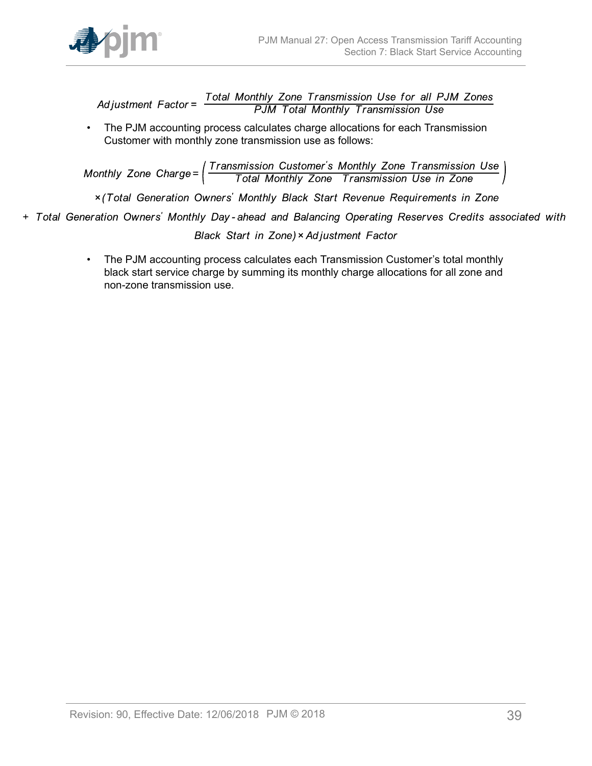$$Adjustment\ Factor = \frac{Total\ Monthly\ Zone\ Transmission\ Use\ for\ all\ PJM\ Zones}{PJM\ Total\ Monthly\ Transmission\ Use}$$

- The PJM accounting process calculates charge allocations for each Transmission Customer with monthly zone transmission use as follows:

$$Monthly\ Zone\ Charge = \left(\frac{Transmission\ Customer's\ Monthly\ Zone\ Transmission\ Use}{Total\ Monthly\ Zone\ \ Transmission\ Use\ in\ Zone}\right)$$

$$\times (Total\ Generation\ Owners'\ Monthly\ Black\ Start\ Revenue\ Requirements\ in\ Zone$$

$$+\ Total\ Generation\ Owners'\ Monthly\ Day\text{-}ahead\ and\ Balancing\ Operating\ Reserves\ Credits\ associated\ with$$

$$Black\ Start\ in\ Zone) \times Adjustment\ Factor$$

- The PJM accounting process calculates each Transmission Customer's total monthly black start service charge by summing its monthly charge allocations for all zone and non-zone transmission use.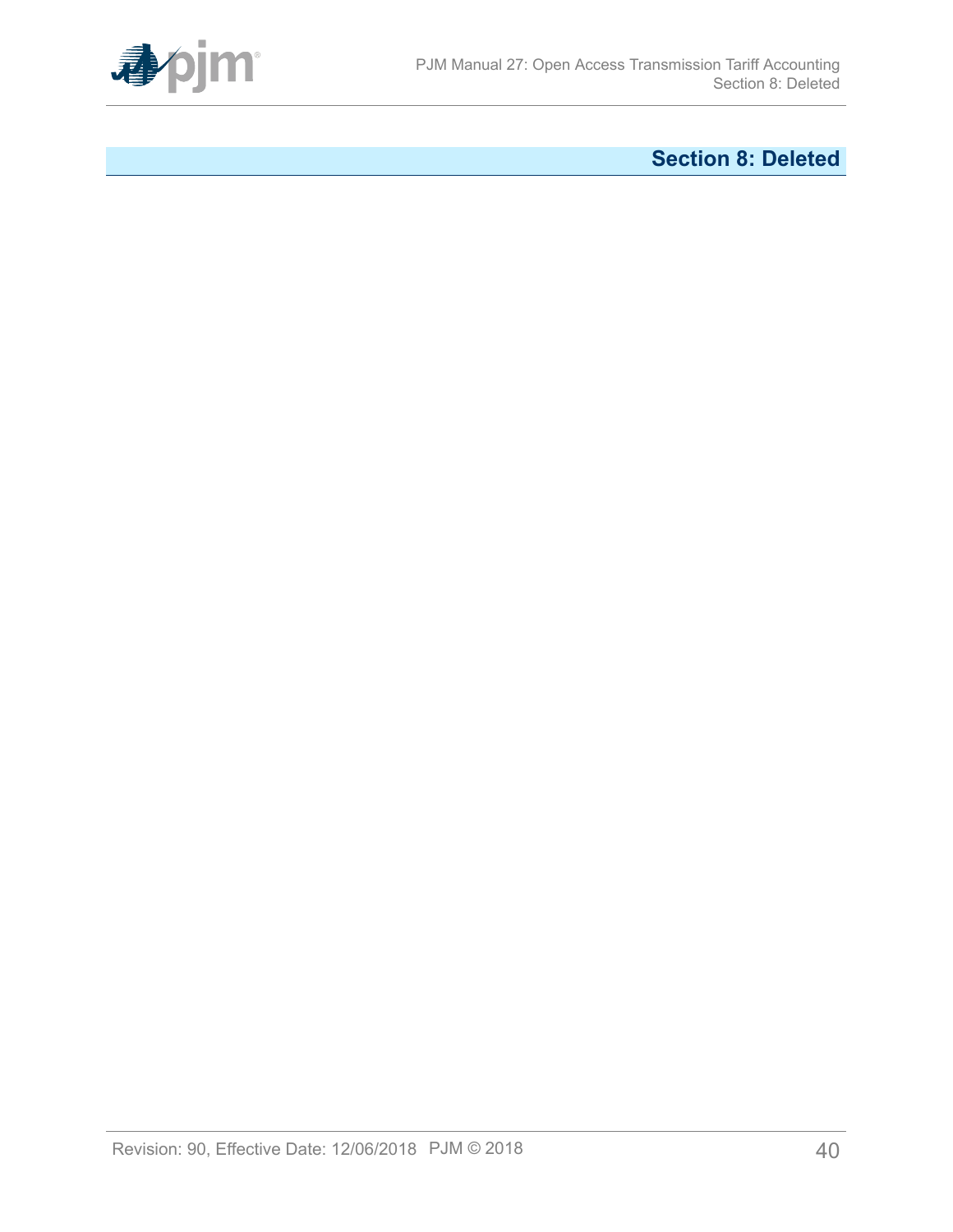# Section 8: Deleted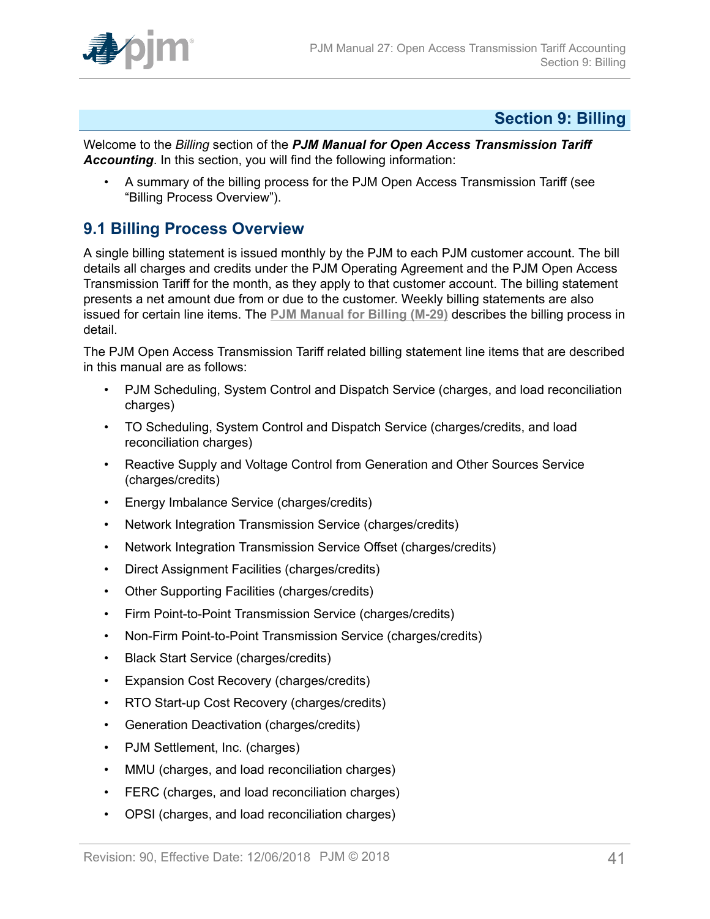# Section 9: Billing

Welcome to the *Billing* section of the ***PJM Manual for Open Access Transmission Tariff Accounting***. In this section, you will find the following information:

- A summary of the billing process for the PJM Open Access Transmission Tariff (see "Billing Process Overview").

## 9.1 Billing Process Overview

A single billing statement is issued monthly by the PJM to each PJM customer account. The bill details all charges and credits under the PJM Operating Agreement and the PJM Open Access Transmission Tariff for the month, as they apply to that customer account. The billing statement presents a net amount due from or due to the customer. Weekly billing statements are also issued for certain line items. The PJM Manual for Billing (M-29) describes the billing process in detail.

The PJM Open Access Transmission Tariff related billing statement line items that are described in this manual are as follows:

- PJM Scheduling, System Control and Dispatch Service (charges, and load reconciliation charges)
- TO Scheduling, System Control and Dispatch Service (charges/credits, and load reconciliation charges)
- Reactive Supply and Voltage Control from Generation and Other Sources Service (charges/credits)
- Energy Imbalance Service (charges/credits)
- Network Integration Transmission Service (charges/credits)
- Network Integration Transmission Service Offset (charges/credits)
- Direct Assignment Facilities (charges/credits)
- Other Supporting Facilities (charges/credits)
- Firm Point-to-Point Transmission Service (charges/credits)
- Non-Firm Point-to-Point Transmission Service (charges/credits)
- Black Start Service (charges/credits)
- Expansion Cost Recovery (charges/credits)
- RTO Start-up Cost Recovery (charges/credits)
- Generation Deactivation (charges/credits)
- PJM Settlement, Inc. (charges)
- MMU (charges, and load reconciliation charges)
- FERC (charges, and load reconciliation charges)
- OPSI (charges, and load reconciliation charges)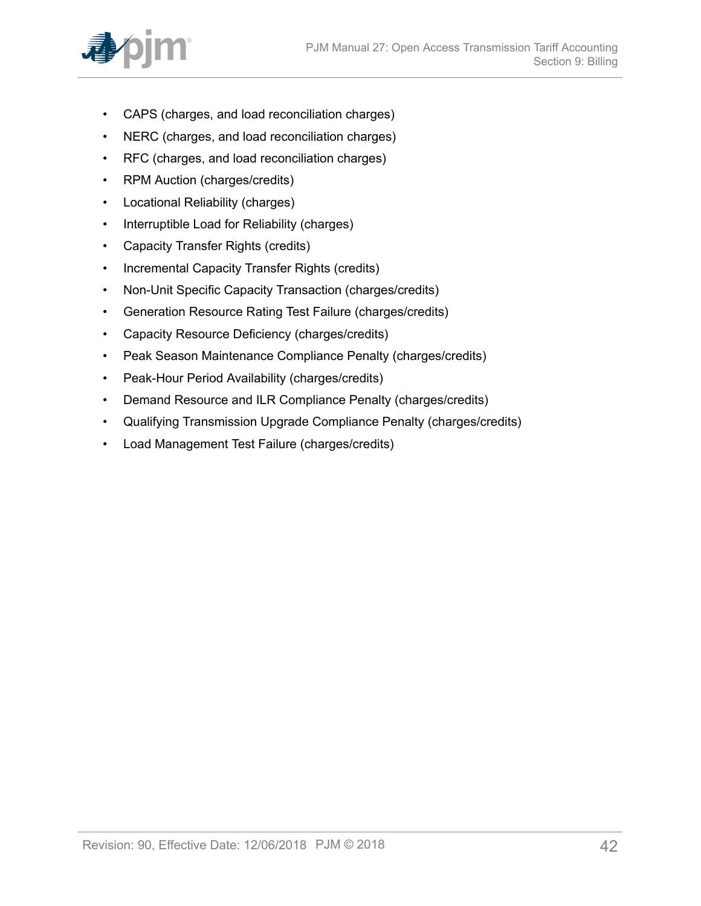- CAPS (charges, and load reconciliation charges)
- NERC (charges, and load reconciliation charges)
- RFC (charges, and load reconciliation charges)
- RPM Auction (charges/credits)
- Locational Reliability (charges)
- Interruptible Load for Reliability (charges)
- Capacity Transfer Rights (credits)
- Incremental Capacity Transfer Rights (credits)
- Non-Unit Specific Capacity Transaction (charges/credits)
- Generation Resource Rating Test Failure (charges/credits)
- Capacity Resource Deficiency (charges/credits)
- Peak Season Maintenance Compliance Penalty (charges/credits)
- Peak-Hour Period Availability (charges/credits)
- Demand Resource and ILR Compliance Penalty (charges/credits)
- Qualifying Transmission Upgrade Compliance Penalty (charges/credits)
- Load Management Test Failure (charges/credits)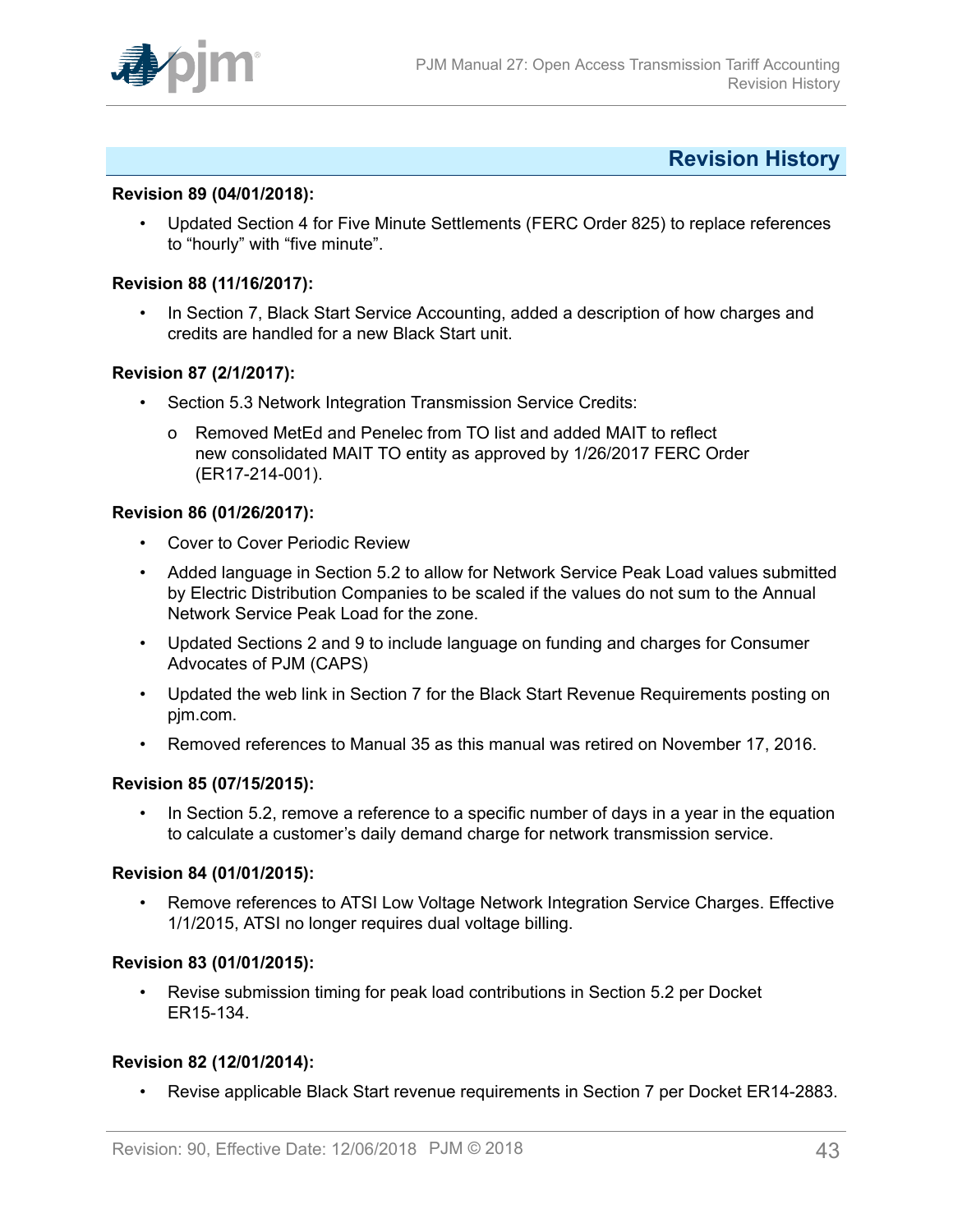## Revision History

**Revision 89 (04/01/2018):**

- Updated Section 4 for Five Minute Settlements (FERC Order 825) to replace references to "hourly" with "five minute".

**Revision 88 (11/16/2017):**

- In Section 7, Black Start Service Accounting, added a description of how charges and credits are handled for a new Black Start unit.

**Revision 87 (2/1/2017):**

- Section 5.3 Network Integration Transmission Service Credits:
  - o Removed MetEd and Penelec from TO list and added MAIT to reflect new consolidated MAIT TO entity as approved by 1/26/2017 FERC Order (ER17-214-001).

**Revision 86 (01/26/2017):**

- Cover to Cover Periodic Review
- Added language in Section 5.2 to allow for Network Service Peak Load values submitted by Electric Distribution Companies to be scaled if the values do not sum to the Annual Network Service Peak Load for the zone.
- Updated Sections 2 and 9 to include language on funding and charges for Consumer Advocates of PJM (CAPS)
- Updated the web link in Section 7 for the Black Start Revenue Requirements posting on pjm.com.
- Removed references to Manual 35 as this manual was retired on November 17, 2016.

**Revision 85 (07/15/2015):**

- In Section 5.2, remove a reference to a specific number of days in a year in the equation to calculate a customer's daily demand charge for network transmission service.

**Revision 84 (01/01/2015):**

- Remove references to ATSI Low Voltage Network Integration Service Charges. Effective 1/1/2015, ATSI no longer requires dual voltage billing.

**Revision 83 (01/01/2015):**

- Revise submission timing for peak load contributions in Section 5.2 per Docket ER15-134.

**Revision 82 (12/01/2014):**

- Revise applicable Black Start revenue requirements in Section 7 per Docket ER14-2883.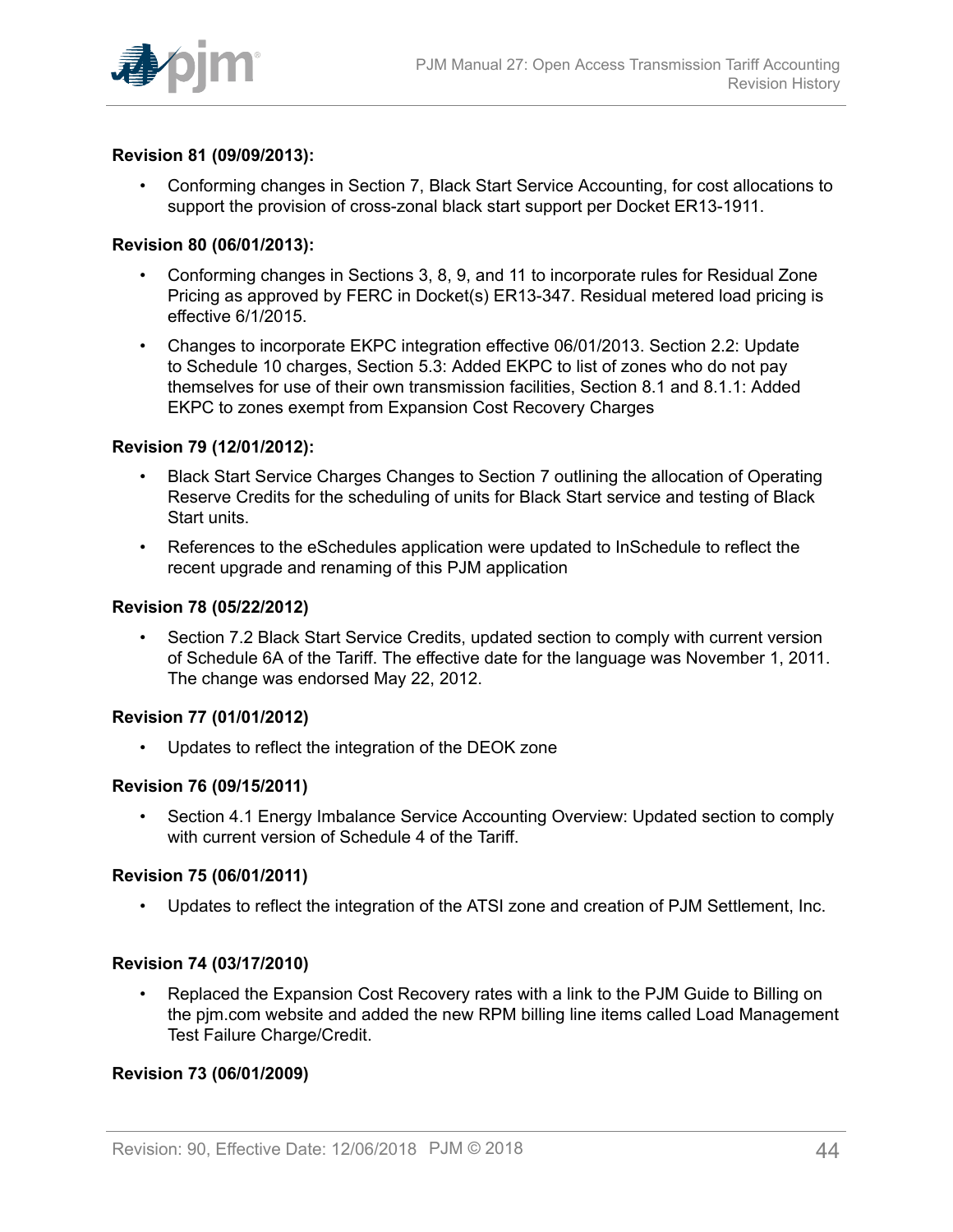**Revision 81 (09/09/2013):**

- Conforming changes in Section 7, Black Start Service Accounting, for cost allocations to support the provision of cross-zonal black start support per Docket ER13-1911.

**Revision 80 (06/01/2013):**

- Conforming changes in Sections 3, 8, 9, and 11 to incorporate rules for Residual Zone Pricing as approved by FERC in Docket(s) ER13-347. Residual metered load pricing is effective 6/1/2015.
- Changes to incorporate EKPC integration effective 06/01/2013. Section 2.2: Update to Schedule 10 charges, Section 5.3: Added EKPC to list of zones who do not pay themselves for use of their own transmission facilities, Section 8.1 and 8.1.1: Added EKPC to zones exempt from Expansion Cost Recovery Charges

**Revision 79 (12/01/2012):**

- Black Start Service Charges Changes to Section 7 outlining the allocation of Operating Reserve Credits for the scheduling of units for Black Start service and testing of Black Start units.
- References to the eSchedules application were updated to InSchedule to reflect the recent upgrade and renaming of this PJM application

**Revision 78 (05/22/2012)**

- Section 7.2 Black Start Service Credits, updated section to comply with current version of Schedule 6A of the Tariff. The effective date for the language was November 1, 2011. The change was endorsed May 22, 2012.

**Revision 77 (01/01/2012)**

- Updates to reflect the integration of the DEOK zone

**Revision 76 (09/15/2011)**

- Section 4.1 Energy Imbalance Service Accounting Overview: Updated section to comply with current version of Schedule 4 of the Tariff.

**Revision 75 (06/01/2011)**

- Updates to reflect the integration of the ATSI zone and creation of PJM Settlement, Inc.

**Revision 74 (03/17/2010)**

- Replaced the Expansion Cost Recovery rates with a link to the PJM Guide to Billing on the pjm.com website and added the new RPM billing line items called Load Management Test Failure Charge/Credit.

**Revision 73 (06/01/2009)**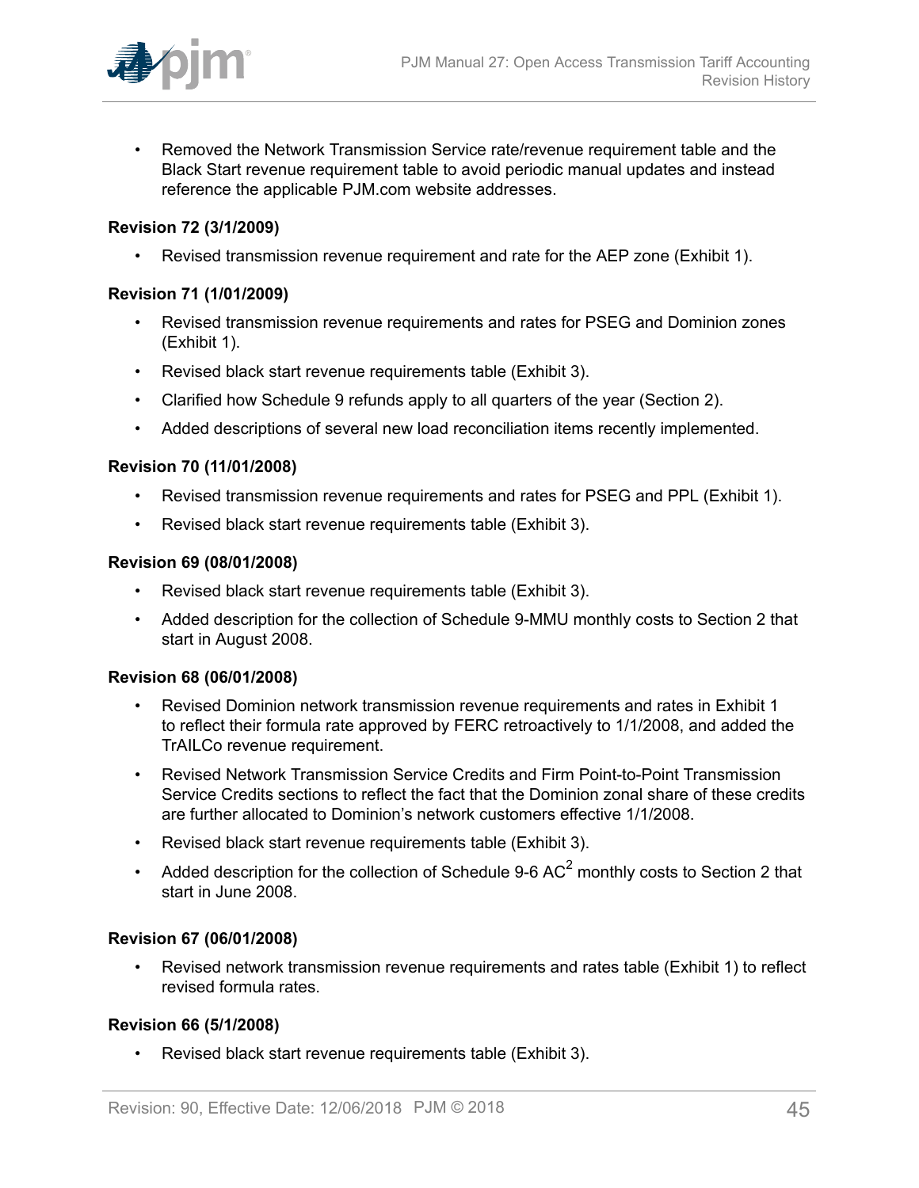- Removed the Network Transmission Service rate/revenue requirement table and the Black Start revenue requirement table to avoid periodic manual updates and instead reference the applicable PJM.com website addresses.

**Revision 72 (3/1/2009)**

- Revised transmission revenue requirement and rate for the AEP zone (Exhibit 1).

**Revision 71 (1/01/2009)**

- Revised transmission revenue requirements and rates for PSEG and Dominion zones (Exhibit 1).
- Revised black start revenue requirements table (Exhibit 3).
- Clarified how Schedule 9 refunds apply to all quarters of the year (Section 2).
- Added descriptions of several new load reconciliation items recently implemented.

**Revision 70 (11/01/2008)**

- Revised transmission revenue requirements and rates for PSEG and PPL (Exhibit 1).
- Revised black start revenue requirements table (Exhibit 3).

**Revision 69 (08/01/2008)**

- Revised black start revenue requirements table (Exhibit 3).
- Added description for the collection of Schedule 9-MMU monthly costs to Section 2 that start in August 2008.

**Revision 68 (06/01/2008)**

- Revised Dominion network transmission revenue requirements and rates in Exhibit 1 to reflect their formula rate approved by FERC retroactively to 1/1/2008, and added the TrAILCo revenue requirement.
- Revised Network Transmission Service Credits and Firm Point-to-Point Transmission Service Credits sections to reflect the fact that the Dominion zonal share of these credits are further allocated to Dominion's network customers effective 1/1/2008.
- Revised black start revenue requirements table (Exhibit 3).
- Added description for the collection of Schedule 9-6 $AC^2$ monthly costs to Section 2 that start in June 2008.

**Revision 67 (06/01/2008)**

- Revised network transmission revenue requirements and rates table (Exhibit 1) to reflect revised formula rates.

**Revision 66 (5/1/2008)**

- Revised black start revenue requirements table (Exhibit 3).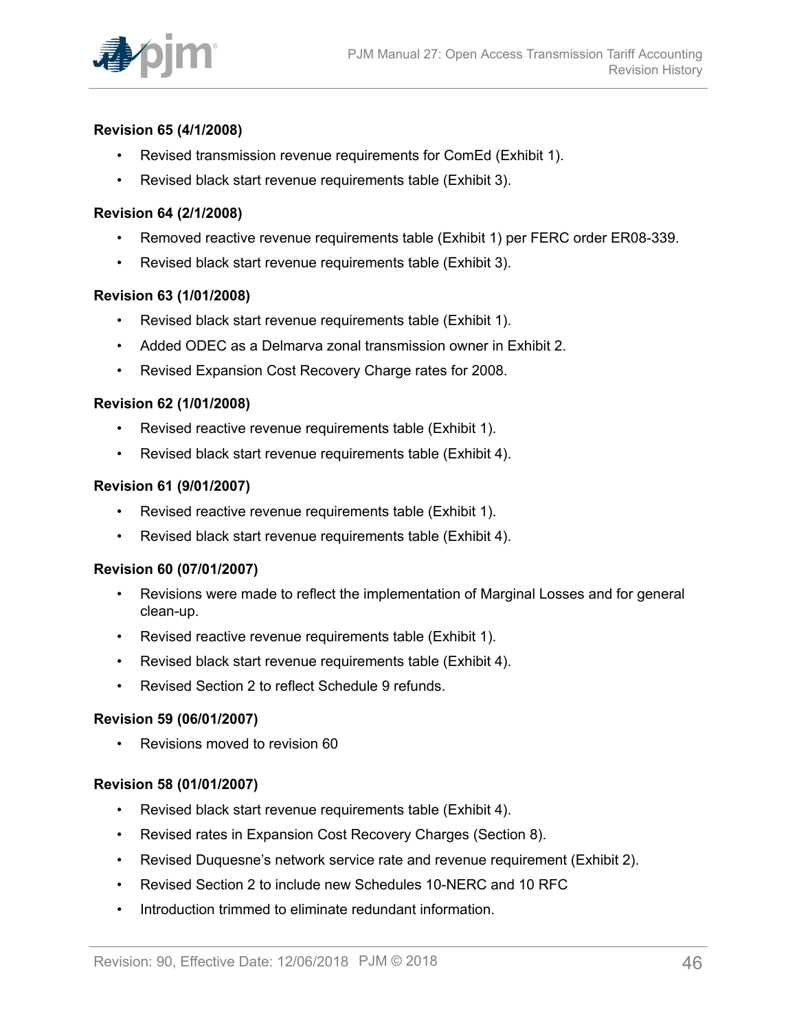**Revision 65 (4/1/2008)**

- Revised transmission revenue requirements for ComEd (Exhibit 1).
- Revised black start revenue requirements table (Exhibit 3).

**Revision 64 (2/1/2008)**

- Removed reactive revenue requirements table (Exhibit 1) per FERC order ER08-339.
- Revised black start revenue requirements table (Exhibit 3).

**Revision 63 (1/01/2008)**

- Revised black start revenue requirements table (Exhibit 1).
- Added ODEC as a Delmarva zonal transmission owner in Exhibit 2.
- Revised Expansion Cost Recovery Charge rates for 2008.

**Revision 62 (1/01/2008)**

- Revised reactive revenue requirements table (Exhibit 1).
- Revised black start revenue requirements table (Exhibit 4).

**Revision 61 (9/01/2007)**

- Revised reactive revenue requirements table (Exhibit 1).
- Revised black start revenue requirements table (Exhibit 4).

**Revision 60 (07/01/2007)**

- Revisions were made to reflect the implementation of Marginal Losses and for general clean-up.
- Revised reactive revenue requirements table (Exhibit 1).
- Revised black start revenue requirements table (Exhibit 4).
- Revised Section 2 to reflect Schedule 9 refunds.

**Revision 59 (06/01/2007)**

- Revisions moved to revision 60

**Revision 58 (01/01/2007)**

- Revised black start revenue requirements table (Exhibit 4).
- Revised rates in Expansion Cost Recovery Charges (Section 8).
- Revised Duquesne's network service rate and revenue requirement (Exhibit 2).
- Revised Section 2 to include new Schedules 10-NERC and 10 RFC
- Introduction trimmed to eliminate redundant information.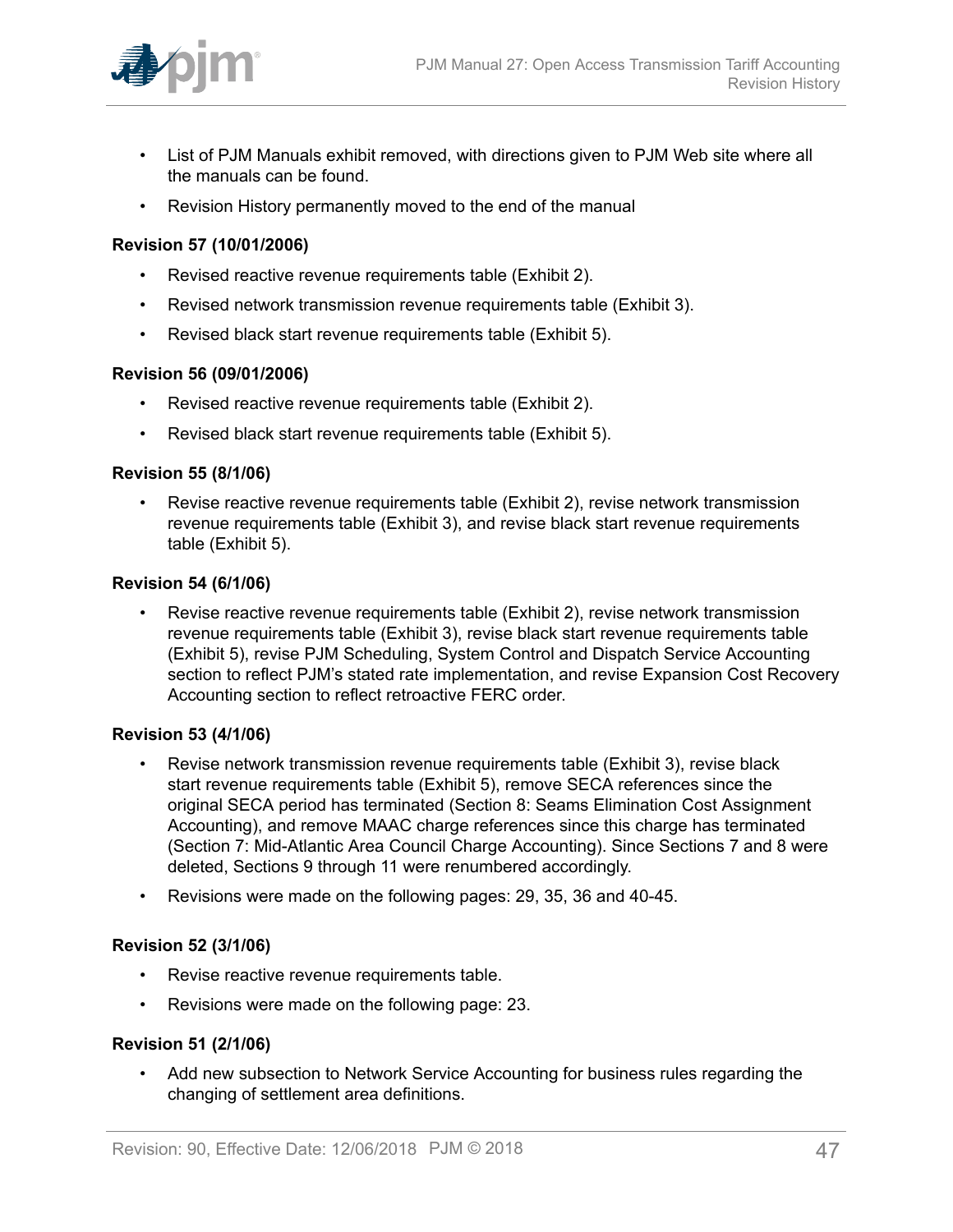- List of PJM Manuals exhibit removed, with directions given to PJM Web site where all the manuals can be found.
- Revision History permanently moved to the end of the manual

**Revision 57 (10/01/2006)**

- Revised reactive revenue requirements table (Exhibit 2).
- Revised network transmission revenue requirements table (Exhibit 3).
- Revised black start revenue requirements table (Exhibit 5).

**Revision 56 (09/01/2006)**

- Revised reactive revenue requirements table (Exhibit 2).
- Revised black start revenue requirements table (Exhibit 5).

**Revision 55 (8/1/06)**

- Revise reactive revenue requirements table (Exhibit 2), revise network transmission revenue requirements table (Exhibit 3), and revise black start revenue requirements table (Exhibit 5).

**Revision 54 (6/1/06)**

- Revise reactive revenue requirements table (Exhibit 2), revise network transmission revenue requirements table (Exhibit 3), revise black start revenue requirements table (Exhibit 5), revise PJM Scheduling, System Control and Dispatch Service Accounting section to reflect PJM's stated rate implementation, and revise Expansion Cost Recovery Accounting section to reflect retroactive FERC order.

**Revision 53 (4/1/06)**

- Revise network transmission revenue requirements table (Exhibit 3), revise black start revenue requirements table (Exhibit 5), remove SECA references since the original SECA period has terminated (Section 8: Seams Elimination Cost Assignment Accounting), and remove MAAC charge references since this charge has terminated (Section 7: Mid-Atlantic Area Council Charge Accounting). Since Sections 7 and 8 were deleted, Sections 9 through 11 were renumbered accordingly.
- Revisions were made on the following pages: 29, 35, 36 and 40-45.

**Revision 52 (3/1/06)**

- Revise reactive revenue requirements table.
- Revisions were made on the following page: 23.

**Revision 51 (2/1/06)**

- Add new subsection to Network Service Accounting for business rules regarding the changing of settlement area definitions.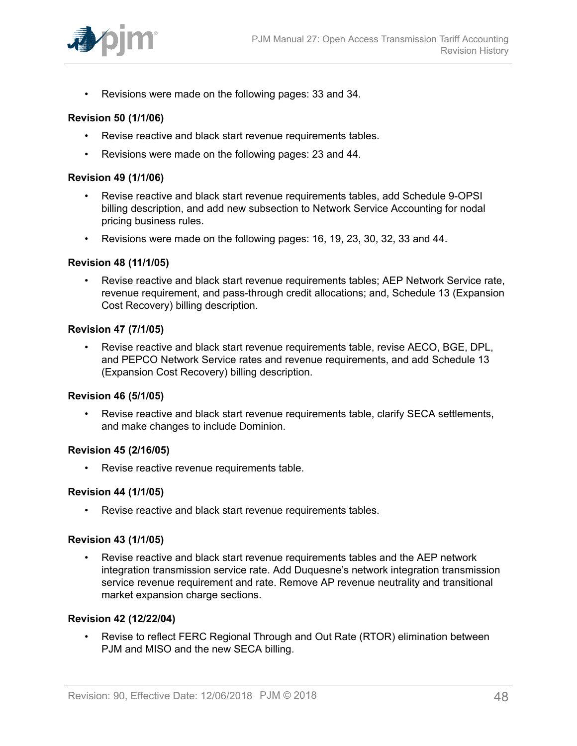- Revisions were made on the following pages: 33 and 34.

**Revision 50 (1/1/06)**

- Revise reactive and black start revenue requirements tables.
- Revisions were made on the following pages: 23 and 44.

**Revision 49 (1/1/06)**

- Revise reactive and black start revenue requirements tables, add Schedule 9-OPSI billing description, and add new subsection to Network Service Accounting for nodal pricing business rules.
- Revisions were made on the following pages: 16, 19, 23, 30, 32, 33 and 44.

**Revision 48 (11/1/05)**

- Revise reactive and black start revenue requirements tables; AEP Network Service rate, revenue requirement, and pass-through credit allocations; and, Schedule 13 (Expansion Cost Recovery) billing description.

**Revision 47 (7/1/05)**

- Revise reactive and black start revenue requirements table, revise AECO, BGE, DPL, and PEPCO Network Service rates and revenue requirements, and add Schedule 13 (Expansion Cost Recovery) billing description.

**Revision 46 (5/1/05)**

- Revise reactive and black start revenue requirements table, clarify SECA settlements, and make changes to include Dominion.

**Revision 45 (2/16/05)**

- Revise reactive revenue requirements table.

**Revision 44 (1/1/05)**

- Revise reactive and black start revenue requirements tables.

**Revision 43 (1/1/05)**

- Revise reactive and black start revenue requirements tables and the AEP network integration transmission service rate. Add Duquesne's network integration transmission service revenue requirement and rate. Remove AP revenue neutrality and transitional market expansion charge sections.

**Revision 42 (12/22/04)**

- Revise to reflect FERC Regional Through and Out Rate (RTOR) elimination between PJM and MISO and the new SECA billing.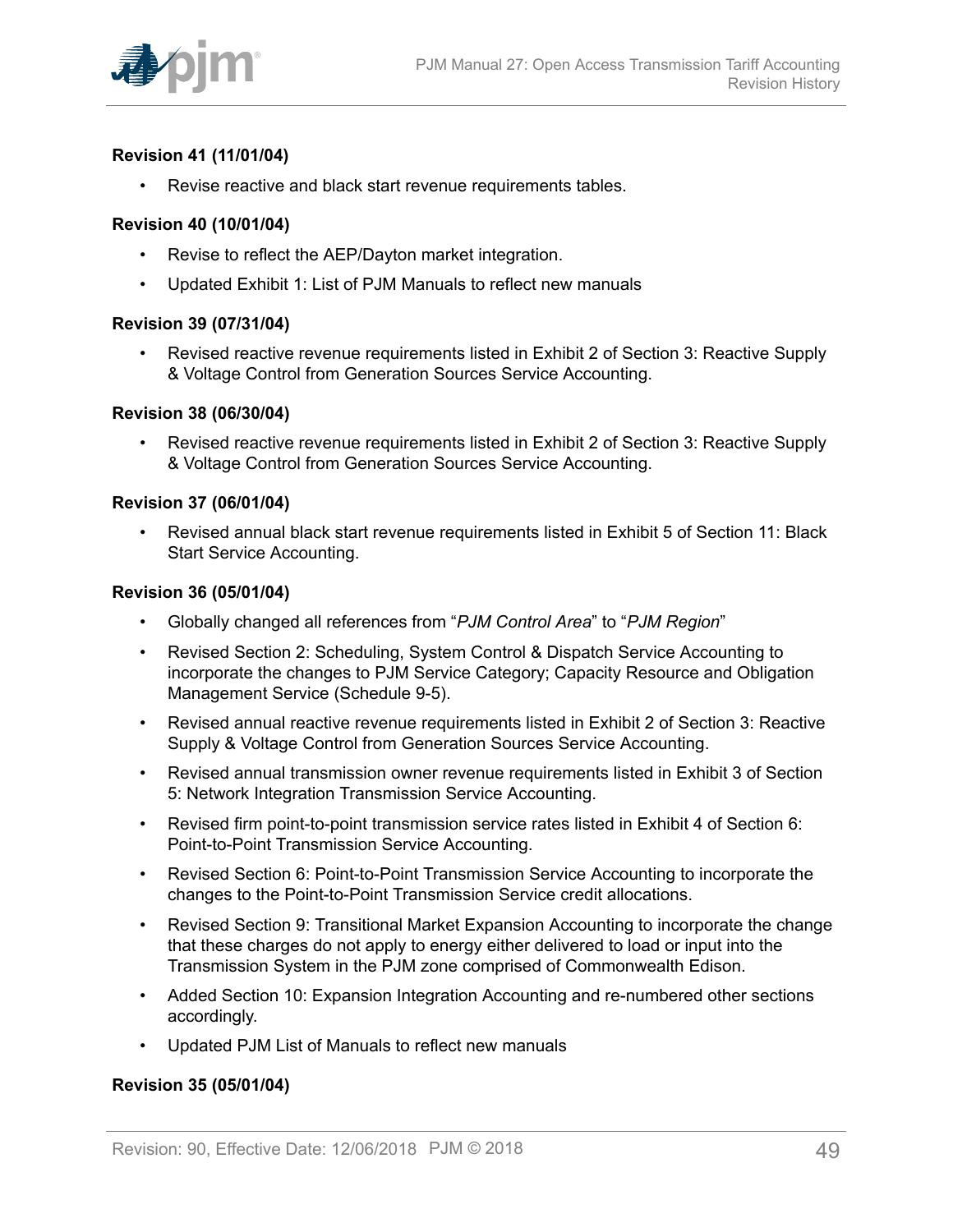**Revision 41 (11/01/04)**

- Revise reactive and black start revenue requirements tables.

**Revision 40 (10/01/04)**

- Revise to reflect the AEP/Dayton market integration.
- Updated Exhibit 1: List of PJM Manuals to reflect new manuals

**Revision 39 (07/31/04)**

- Revised reactive revenue requirements listed in Exhibit 2 of Section 3: Reactive Supply & Voltage Control from Generation Sources Service Accounting.

**Revision 38 (06/30/04)**

- Revised reactive revenue requirements listed in Exhibit 2 of Section 3: Reactive Supply & Voltage Control from Generation Sources Service Accounting.

**Revision 37 (06/01/04)**

- Revised annual black start revenue requirements listed in Exhibit 5 of Section 11: Black Start Service Accounting.

**Revision 36 (05/01/04)**

- Globally changed all references from "*PJM Control Area*" to "*PJM Region*"
- Revised Section 2: Scheduling, System Control & Dispatch Service Accounting to incorporate the changes to PJM Service Category; Capacity Resource and Obligation Management Service (Schedule 9-5).
- Revised annual reactive revenue requirements listed in Exhibit 2 of Section 3: Reactive Supply & Voltage Control from Generation Sources Service Accounting.
- Revised annual transmission owner revenue requirements listed in Exhibit 3 of Section 5: Network Integration Transmission Service Accounting.
- Revised firm point-to-point transmission service rates listed in Exhibit 4 of Section 6: Point-to-Point Transmission Service Accounting.
- Revised Section 6: Point-to-Point Transmission Service Accounting to incorporate the changes to the Point-to-Point Transmission Service credit allocations.
- Revised Section 9: Transitional Market Expansion Accounting to incorporate the change that these charges do not apply to energy either delivered to load or input into the Transmission System in the PJM zone comprised of Commonwealth Edison.
- Added Section 10: Expansion Integration Accounting and re-numbered other sections accordingly.
- Updated PJM List of Manuals to reflect new manuals

**Revision 35 (05/01/04)**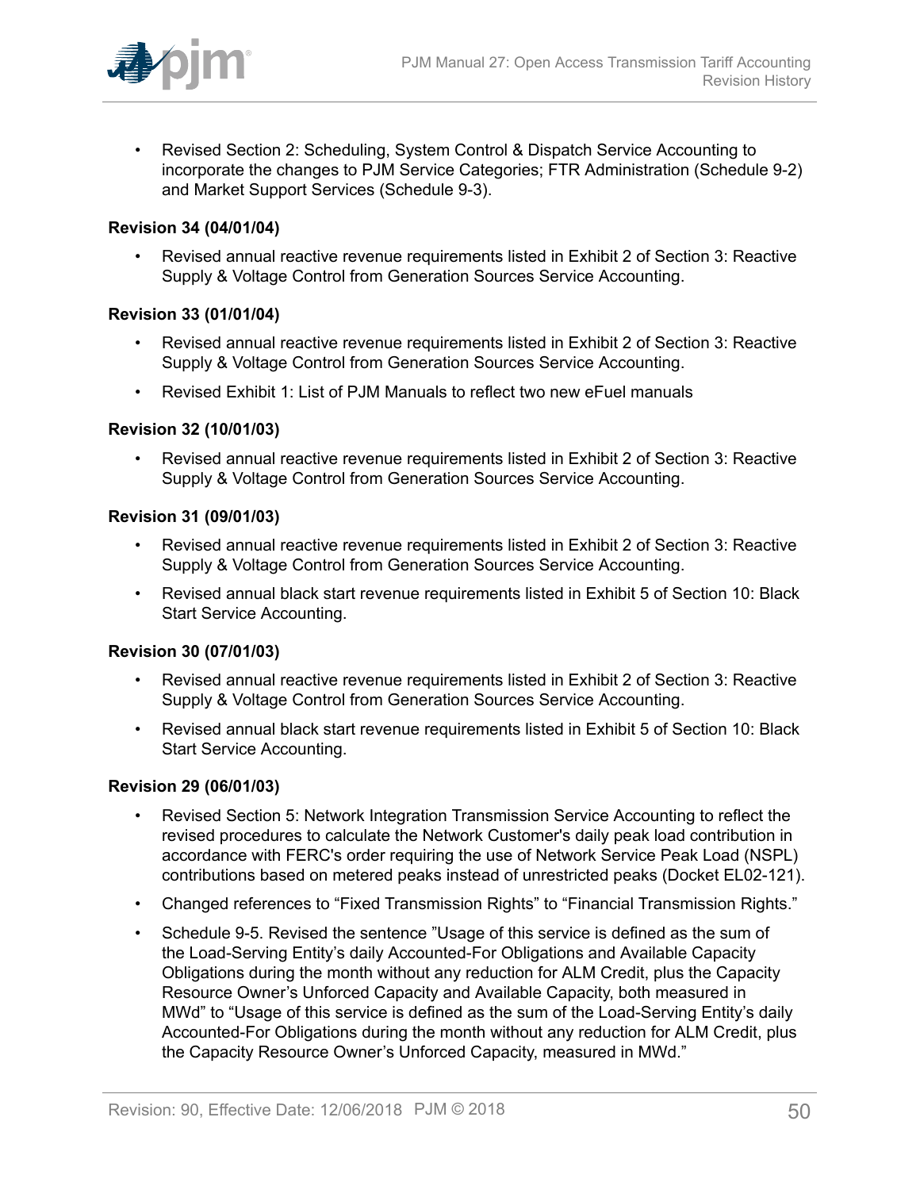- Revised Section 2: Scheduling, System Control & Dispatch Service Accounting to incorporate the changes to PJM Service Categories; FTR Administration (Schedule 9-2) and Market Support Services (Schedule 9-3).

**Revision 34 (04/01/04)**

- Revised annual reactive revenue requirements listed in Exhibit 2 of Section 3: Reactive Supply & Voltage Control from Generation Sources Service Accounting.

**Revision 33 (01/01/04)**

- Revised annual reactive revenue requirements listed in Exhibit 2 of Section 3: Reactive Supply & Voltage Control from Generation Sources Service Accounting.
- Revised Exhibit 1: List of PJM Manuals to reflect two new eFuel manuals

**Revision 32 (10/01/03)**

- Revised annual reactive revenue requirements listed in Exhibit 2 of Section 3: Reactive Supply & Voltage Control from Generation Sources Service Accounting.

**Revision 31 (09/01/03)**

- Revised annual reactive revenue requirements listed in Exhibit 2 of Section 3: Reactive Supply & Voltage Control from Generation Sources Service Accounting.
- Revised annual black start revenue requirements listed in Exhibit 5 of Section 10: Black Start Service Accounting.

**Revision 30 (07/01/03)**

- Revised annual reactive revenue requirements listed in Exhibit 2 of Section 3: Reactive Supply & Voltage Control from Generation Sources Service Accounting.
- Revised annual black start revenue requirements listed in Exhibit 5 of Section 10: Black Start Service Accounting.

**Revision 29 (06/01/03)**

- Revised Section 5: Network Integration Transmission Service Accounting to reflect the revised procedures to calculate the Network Customer's daily peak load contribution in accordance with FERC's order requiring the use of Network Service Peak Load (NSPL) contributions based on metered peaks instead of unrestricted peaks (Docket EL02-121).
- Changed references to “Fixed Transmission Rights” to “Financial Transmission Rights.”
- Schedule 9-5. Revised the sentence ”Usage of this service is defined as the sum of the Load-Serving Entity’s daily Accounted-For Obligations and Available Capacity Obligations during the month without any reduction for ALM Credit, plus the Capacity Resource Owner’s Unforced Capacity and Available Capacity, both measured in MWd” to “Usage of this service is defined as the sum of the Load-Serving Entity’s daily Accounted-For Obligations during the month without any reduction for ALM Credit, plus the Capacity Resource Owner’s Unforced Capacity, measured in MWd.”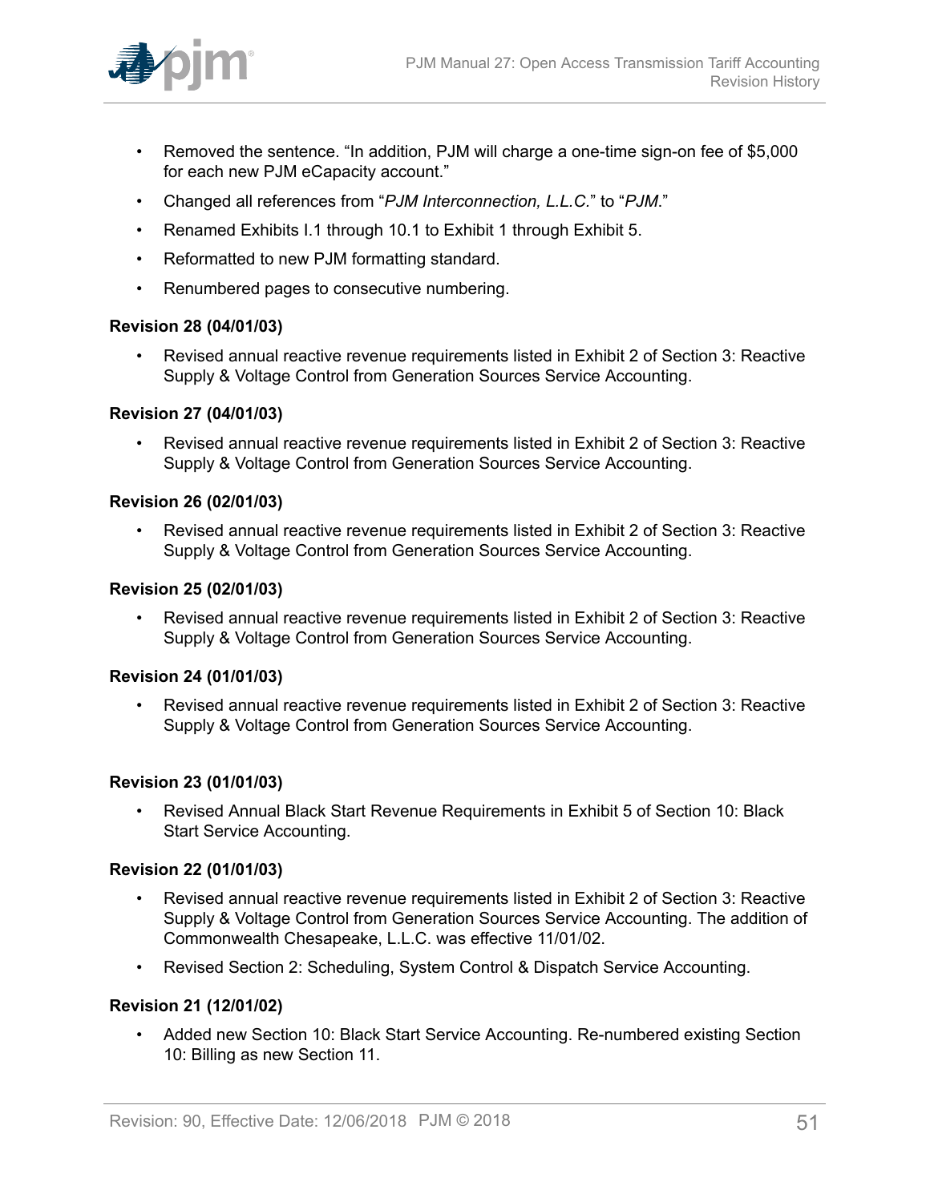- Removed the sentence. "In addition, PJM will charge a one-time sign-on fee of $5,000 for each new PJM eCapacity account."
- Changed all references from "*PJM Interconnection, L.L.C.*" to "*PJM*."
- Renamed Exhibits I.1 through 10.1 to Exhibit 1 through Exhibit 5.
- Reformatted to new PJM formatting standard.
- Renumbered pages to consecutive numbering.

**Revision 28 (04/01/03)**

- Revised annual reactive revenue requirements listed in Exhibit 2 of Section 3: Reactive Supply & Voltage Control from Generation Sources Service Accounting.

**Revision 27 (04/01/03)**

- Revised annual reactive revenue requirements listed in Exhibit 2 of Section 3: Reactive Supply & Voltage Control from Generation Sources Service Accounting.

**Revision 26 (02/01/03)**

- Revised annual reactive revenue requirements listed in Exhibit 2 of Section 3: Reactive Supply & Voltage Control from Generation Sources Service Accounting.

**Revision 25 (02/01/03)**

- Revised annual reactive revenue requirements listed in Exhibit 2 of Section 3: Reactive Supply & Voltage Control from Generation Sources Service Accounting.

**Revision 24 (01/01/03)**

- Revised annual reactive revenue requirements listed in Exhibit 2 of Section 3: Reactive Supply & Voltage Control from Generation Sources Service Accounting.

**Revision 23 (01/01/03)**

- Revised Annual Black Start Revenue Requirements in Exhibit 5 of Section 10: Black Start Service Accounting.

**Revision 22 (01/01/03)**

- Revised annual reactive revenue requirements listed in Exhibit 2 of Section 3: Reactive Supply & Voltage Control from Generation Sources Service Accounting. The addition of Commonwealth Chesapeake, L.L.C. was effective 11/01/02.
- Revised Section 2: Scheduling, System Control & Dispatch Service Accounting.

**Revision 21 (12/01/02)**

- Added new Section 10: Black Start Service Accounting. Re-numbered existing Section 10: Billing as new Section 11.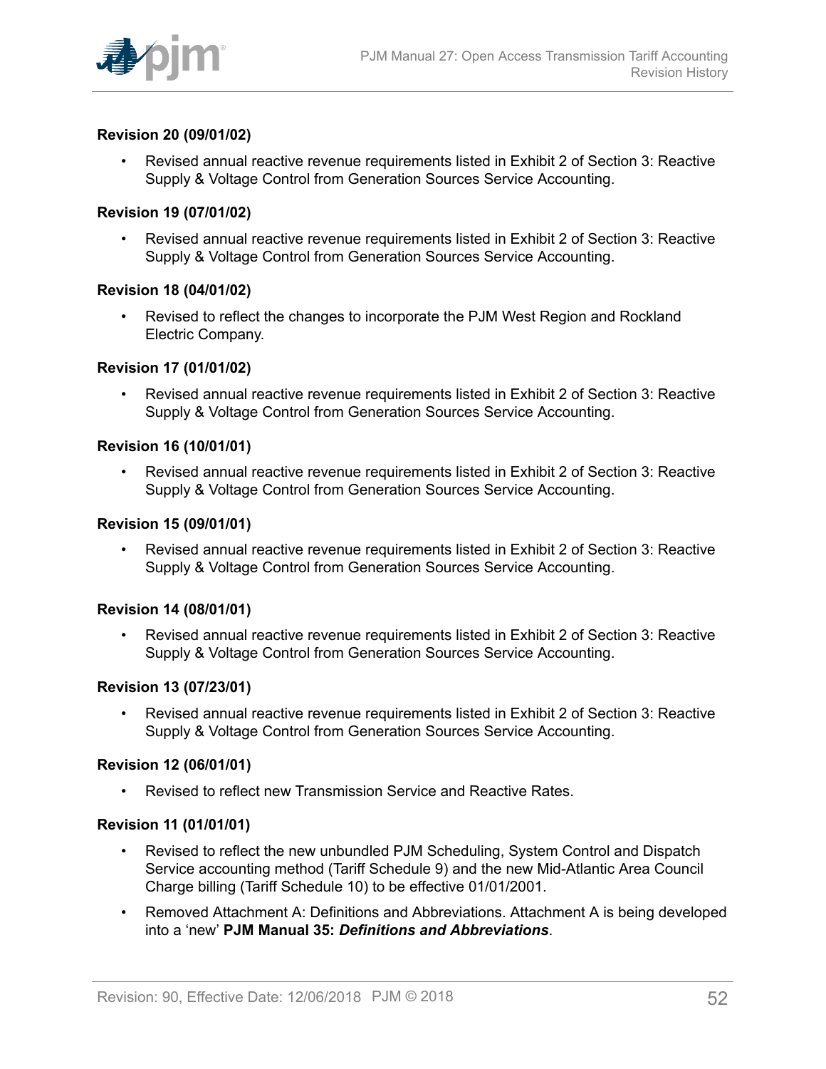### Revision 20 (09/01/02)

- Revised annual reactive revenue requirements listed in Exhibit 2 of Section 3: Reactive Supply & Voltage Control from Generation Sources Service Accounting.

### Revision 19 (07/01/02)

- Revised annual reactive revenue requirements listed in Exhibit 2 of Section 3: Reactive Supply & Voltage Control from Generation Sources Service Accounting.

### Revision 18 (04/01/02)

- Revised to reflect the changes to incorporate the PJM West Region and Rockland Electric Company.

### Revision 17 (01/01/02)

- Revised annual reactive revenue requirements listed in Exhibit 2 of Section 3: Reactive Supply & Voltage Control from Generation Sources Service Accounting.

### Revision 16 (10/01/01)

- Revised annual reactive revenue requirements listed in Exhibit 2 of Section 3: Reactive Supply & Voltage Control from Generation Sources Service Accounting.

### Revision 15 (09/01/01)

- Revised annual reactive revenue requirements listed in Exhibit 2 of Section 3: Reactive Supply & Voltage Control from Generation Sources Service Accounting.

### Revision 14 (08/01/01)

- Revised annual reactive revenue requirements listed in Exhibit 2 of Section 3: Reactive Supply & Voltage Control from Generation Sources Service Accounting.

### Revision 13 (07/23/01)

- Revised annual reactive revenue requirements listed in Exhibit 2 of Section 3: Reactive Supply & Voltage Control from Generation Sources Service Accounting.

### Revision 12 (06/01/01)

- Revised to reflect new Transmission Service and Reactive Rates.

### Revision 11 (01/01/01)

- Revised to reflect the new unbundled PJM Scheduling, System Control and Dispatch Service accounting method (Tariff Schedule 9) and the new Mid-Atlantic Area Council Charge billing (Tariff Schedule 10) to be effective 01/01/2001.
- Removed Attachment A: Definitions and Abbreviations. Attachment A is being developed into a 'new' **PJM Manual 35: *Definitions and Abbreviations***.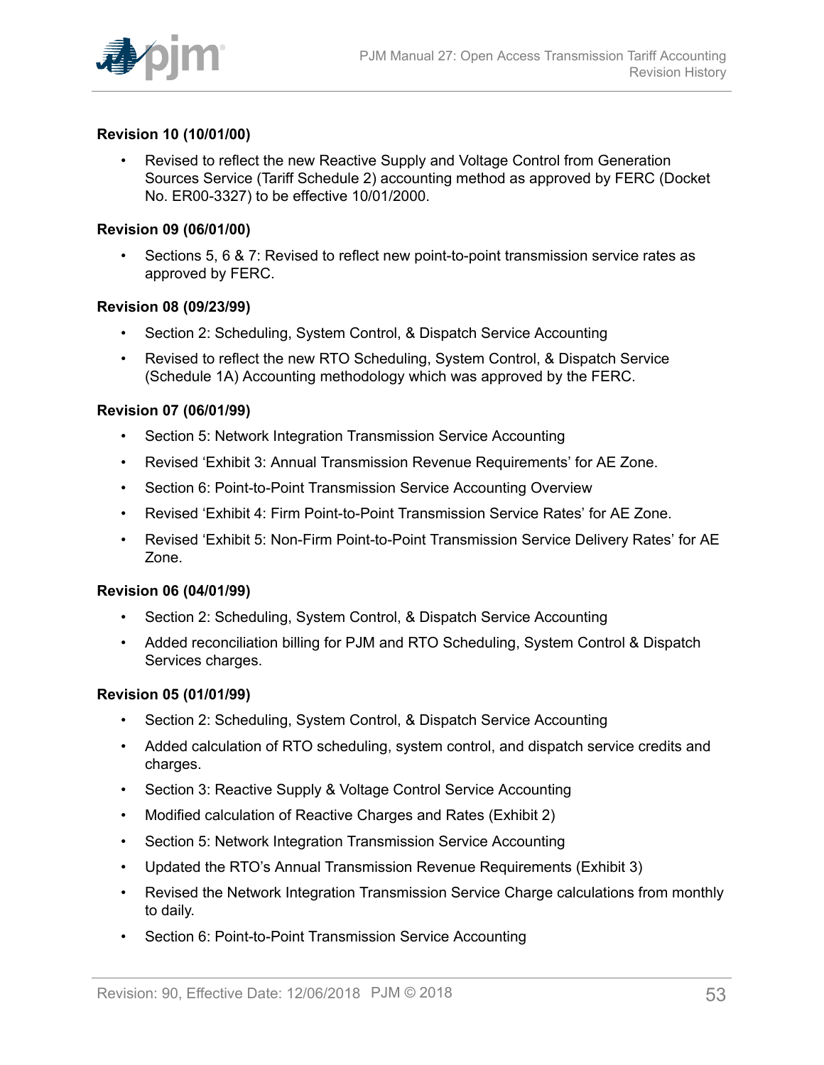**Revision 10 (10/01/00)**

- Revised to reflect the new Reactive Supply and Voltage Control from Generation Sources Service (Tariff Schedule 2) accounting method as approved by FERC (Docket No. ER00-3327) to be effective 10/01/2000.

**Revision 09 (06/01/00)**

- Sections 5, 6 & 7: Revised to reflect new point-to-point transmission service rates as approved by FERC.

**Revision 08 (09/23/99)**

- Section 2: Scheduling, System Control, & Dispatch Service Accounting
- Revised to reflect the new RTO Scheduling, System Control, & Dispatch Service (Schedule 1A) Accounting methodology which was approved by the FERC.

**Revision 07 (06/01/99)**

- Section 5: Network Integration Transmission Service Accounting
- Revised 'Exhibit 3: Annual Transmission Revenue Requirements' for AE Zone.
- Section 6: Point-to-Point Transmission Service Accounting Overview
- Revised 'Exhibit 4: Firm Point-to-Point Transmission Service Rates' for AE Zone.
- Revised 'Exhibit 5: Non-Firm Point-to-Point Transmission Service Delivery Rates' for AE Zone.

**Revision 06 (04/01/99)**

- Section 2: Scheduling, System Control, & Dispatch Service Accounting
- Added reconciliation billing for PJM and RTO Scheduling, System Control & Dispatch Services charges.

**Revision 05 (01/01/99)**

- Section 2: Scheduling, System Control, & Dispatch Service Accounting
- Added calculation of RTO scheduling, system control, and dispatch service credits and charges.
- Section 3: Reactive Supply & Voltage Control Service Accounting
- Modified calculation of Reactive Charges and Rates (Exhibit 2)
- Section 5: Network Integration Transmission Service Accounting
- Updated the RTO's Annual Transmission Revenue Requirements (Exhibit 3)
- Revised the Network Integration Transmission Service Charge calculations from monthly to daily.
- Section 6: Point-to-Point Transmission Service Accounting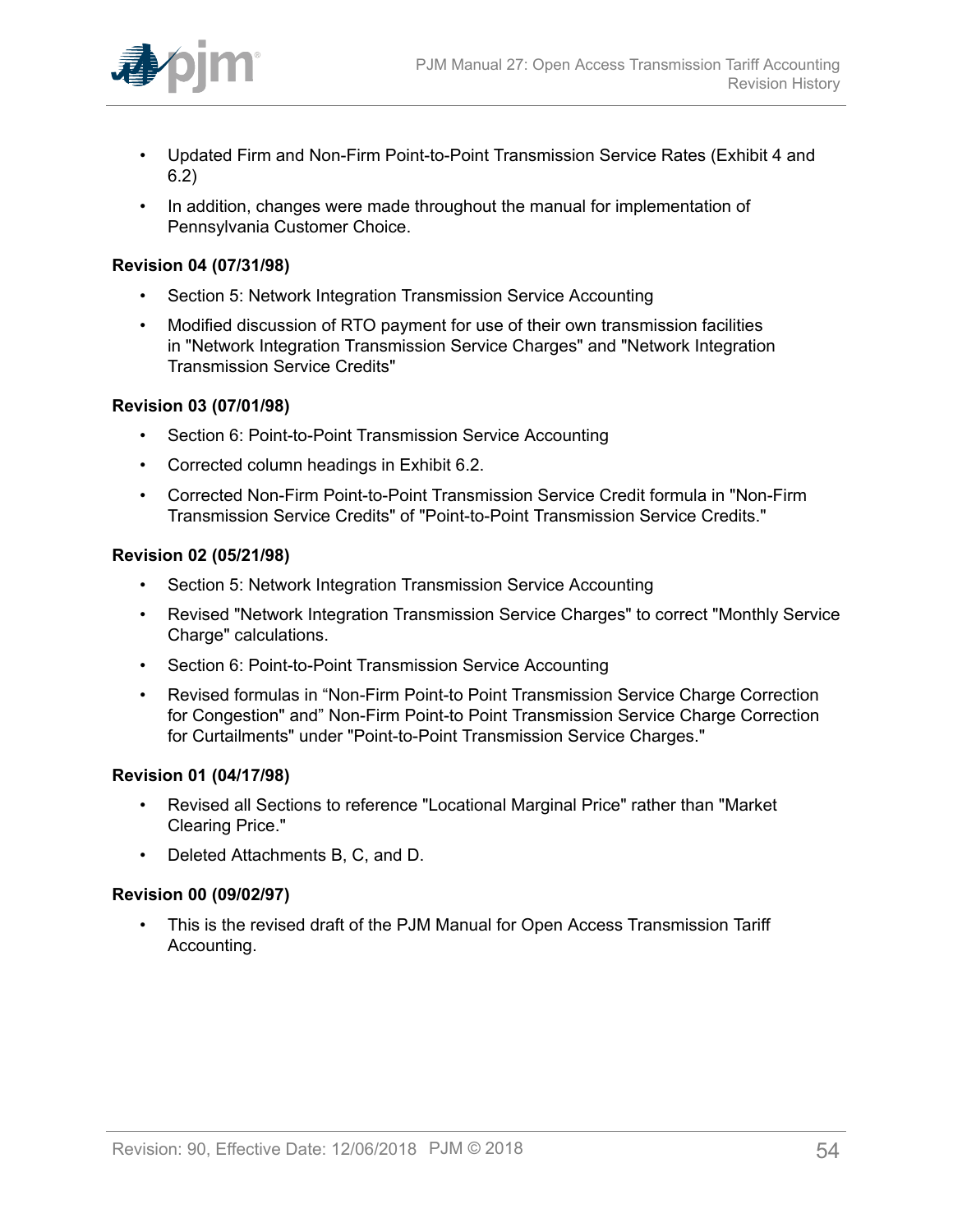- Updated Firm and Non-Firm Point-to-Point Transmission Service Rates (Exhibit 4 and 6.2)
- In addition, changes were made throughout the manual for implementation of Pennsylvania Customer Choice.

**Revision 04 (07/31/98)**

- Section 5: Network Integration Transmission Service Accounting
- Modified discussion of RTO payment for use of their own transmission facilities in "Network Integration Transmission Service Charges" and "Network Integration Transmission Service Credits"

**Revision 03 (07/01/98)**

- Section 6: Point-to-Point Transmission Service Accounting
- Corrected column headings in Exhibit 6.2.
- Corrected Non-Firm Point-to-Point Transmission Service Credit formula in "Non-Firm Transmission Service Credits" of "Point-to-Point Transmission Service Credits."

**Revision 02 (05/21/98)**

- Section 5: Network Integration Transmission Service Accounting
- Revised "Network Integration Transmission Service Charges" to correct "Monthly Service Charge" calculations.
- Section 6: Point-to-Point Transmission Service Accounting
- Revised formulas in "Non-Firm Point-to Point Transmission Service Charge Correction for Congestion" and" Non-Firm Point-to Point Transmission Service Charge Correction for Curtailments" under "Point-to-Point Transmission Service Charges."

**Revision 01 (04/17/98)**

- Revised all Sections to reference "Locational Marginal Price" rather than "Market Clearing Price."
- Deleted Attachments B, C, and D.

**Revision 00 (09/02/97)**

- This is the revised draft of the PJM Manual for Open Access Transmission Tariff Accounting.